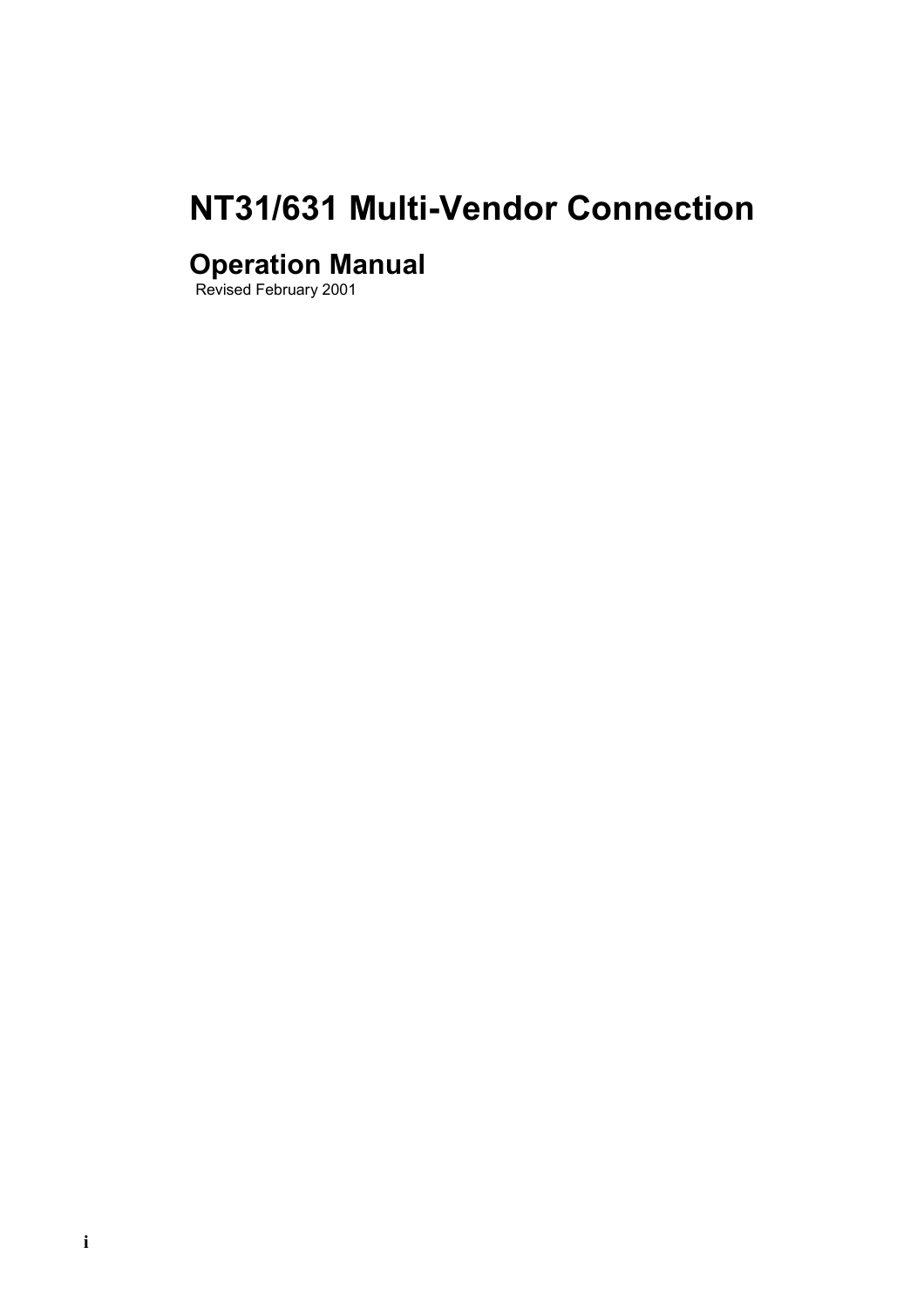# NT31/631 Multi-Vendor Connection

## Operation Manual

Revised February 2001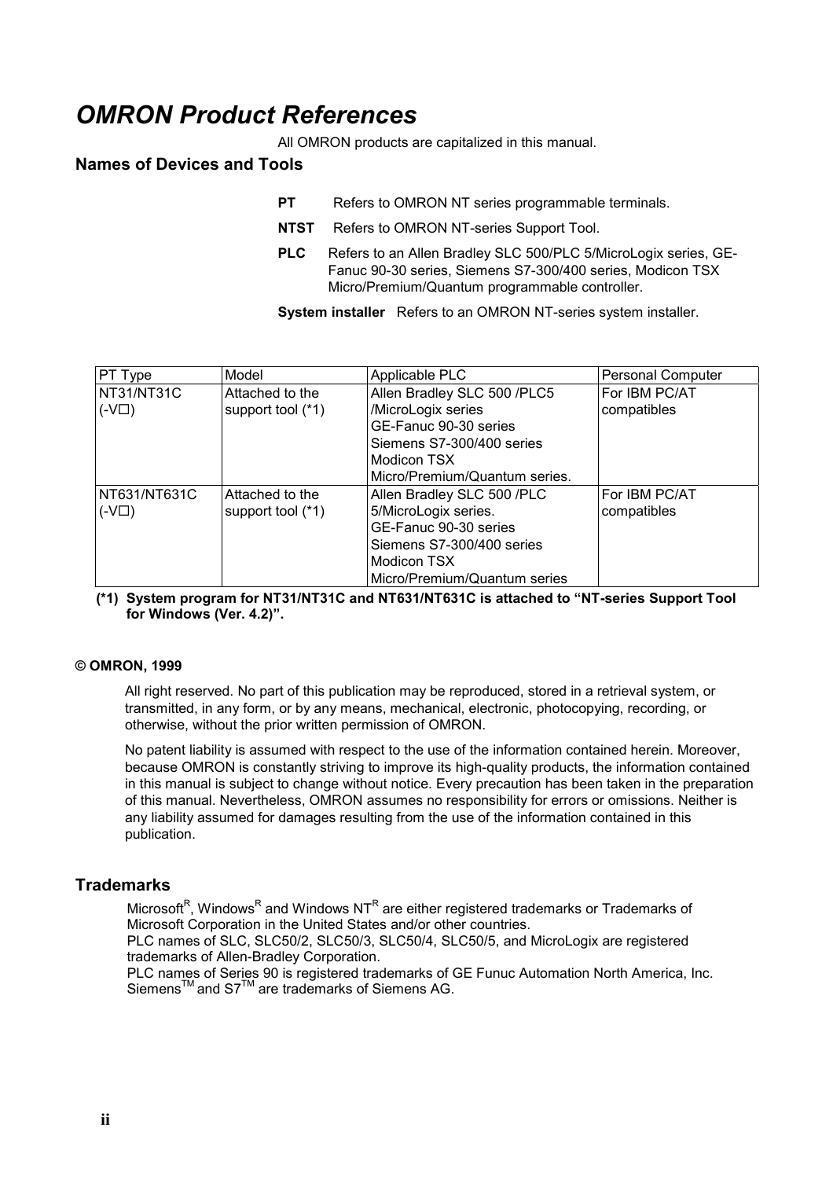# *OMRON Product References*

All OMRON products are capitalized in this manual.

## Names of Devices and Tools

**PT** Refers to OMRON NT series programmable terminals.

**NTST** Refers to OMRON NT-series Support Tool.

**PLC** Refers to an Allen Bradley SLC 500/PLC 5/MicroLogix series, GE-Fanuc 90-30 series, Siemens S7-300/400 series, Modicon TSX Micro/Premium/Quantum programmable controller.

**System installer** Refers to an OMRON NT-series system installer.

| PT Type | Model | Applicable PLC | Personal Computer |
|---|---|---|---|
| NT31/NT31C (-V☐) | Attached to the support tool (*1) | Allen Bradley SLC 500 /PLC5 /MicroLogix series<br>GE-Fanuc 90-30 series<br>Siemens S7-300/400 series<br>Modicon TSX Micro/Premium/Quantum series. | For IBM PC/AT compatibles |
| NT631/NT631C (-V☐) | Attached to the support tool (*1) | Allen Bradley SLC 500 /PLC 5/MicroLogix series.<br>GE-Fanuc 90-30 series<br>Siemens S7-300/400 series<br>Modicon TSX Micro/Premium/Quantum series | For IBM PC/AT compatibles |

**(*1) System program for NT31/NT31C and NT631/NT631C is attached to "NT-series Support Tool for Windows (Ver. 4.2)".**

**© OMRON, 1999**

All right reserved. No part of this publication may be reproduced, stored in a retrieval system, or transmitted, in any form, or by any means, mechanical, electronic, photocopying, recording, or otherwise, without the prior written permission of OMRON.

No patent liability is assumed with respect to the use of the information contained herein. Moreover, because OMRON is constantly striving to improve its high-quality products, the information contained in this manual is subject to change without notice. Every precaution has been taken in the preparation of this manual. Nevertheless, OMRON assumes no responsibility for errors or omissions. Neither is any liability assumed for damages resulting from the use of the information contained in this publication.

## Trademarks

Microsoft®, Windows® and Windows NT® are either registered trademarks or Trademarks of Microsoft Corporation in the United States and/or other countries.
PLC names of SLC, SLC50/2, SLC50/3, SLC50/4, SLC50/5, and MicroLogix are registered trademarks of Allen-Bradley Corporation.
PLC names of Series 90 is registered trademarks of GE Funuc Automation North America, Inc.
Siemens™ and S7™ are trademarks of Siemens AG.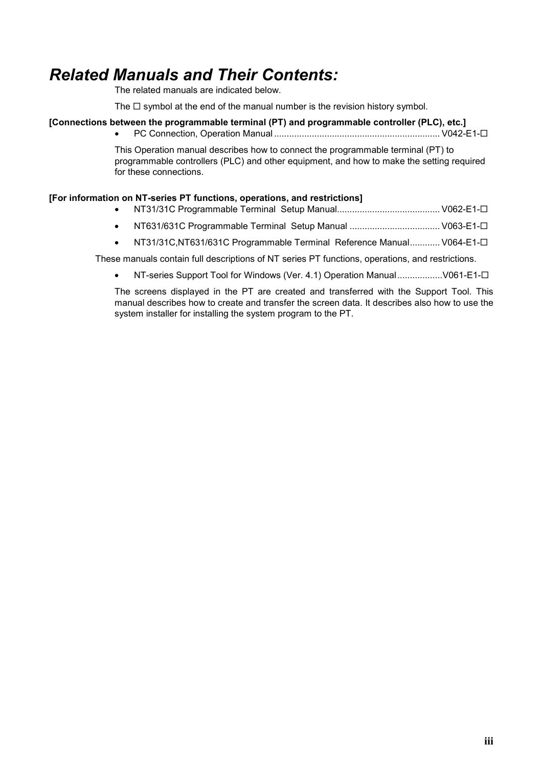# *Related Manuals and Their Contents:*

The related manuals are indicated below.

The ☐ symbol at the end of the manual number is the revision history symbol.

**[Connections between the programmable terminal (PT) and programmable controller (PLC), etc.]**

- PC Connection, Operation Manual ................................................................. V042-E1-☐

This Operation manual describes how to connect the programmable terminal (PT) to programmable controllers (PLC) and other equipment, and how to make the setting required for these connections.

**[For information on NT-series PT functions, operations, and restrictions]**

- NT31/31C Programmable Terminal Setup Manual........................................ V062-E1-☐
- NT631/631C Programmable Terminal Setup Manual ................................... V063-E1-☐
- NT31/31C,NT631/631C Programmable Terminal Reference Manual............ V064-E1-☐

These manuals contain full descriptions of NT series PT functions, operations, and restrictions.

- NT-series Support Tool for Windows (Ver. 4.1) Operation Manual .................V061-E1-☐

The screens displayed in the PT are created and transferred with the Support Tool. This manual describes how to create and transfer the screen data. It describes also how to use the system installer for installing the system program to the PT.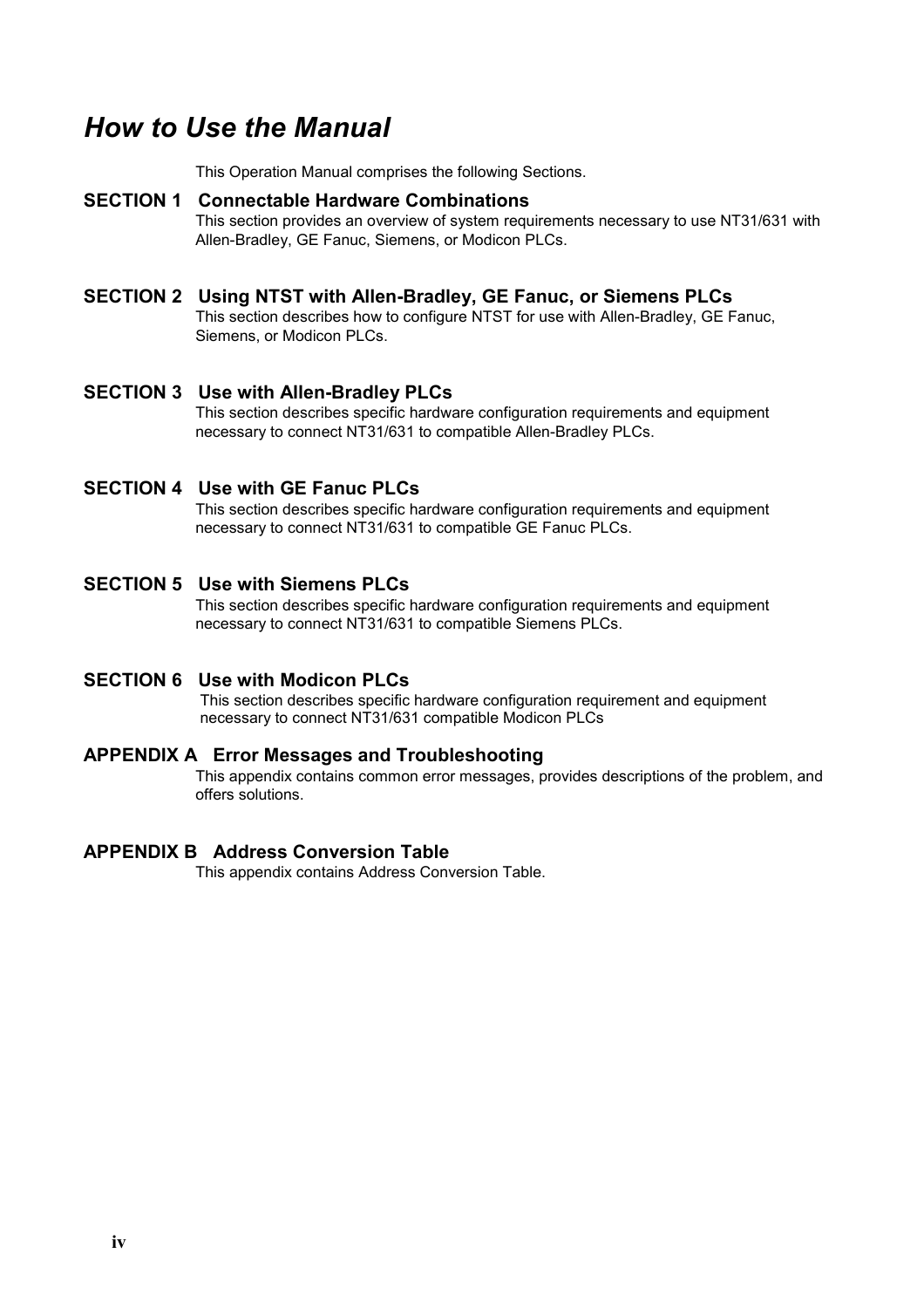# *How to Use the Manual*

This Operation Manual comprises the following Sections.

### SECTION 1 Connectable Hardware Combinations

This section provides an overview of system requirements necessary to use NT31/631 with Allen-Bradley, GE Fanuc, Siemens, or Modicon PLCs.

### SECTION 2 Using NTST with Allen-Bradley, GE Fanuc, or Siemens PLCs

This section describes how to configure NTST for use with Allen-Bradley, GE Fanuc, Siemens, or Modicon PLCs.

### SECTION 3 Use with Allen-Bradley PLCs

This section describes specific hardware configuration requirements and equipment necessary to connect NT31/631 to compatible Allen-Bradley PLCs.

### SECTION 4 Use with GE Fanuc PLCs

This section describes specific hardware configuration requirements and equipment necessary to connect NT31/631 to compatible GE Fanuc PLCs.

### SECTION 5 Use with Siemens PLCs

This section describes specific hardware configuration requirements and equipment necessary to connect NT31/631 to compatible Siemens PLCs.

### SECTION 6 Use with Modicon PLCs

This section describes specific hardware configuration requirement and equipment necessary to connect NT31/631 compatible Modicon PLCs

### APPENDIX A Error Messages and Troubleshooting

This appendix contains common error messages, provides descriptions of the problem, and offers solutions.

### APPENDIX B Address Conversion Table

This appendix contains Address Conversion Table.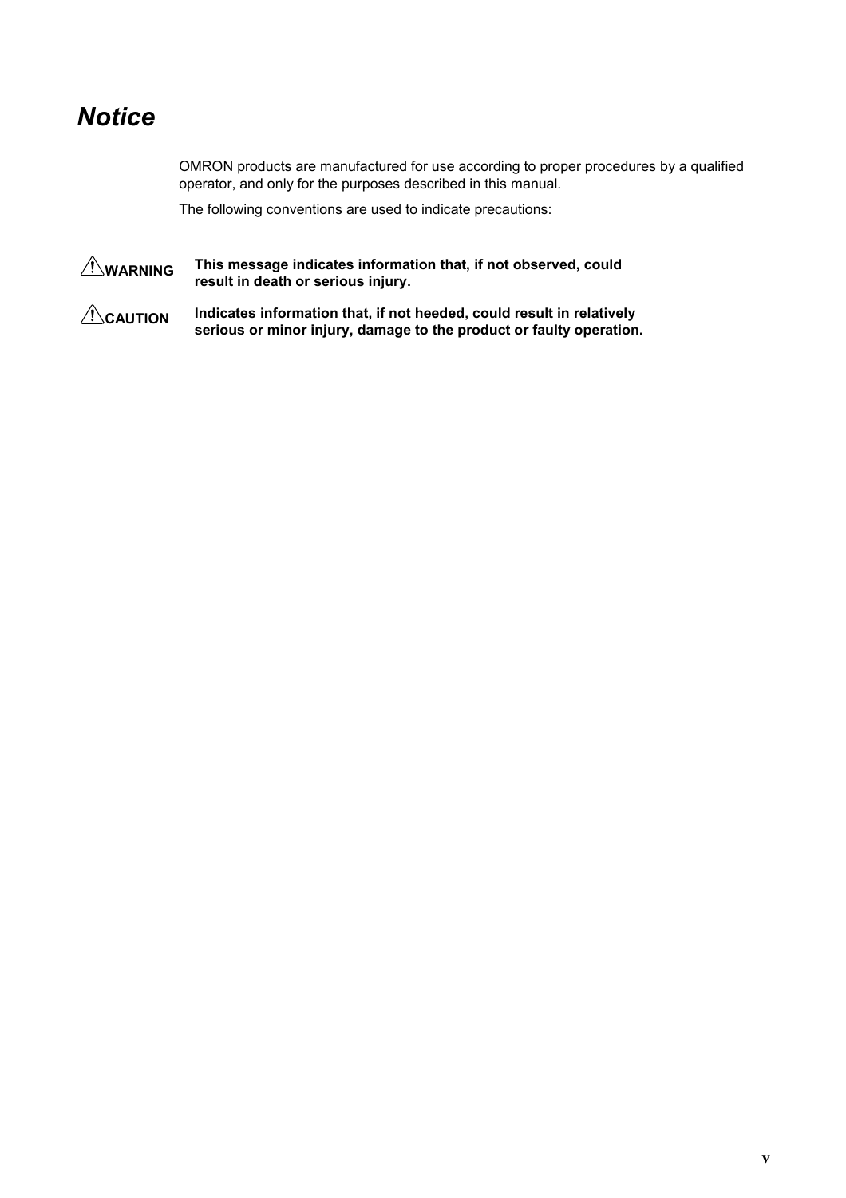# *Notice*

OMRON products are manufactured for use according to proper procedures by a qualified operator, and only for the purposes described in this manual.

The following conventions are used to indicate precautions:

| | |
|---|---|
| ⚠ **WARNING** | **This message indicates information that, if not observed, could result in death or serious injury.** |
| ⚠ **CAUTION** | **Indicates information that, if not heeded, could result in relatively serious or minor injury, damage to the product or faulty operation.** |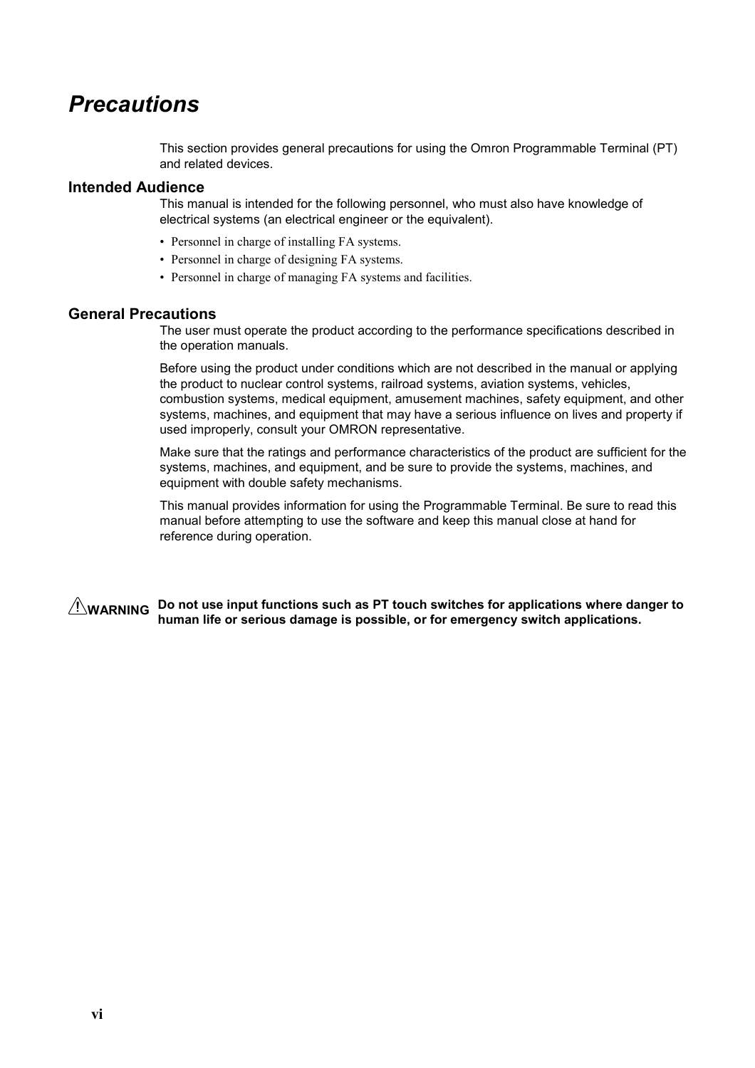# Precautions

This section provides general precautions for using the Omron Programmable Terminal (PT) and related devices.

## Intended Audience

This manual is intended for the following personnel, who must also have knowledge of electrical systems (an electrical engineer or the equivalent).

- Personnel in charge of installing FA systems.
- Personnel in charge of designing FA systems.
- Personnel in charge of managing FA systems and facilities.

## General Precautions

The user must operate the product according to the performance specifications described in the operation manuals.

Before using the product under conditions which are not described in the manual or applying the product to nuclear control systems, railroad systems, aviation systems, vehicles, combustion systems, medical equipment, amusement machines, safety equipment, and other systems, machines, and equipment that may have a serious influence on lives and property if used improperly, consult your OMRON representative.

Make sure that the ratings and performance characteristics of the product are sufficient for the systems, machines, and equipment, and be sure to provide the systems, machines, and equipment with double safety mechanisms.

This manual provides information for using the Programmable Terminal. Be sure to read this manual before attempting to use the software and keep this manual close at hand for reference during operation.

⚠ **WARNING** **Do not use input functions such as PT touch switches for applications where danger to human life or serious damage is possible, or for emergency switch applications.**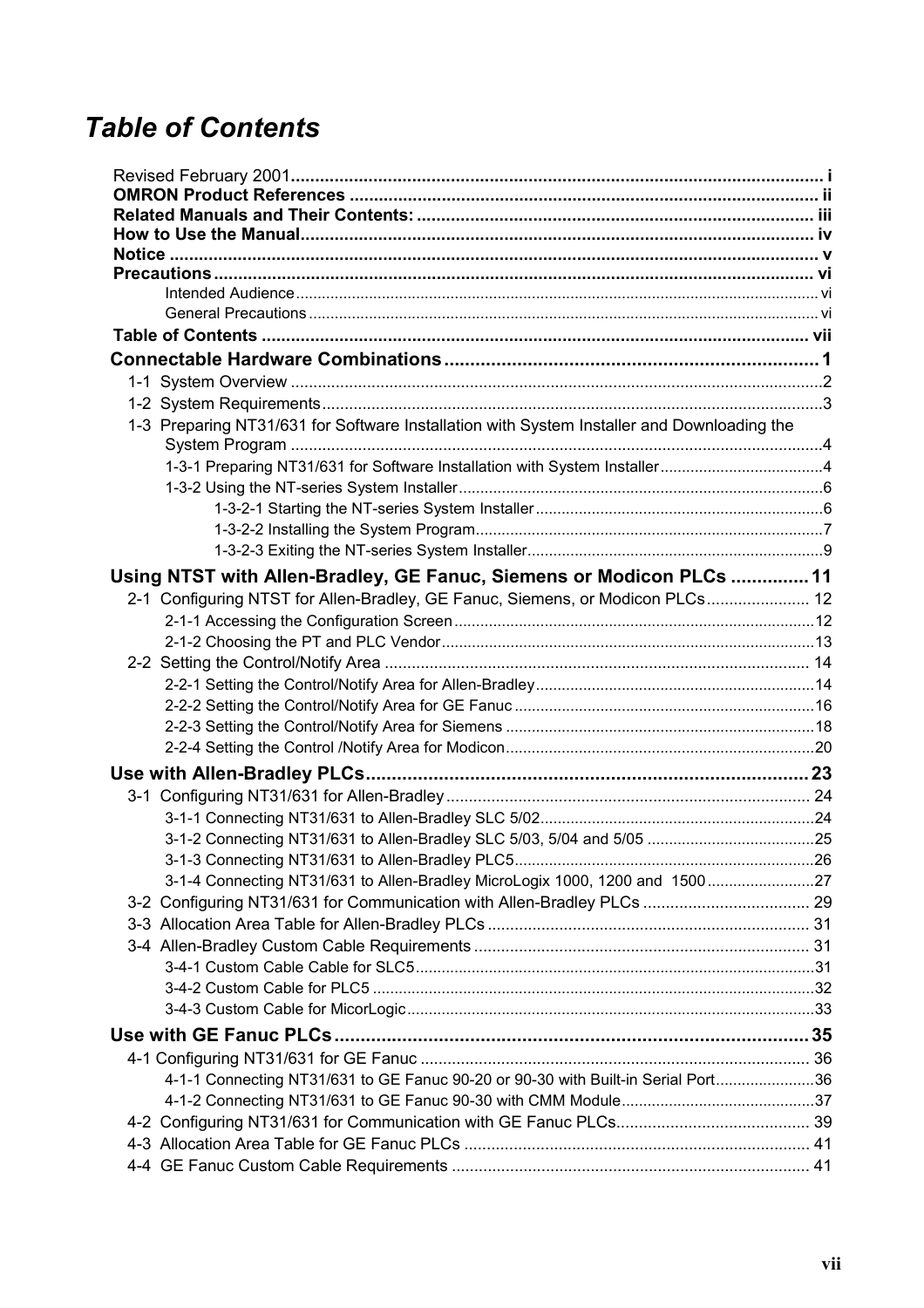# Table of Contents

**Revised February 2001** .................................................................................................... i
**OMRON Product References** .......................................................................................... ii
**Related Manuals and Their Contents:** ............................................................................. iii
**How to Use the Manual** .................................................................................................... iv
**Notice** ................................................................................................................................ v
**Precautions** ....................................................................................................................... vi
Intended Audience ................................................................................................................ vi
General Precautions .............................................................................................................. vi
**Table of Contents** ............................................................................................................. vii

**Connectable Hardware Combinations** .............................................................................. 1
1-1 System Overview ............................................................................................................. 2
1-2 System Requirements ....................................................................................................... 3
1-3 Preparing NT31/631 for Software Installation with System Installer and Downloading the System Program ............................................................................................................... 4
1-3-1 Preparing NT31/631 for Software Installation with System Installer ............................... 4
1-3-2 Using the NT-series System Installer ............................................................................. 6
1-3-2-1 Starting the NT-series System Installer ....................................................................... 6
1-3-2-2 Installing the System Program ..................................................................................... 7
1-3-2-3 Exiting the NT-series System Installer ......................................................................... 9

**Using NTST with Allen-Bradley, GE Fanuc, Siemens or Modicon PLCs** ............................ 11
2-1 Configuring NTST for Allen-Bradley, GE Fanuc, Siemens, or Modicon PLCs ................... 12
2-1-1 Accessing the Configuration Screen ............................................................................. 12
2-1-2 Choosing the PT and PLC Vendor ................................................................................. 13
2-2 Setting the Control/Notify Area ......................................................................................... 14
2-2-1 Setting the Control/Notify Area for Allen-Bradley ........................................................... 14
2-2-2 Setting the Control/Notify Area for GE Fanuc ................................................................ 16
2-2-3 Setting the Control/Notify Area for Siemens ................................................................... 18
2-2-4 Setting the Control /Notify Area for Modicon .................................................................. 20

**Use with Allen-Bradley PLCs** ............................................................................................. 23
3-1 Configuring NT31/631 for Allen-Bradley ............................................................................ 24
3-1-1 Connecting NT31/631 to Allen-Bradley SLC 5/02 ........................................................... 24
3-1-2 Connecting NT31/631 to Allen-Bradley SLC 5/03, 5/04 and 5/05 .................................... 25
3-1-3 Connecting NT31/631 to Allen-Bradley PLC5 ................................................................. 26
3-1-4 Connecting NT31/631 to Allen-Bradley MicroLogix 1000, 1200 and 1500 ...................... 27
3-2 Configuring NT31/631 for Communication with Allen-Bradley PLCs .................................. 29
3-3 Allocation Area Table for Allen-Bradley PLCs ................................................................... 31
3-4 Allen-Bradley Custom Cable Requirements ...................................................................... 31
3-4-1 Custom Cable Cable for SLC5 ....................................................................................... 31
3-4-2 Custom Cable for PLC5 ................................................................................................. 32
3-4-3 Custom Cable for MicorLogic ......................................................................................... 33

**Use with GE Fanuc PLCs** .................................................................................................. 35
4-1 Configuring NT31/631 for GE Fanuc .................................................................................. 36
4-1-1 Connecting NT31/631 to GE Fanuc 90-20 or 90-30 with Built-in Serial Port .................... 36
4-1-2 Connecting NT31/631 to GE Fanuc 90-30 with CMM Module ......................................... 37
4-2 Configuring NT31/631 for Communication with GE Fanuc PLCs ....................................... 39
4-3 Allocation Area Table for GE Fanuc PLCs ......................................................................... 41
4-4 GE Fanuc Custom Cable Requirements ............................................................................ 41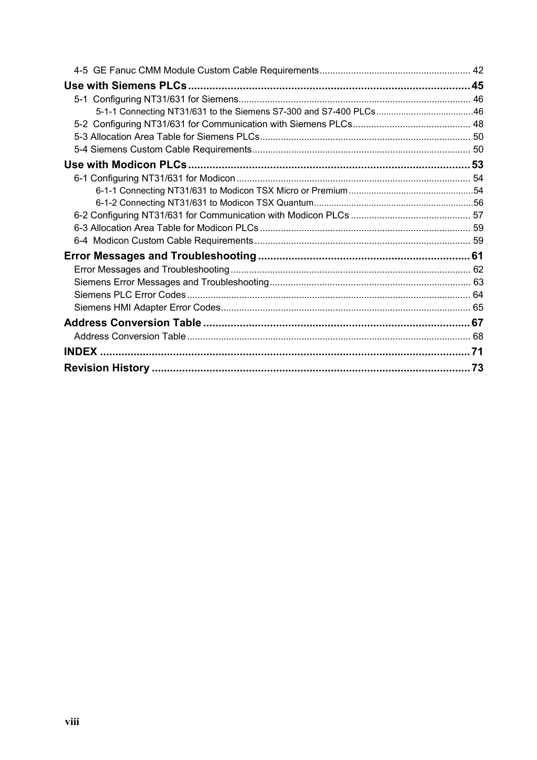4-5 GE Fanuc CMM Module Custom Cable Requirements ........................................................ 42

**Use with Siemens PLCs ........................................................................................ 45**

5-1 Configuring NT31/631 for Siemens ........................................................................ 46

5-1-1 Connecting NT31/631 to the Siemens S7-300 and S7-400 PLCs ........................................ 46

5-2 Configuring NT31/631 for Communication with Siemens PLCs ........................................ 48

5-3 Allocation Area Table for Siemens PLCs ................................................................ 50

5-4 Siemens Custom Cable Requirements ................................................................... 50

**Use with Modicon PLCs ........................................................................................ 53**

6-1 Configuring NT31/631 for Modicon ........................................................................ 54

6-1-1 Connecting NT31/631 to Modicon TSX Micro or Premium ................................................ 54

6-1-2 Connecting NT31/631 to Modicon TSX Quantum .............................................................. 56

6-2 Configuring NT31/631 for Communication with Modicon PLCs ........................................ 57

6-3 Allocation Area Table for Modicon PLCs ................................................................ 59

6-4 Modicon Custom Cable Requirements ................................................................... 59

**Error Messages and Troubleshooting ..................................................................... 61**

Error Messages and Troubleshooting .......................................................................... 62

Siemens Error Messages and Troubleshooting ............................................................. 63

Siemens PLC Error Codes ......................................................................................... 64

Siemens HMI Adapter Error Codes ............................................................................. 65

**Address Conversion Table ...................................................................................... 67**

Address Conversion Table ......................................................................................... 68

**INDEX ..................................................................................................................... 71**

**Revision History ..................................................................................................... 73**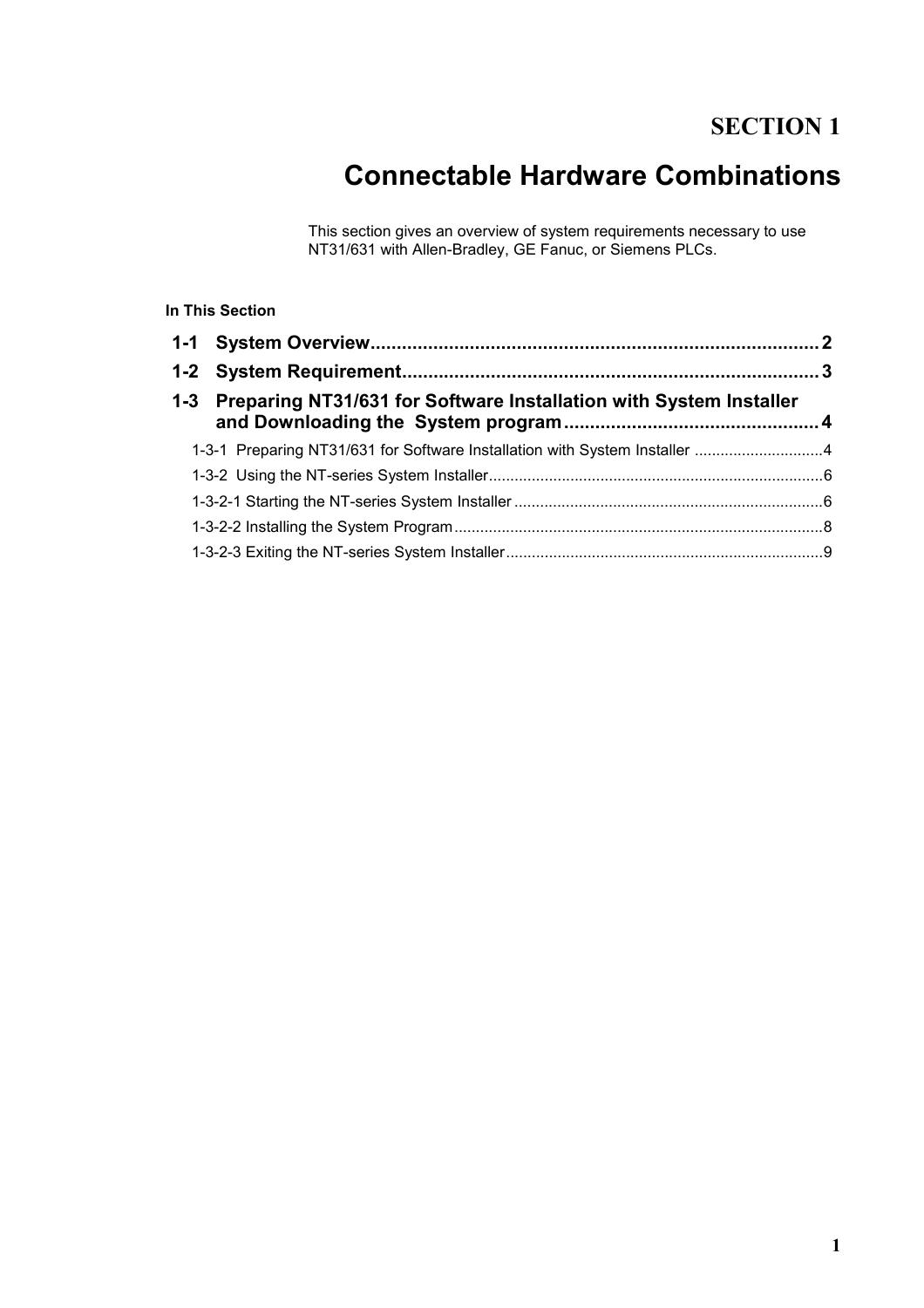# SECTION 1

# Connectable Hardware Combinations

This section gives an overview of system requirements necessary to use NT31/631 with Allen-Bradley, GE Fanuc, or Siemens PLCs.

**In This Section**

**1-1 System Overview** .......... 2

**1-2 System Requirement** .......... 3

**1-3 Preparing NT31/631 for Software Installation with System Installer and Downloading the System program** .......... 4

- 1-3-1 Preparing NT31/631 for Software Installation with System Installer .......... 4
- 1-3-2 Using the NT-series System Installer .......... 6
- 1-3-2-1 Starting the NT-series System Installer .......... 6
- 1-3-2-2 Installing the System Program .......... 8
- 1-3-2-3 Exiting the NT-series System Installer .......... 9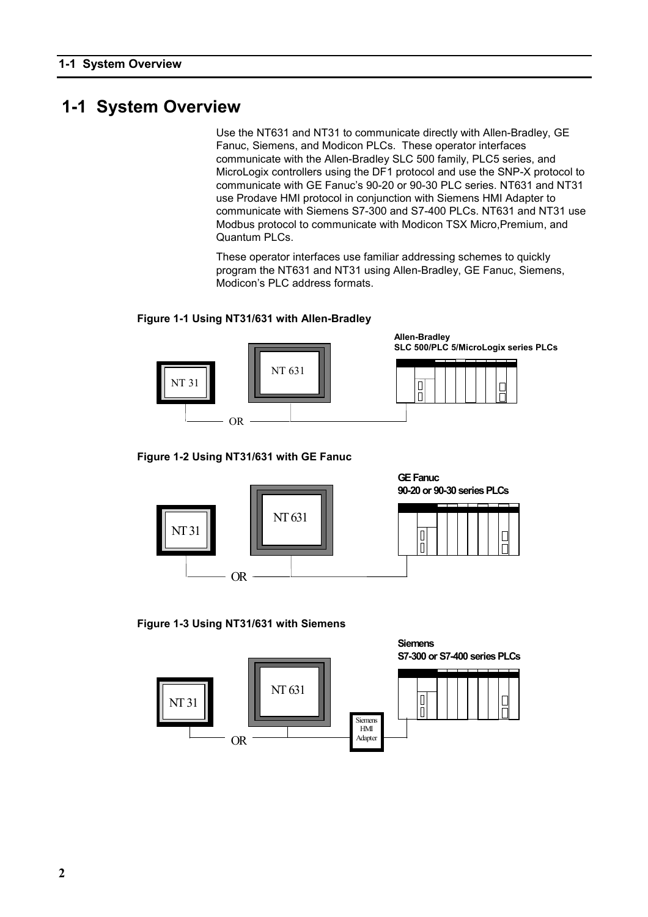# 1-1 System Overview

Use the NT631 and NT31 to communicate directly with Allen-Bradley, GE Fanuc, Siemens, and Modicon PLCs. These operator interfaces communicate with the Allen-Bradley SLC 500 family, PLC5 series, and MicroLogix controllers using the DF1 protocol and use the SNP-X protocol to communicate with GE Fanuc's 90-20 or 90-30 PLC series. NT631 and NT31 use Prodave HMI protocol in conjunction with Siemens HMI Adapter to communicate with Siemens S7-300 and S7-400 PLCs. NT631 and NT31 use Modbus protocol to communicate with Modicon TSX Micro,Premium, and Quantum PLCs.

These operator interfaces use familiar addressing schemes to quickly program the NT631 and NT31 using Allen-Bradley, GE Fanuc, Siemens, Modicon's PLC address formats.

**Figure 1-1 Using NT31/631 with Allen-Bradley**

NT 31 | NT 631 | OR | Allen-Bradley SLC 500/PLC 5/MicroLogix series PLCs

**Figure 1-2 Using NT31/631 with GE Fanuc**

NT 31 | NT 631 | OR | GE Fanuc 90-20 or 90-30 series PLCs

**Figure 1-3 Using NT31/631 with Siemens**

NT 31 | NT 631 | OR | Siemens HMI Adapter | Siemens S7-300 or S7-400 series PLCs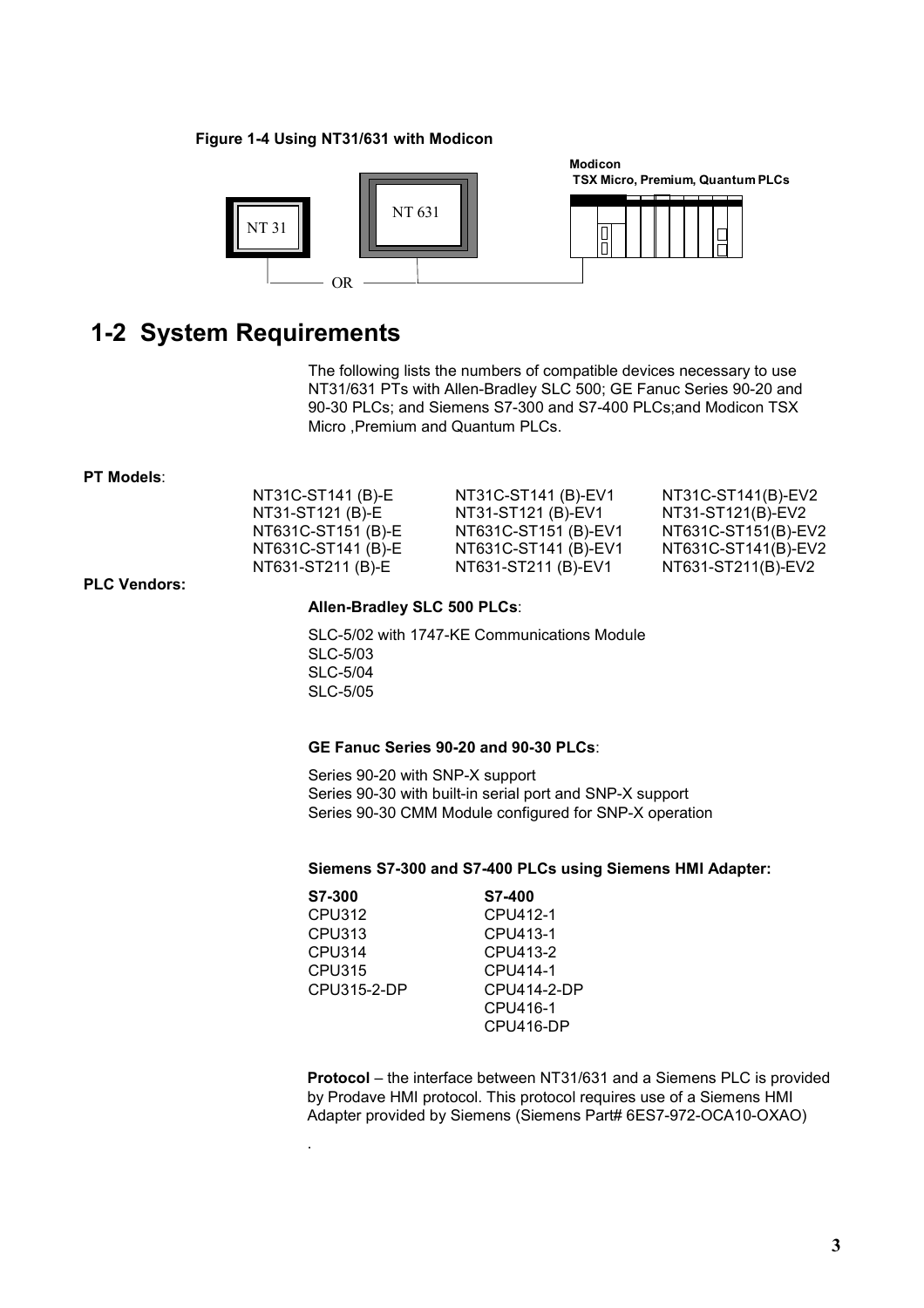**Figure 1-4 Using NT31/631 with Modicon**

NT 31 OR NT 631 — Modicon TSX Micro, Premium, Quantum PLCs

## 1-2 System Requirements

The following lists the numbers of compatible devices necessary to use NT31/631 PTs with Allen-Bradley SLC 500; GE Fanuc Series 90-20 and 90-30 PLCs; and Siemens S7-300 and S7-400 PLCs;and Modicon TSX Micro ,Premium and Quantum PLCs.

**PT Models**:

| | | |
|---|---|---|
| NT31C-ST141 (B)-E | NT31C-ST141 (B)-EV1 | NT31C-ST141(B)-EV2 |
| NT31-ST121 (B)-E | NT31-ST121 (B)-EV1 | NT31-ST121(B)-EV2 |
| NT631C-ST151 (B)-E | NT631C-ST151 (B)-EV1 | NT631C-ST151(B)-EV2 |
| NT631C-ST141 (B)-E | NT631C-ST141 (B)-EV1 | NT631C-ST141(B)-EV2 |
| NT631-ST211 (B)-E | NT631-ST211 (B)-EV1 | NT631-ST211(B)-EV2 |

**PLC Vendors:**

**Allen-Bradley SLC 500 PLCs**:

SLC-5/02 with 1747-KE Communications Module
SLC-5/03
SLC-5/04
SLC-5/05

**GE Fanuc Series 90-20 and 90-30 PLCs**:

Series 90-20 with SNP-X support
Series 90-30 with built-in serial port and SNP-X support
Series 90-30 CMM Module configured for SNP-X operation

**Siemens S7-300 and S7-400 PLCs using Siemens HMI Adapter:**

| **S7-300** | **S7-400** |
|---|---|
| CPU312 | CPU412-1 |
| CPU313 | CPU413-1 |
| CPU314 | CPU413-2 |
| CPU315 | CPU414-1 |
| CPU315-2-DP | CPU414-2-DP |
| | CPU416-1 |
| | CPU416-DP |

**Protocol** – the interface between NT31/631 and a Siemens PLC is provided by Prodave HMI protocol. This protocol requires use of a Siemens HMI Adapter provided by Siemens (Siemens Part# 6ES7-972-OCA10-OXAO)

.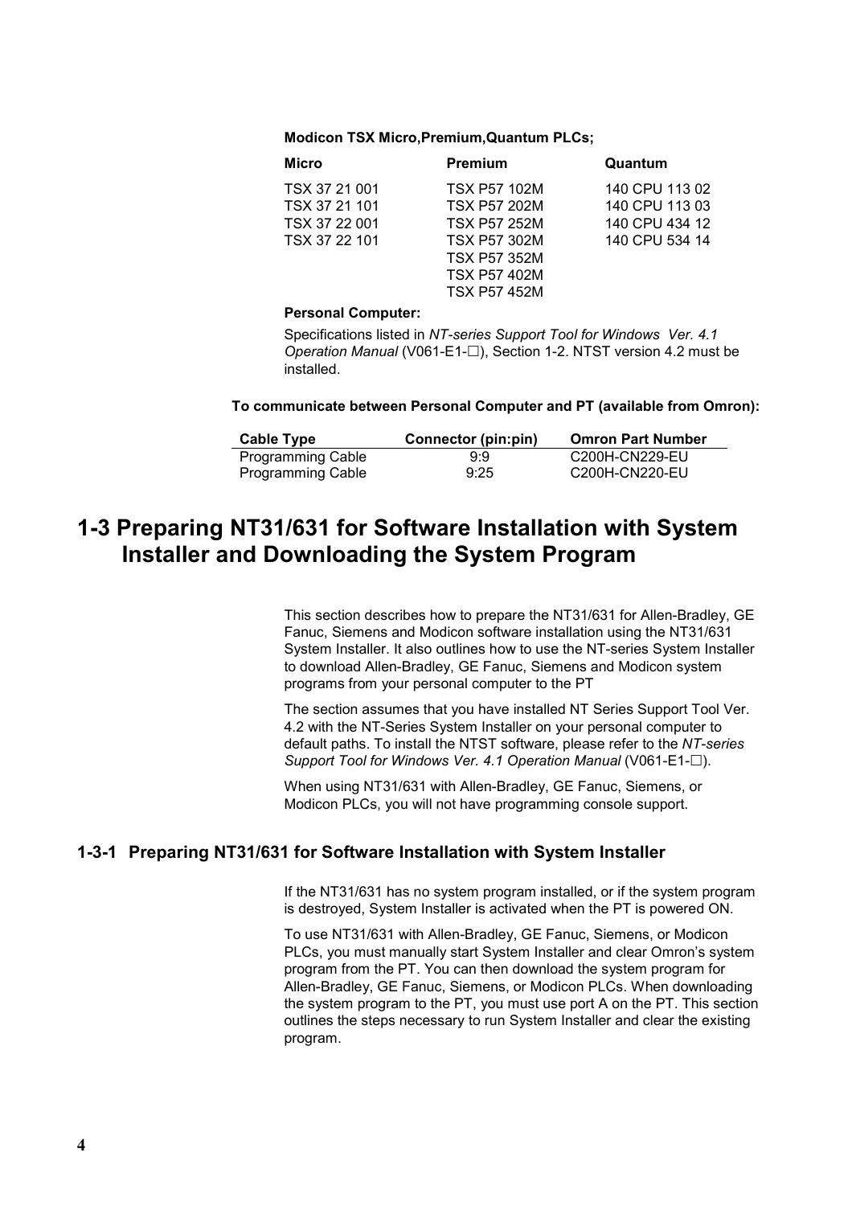**Modicon TSX Micro,Premium,Quantum PLCs;**

| Micro | Premium | Quantum |
|---|---|---|
| TSX 37 21 001 | TSX P57 102M | 140 CPU 113 02 |
| TSX 37 21 101 | TSX P57 202M | 140 CPU 113 03 |
| TSX 37 22 001 | TSX P57 252M | 140 CPU 434 12 |
| TSX 37 22 101 | TSX P57 302M | 140 CPU 534 14 |
| | TSX P57 352M | |
| | TSX P57 402M | |
| | TSX P57 452M | |

**Personal Computer:**

Specifications listed in *NT-series Support Tool for Windows Ver. 4.1 Operation Manual* (V061-E1-☐), Section 1-2. NTST version 4.2 must be installed.

**To communicate between Personal Computer and PT (available from Omron):**

| Cable Type | Connector (pin:pin) | Omron Part Number |
|---|---|---|
| Programming Cable | 9:9 | C200H-CN229-EU |
| Programming Cable | 9:25 | C200H-CN220-EU |

# 1-3 Preparing NT31/631 for Software Installation with System Installer and Downloading the System Program

This section describes how to prepare the NT31/631 for Allen-Bradley, GE Fanuc, Siemens and Modicon software installation using the NT31/631 System Installer. It also outlines how to use the NT-series System Installer to download Allen-Bradley, GE Fanuc, Siemens and Modicon system programs from your personal computer to the PT

The section assumes that you have installed NT Series Support Tool Ver. 4.2 with the NT-Series System Installer on your personal computer to default paths. To install the NTST software, please refer to the *NT-series Support Tool for Windows Ver. 4.1 Operation Manual* (V061-E1-☐).

When using NT31/631 with Allen-Bradley, GE Fanuc, Siemens, or Modicon PLCs, you will not have programming console support.

## 1-3-1 Preparing NT31/631 for Software Installation with System Installer

If the NT31/631 has no system program installed, or if the system program is destroyed, System Installer is activated when the PT is powered ON.

To use NT31/631 with Allen-Bradley, GE Fanuc, Siemens, or Modicon PLCs, you must manually start System Installer and clear Omron's system program from the PT. You can then download the system program for Allen-Bradley, GE Fanuc, Siemens, or Modicon PLCs. When downloading the system program to the PT, you must use port A on the PT. This section outlines the steps necessary to run System Installer and clear the existing program.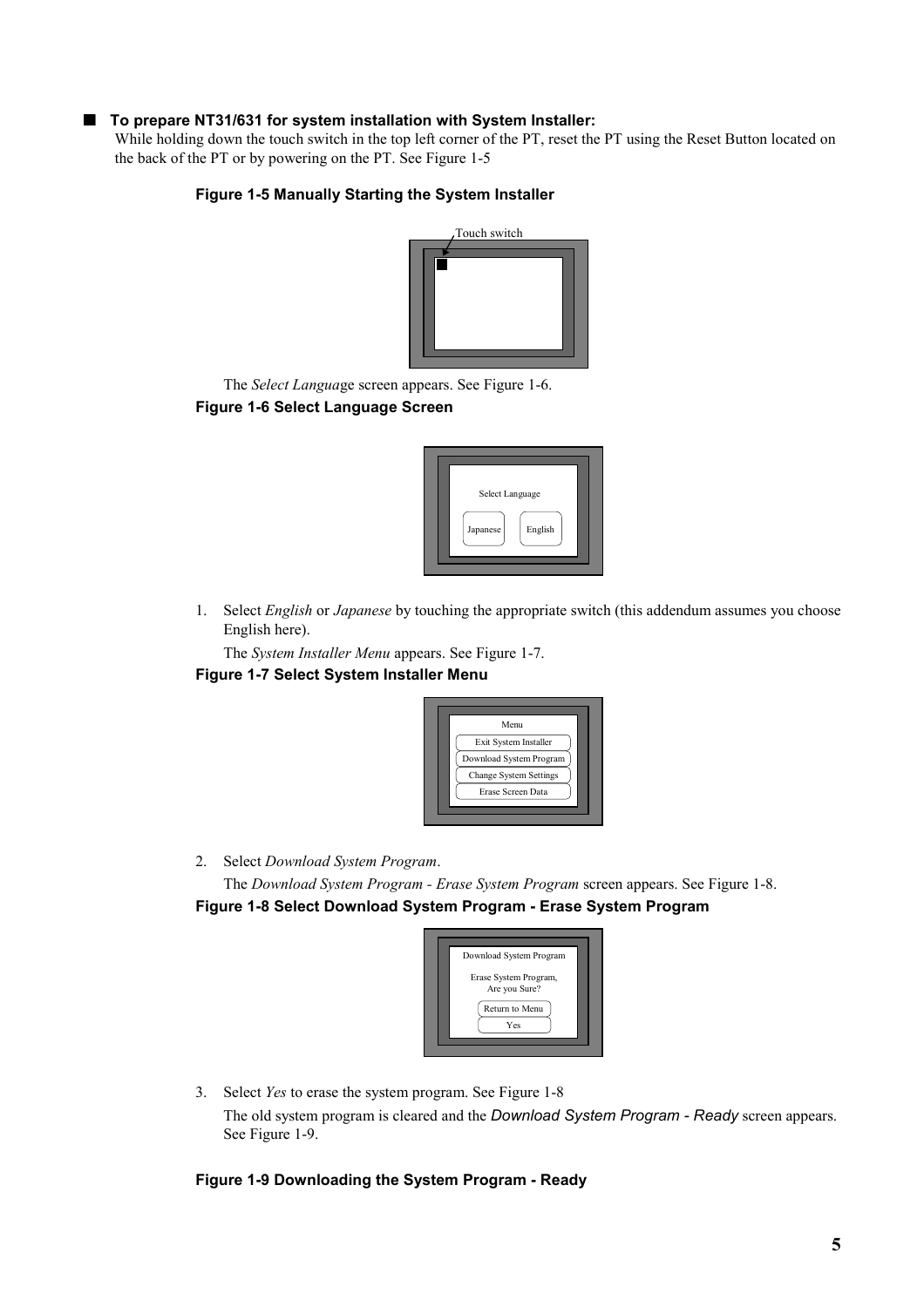## ■ To prepare NT31/631 for system installation with System Installer:

While holding down the touch switch in the top left corner of the PT, reset the PT using the Reset Button located on the back of the PT or by powering on the PT. See Figure 1-5

**Figure 1-5 Manually Starting the System Installer**

Touch switch

The *Select Langua*ge screen appears. See Figure 1-6.

**Figure 1-6 Select Language Screen**

Select Language

Japanese English

1. Select *English* or *Japanese* by touching the appropriate switch (this addendum assumes you choose English here).

   The *System Installer Menu* appears. See Figure 1-7.

**Figure 1-7 Select System Installer Menu**

Menu

Exit System Installer

Download System Program

Change System Settings

Erase Screen Data

2. Select *Download System Program*.

   The *Download System Program - Erase System Program* screen appears. See Figure 1-8.

**Figure 1-8 Select Download System Program - Erase System Program**

Download System Program

Erase System Program,
Are you Sure?

Return to Menu

Yes

3. Select *Yes* to erase the system program. See Figure 1-8

   The old system program is cleared and the *Download System Program - Ready* screen appears. See Figure 1-9.

**Figure 1-9 Downloading the System Program - Ready**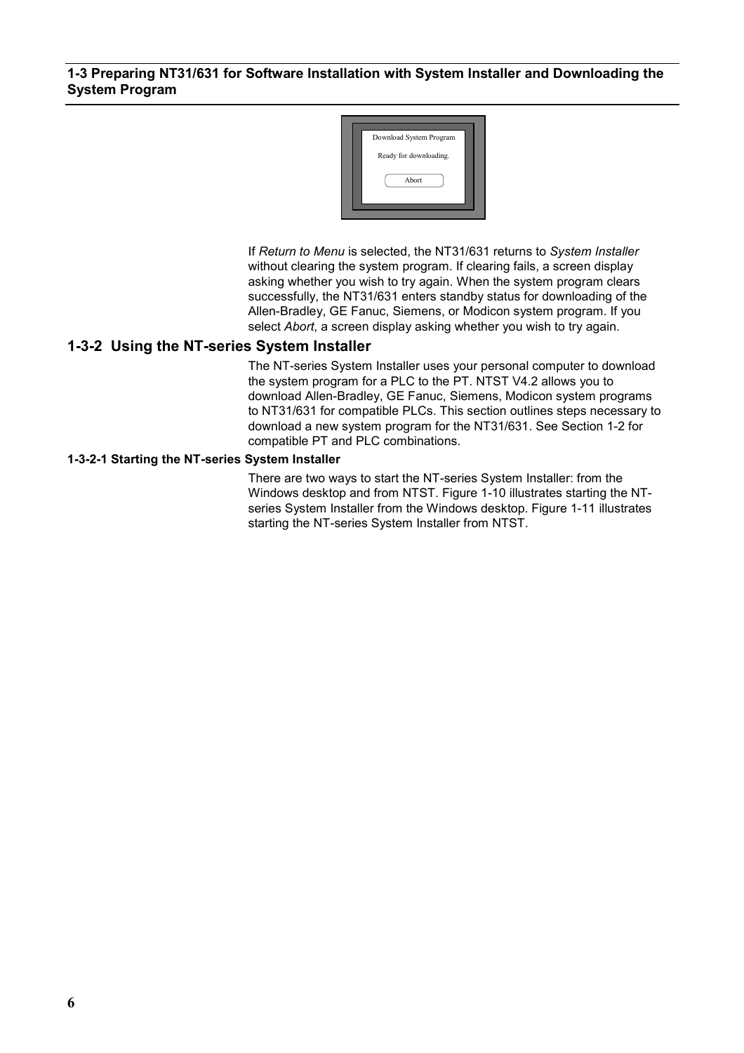Download System Program

Ready for downloading.

Abort

If *Return to Menu* is selected, the NT31/631 returns to *System Installer* without clearing the system program. If clearing fails, a screen display asking whether you wish to try again. When the system program clears successfully, the NT31/631 enters standby status for downloading of the Allen-Bradley, GE Fanuc, Siemens, or Modicon system program. If you select *Abort*, a screen display asking whether you wish to try again.

## 1-3-2 Using the NT-series System Installer

The NT-series System Installer uses your personal computer to download the system program for a PLC to the PT. NTST V4.2 allows you to download Allen-Bradley, GE Fanuc, Siemens, Modicon system programs to NT31/631 for compatible PLCs. This section outlines steps necessary to download a new system program for the NT31/631. See Section 1-2 for compatible PT and PLC combinations.

#### 1-3-2-1 Starting the NT-series System Installer

There are two ways to start the NT-series System Installer: from the Windows desktop and from NTST. Figure 1-10 illustrates starting the NT-series System Installer from the Windows desktop. Figure 1-11 illustrates starting the NT-series System Installer from NTST.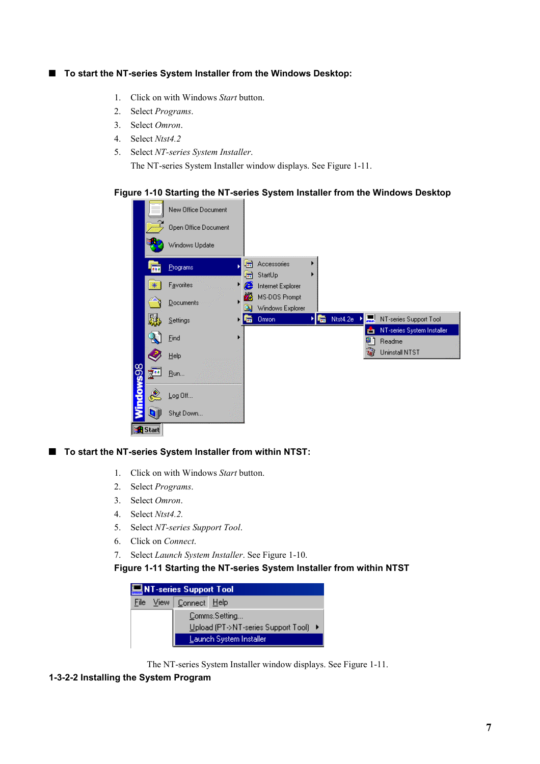## ■ To start the NT-series System Installer from the Windows Desktop:

1. Click on with Windows *Start* button.
2. Select *Programs*.
3. Select *Omron*.
4. Select *Ntst4.2*
5. Select *NT-series System Installer*.

   The NT-series System Installer window displays. See Figure 1-11.

**Figure 1-10 Starting the NT-series System Installer from the Windows Desktop**

## ■ To start the NT-series System Installer from within NTST:

1. Click on with Windows *Start* button.
2. Select *Programs*.
3. Select *Omron*.
4. Select *Ntst4.2*.
5. Select *NT-series Support Tool*.
6. Click on *Connect*.
7. Select *Launch System Installer*. See Figure 1-10.

**Figure 1-11 Starting the NT-series System Installer from within NTST**

The NT-series System Installer window displays. See Figure 1-11.

### 1-3-2-2 Installing the System Program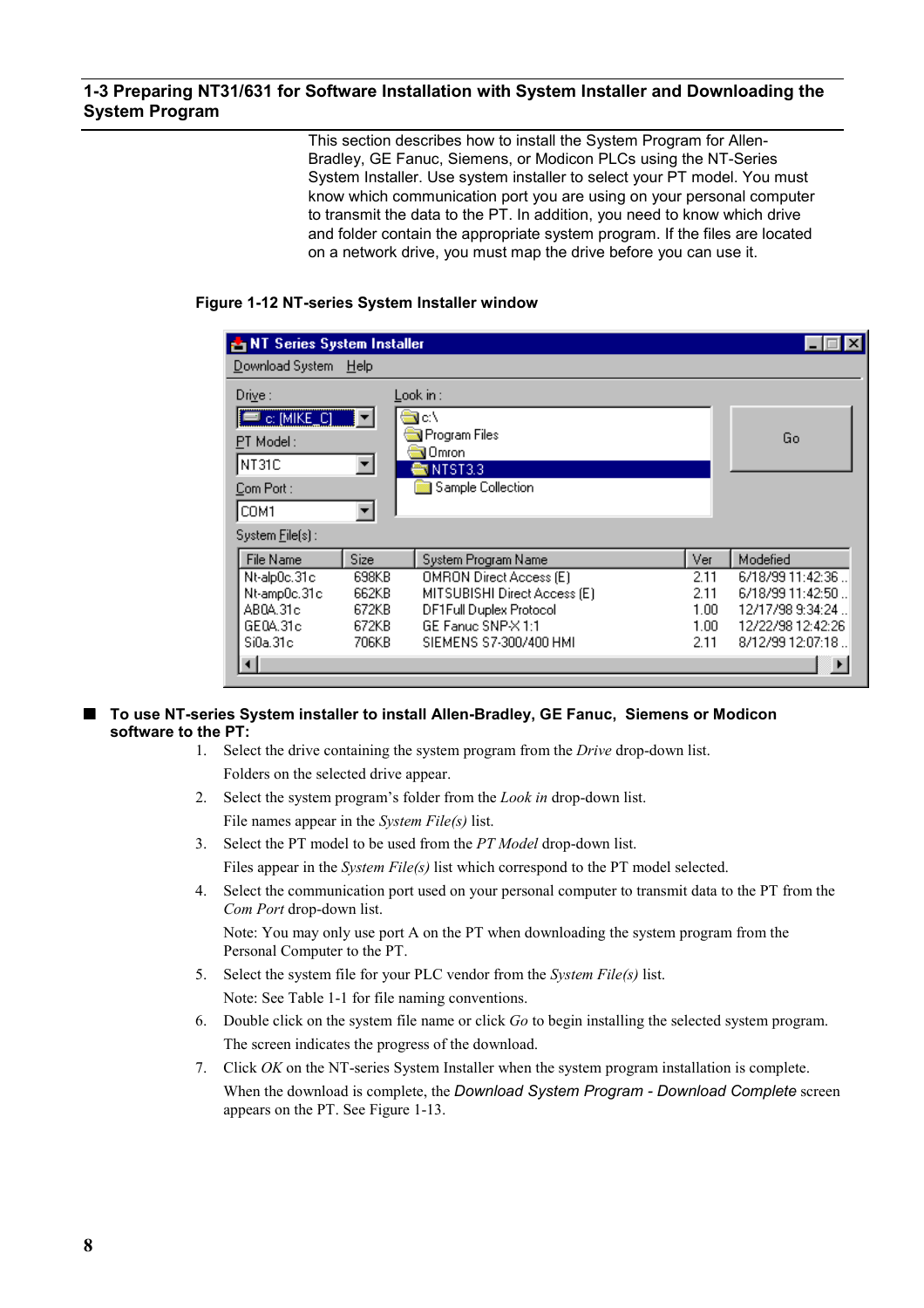## 1-3 Preparing NT31/631 for Software Installation with System Installer and Downloading the System Program

This section describes how to install the System Program for Allen-Bradley, GE Fanuc, Siemens, or Modicon PLCs using the NT-Series System Installer. Use system installer to select your PT model. You must know which communication port you are using on your personal computer to transmit the data to the PT. In addition, you need to know which drive and folder contain the appropriate system program. If the files are located on a network drive, you must map the drive before you can use it.

**Figure 1-12 NT-series System Installer window**

### To use NT-series System installer to install Allen-Bradley, GE Fanuc, Siemens or Modicon software to the PT:

1. Select the drive containing the system program from the *Drive* drop-down list.

   Folders on the selected drive appear.

2. Select the system program's folder from the *Look in* drop-down list.

   File names appear in the *System File(s)* list.

3. Select the PT model to be used from the *PT Model* drop-down list.

   Files appear in the *System File(s)* list which correspond to the PT model selected.

4. Select the communication port used on your personal computer to transmit data to the PT from the *Com Port* drop-down list.

   Note: You may only use port A on the PT when downloading the system program from the Personal Computer to the PT.

5. Select the system file for your PLC vendor from the *System File(s)* list.

   Note: See Table 1-1 for file naming conventions.

6. Double click on the system file name or click *Go* to begin installing the selected system program.

   The screen indicates the progress of the download.

7. Click *OK* on the NT-series System Installer when the system program installation is complete.

   When the download is complete, the *Download System Program - Download Complete* screen appears on the PT. See Figure 1-13.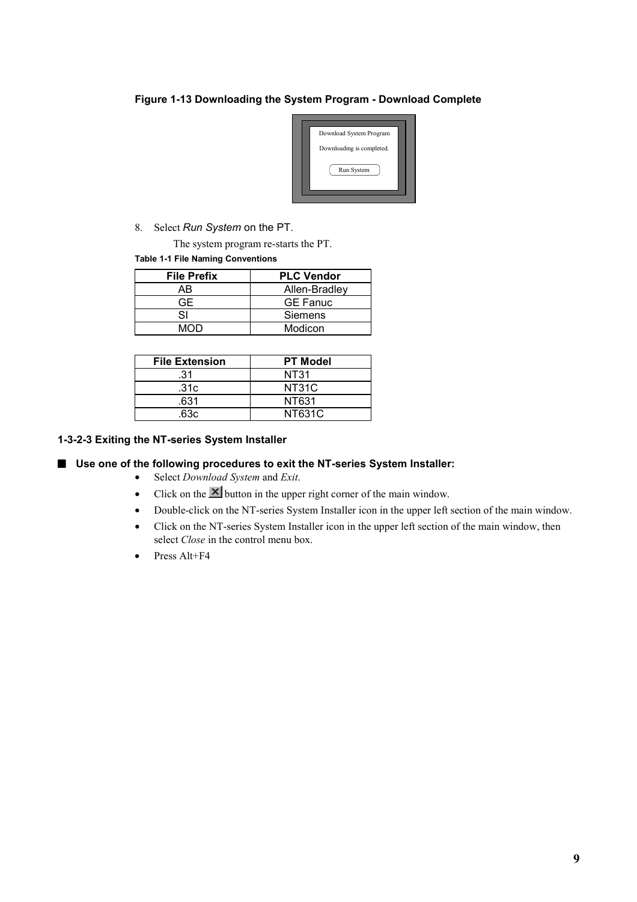**Figure 1-13 Downloading the System Program - Download Complete**

Download System Program

Downloading is completed.

Run System

8. Select *Run System* on the PT.

   The system program re-starts the PT.

**Table 1-1 File Naming Conventions**

| File Prefix | PLC Vendor |
|---|---|
| AB | Allen-Bradley |
| GE | GE Fanuc |
| SI | Siemens |
| MOD | Modicon |

| File Extension | PT Model |
|---|---|
| .31 | NT31 |
| .31c | NT31C |
| .631 | NT631 |
| .63c | NT631C |

### 1-3-2-3 Exiting the NT-series System Installer

■ **Use one of the following procedures to exit the NT-series System Installer:**

- Select *Download System* and *Exit*.
- Click on the ✕ button in the upper right corner of the main window.
- Double-click on the NT-series System Installer icon in the upper left section of the main window.
- Click on the NT-series System Installer icon in the upper left section of the main window, then select *Close* in the control menu box.
- Press Alt+F4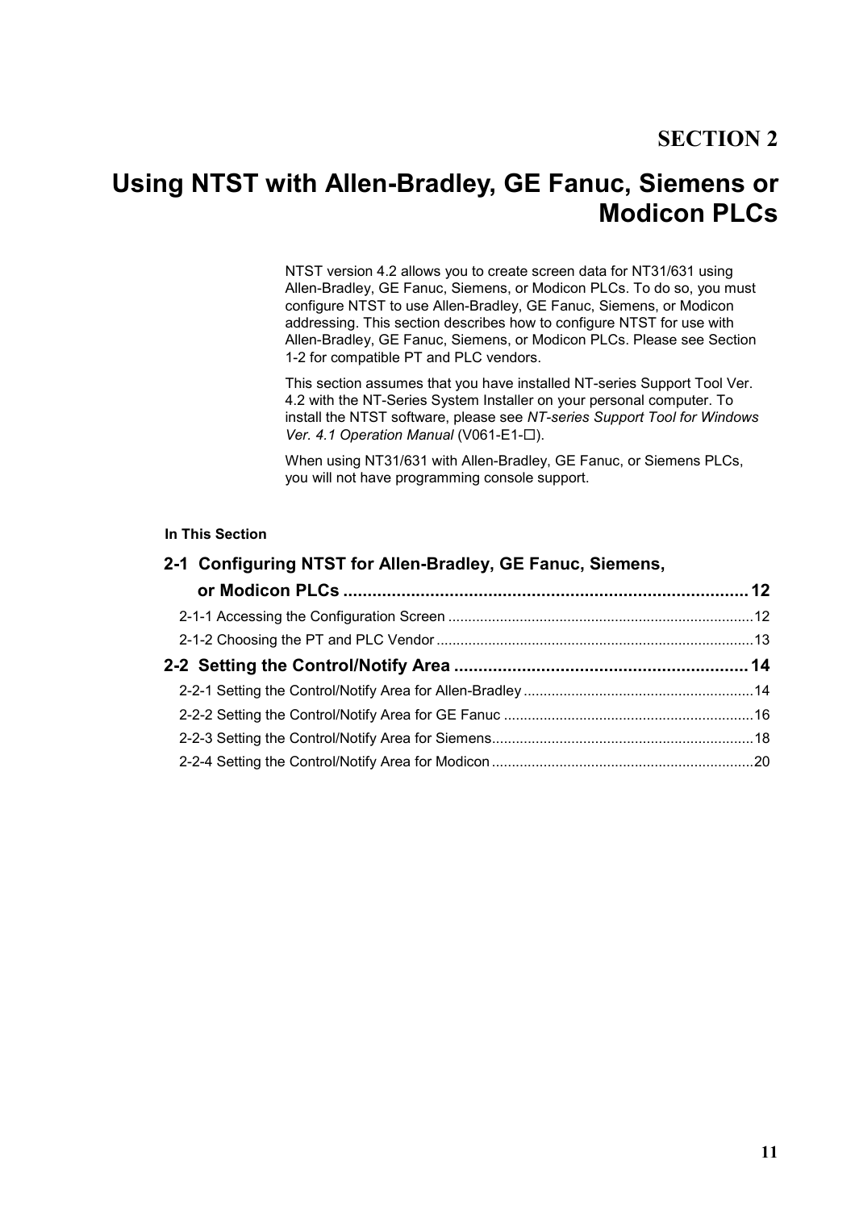# SECTION 2

# Using NTST with Allen-Bradley, GE Fanuc, Siemens or Modicon PLCs

NTST version 4.2 allows you to create screen data for NT31/631 using Allen-Bradley, GE Fanuc, Siemens, or Modicon PLCs. To do so, you must configure NTST to use Allen-Bradley, GE Fanuc, Siemens, or Modicon addressing. This section describes how to configure NTST for use with Allen-Bradley, GE Fanuc, Siemens, or Modicon PLCs. Please see Section 1-2 for compatible PT and PLC vendors.

This section assumes that you have installed NT-series Support Tool Ver. 4.2 with the NT-Series System Installer on your personal computer. To install the NTST software, please see *NT-series Support Tool for Windows Ver. 4.1 Operation Manual* (V061-E1-☐).

When using NT31/631 with Allen-Bradley, GE Fanuc, or Siemens PLCs, you will not have programming console support.

**In This Section**

**2-1 Configuring NTST for Allen-Bradley, GE Fanuc, Siemens, or Modicon PLCs .................... 12**

2-1-1 Accessing the Configuration Screen .................... 12

2-1-2 Choosing the PT and PLC Vendor .................... 13

**2-2 Setting the Control/Notify Area .................... 14**

2-2-1 Setting the Control/Notify Area for Allen-Bradley .................... 14

2-2-2 Setting the Control/Notify Area for GE Fanuc .................... 16

2-2-3 Setting the Control/Notify Area for Siemens .................... 18

2-2-4 Setting the Control/Notify Area for Modicon .................... 20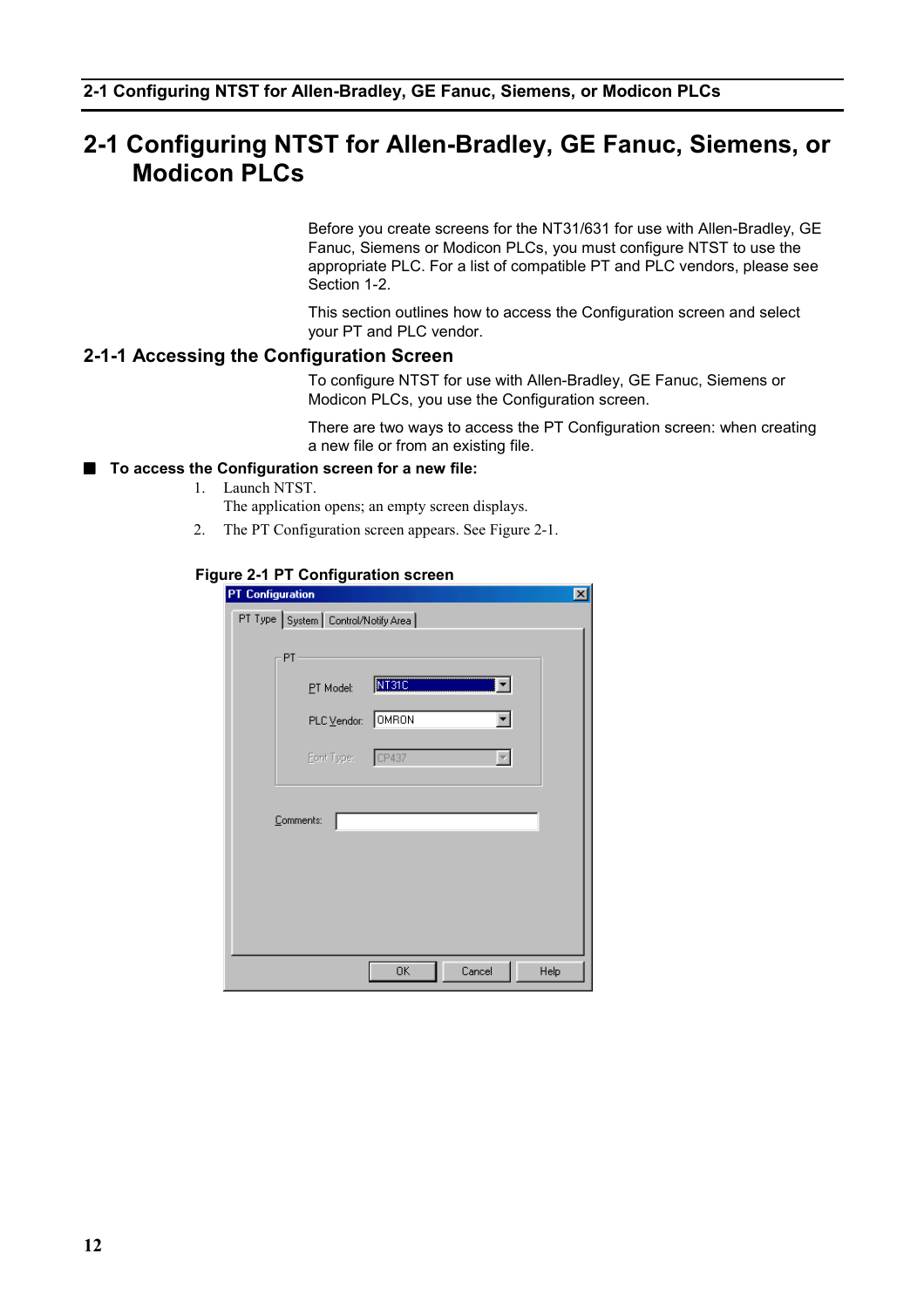# 2-1 Configuring NTST for Allen-Bradley, GE Fanuc, Siemens, or Modicon PLCs

Before you create screens for the NT31/631 for use with Allen-Bradley, GE Fanuc, Siemens or Modicon PLCs, you must configure NTST to use the appropriate PLC. For a list of compatible PT and PLC vendors, please see Section 1-2.

This section outlines how to access the Configuration screen and select your PT and PLC vendor.

## 2-1-1 Accessing the Configuration Screen

To configure NTST for use with Allen-Bradley, GE Fanuc, Siemens or Modicon PLCs, you use the Configuration screen.

There are two ways to access the PT Configuration screen: when creating a new file or from an existing file.

■ **To access the Configuration screen for a new file:**

1. Launch NTST.
   The application opens; an empty screen displays.
2. The PT Configuration screen appears. See Figure 2-1.

**Figure 2-1 PT Configuration screen**

PT Configuration

PT Type | System | Control/Notify Area

PT

PT Model: NT31C

PLC Vendor: OMRON

Font Type: CP437

Comments:

OK Cancel Help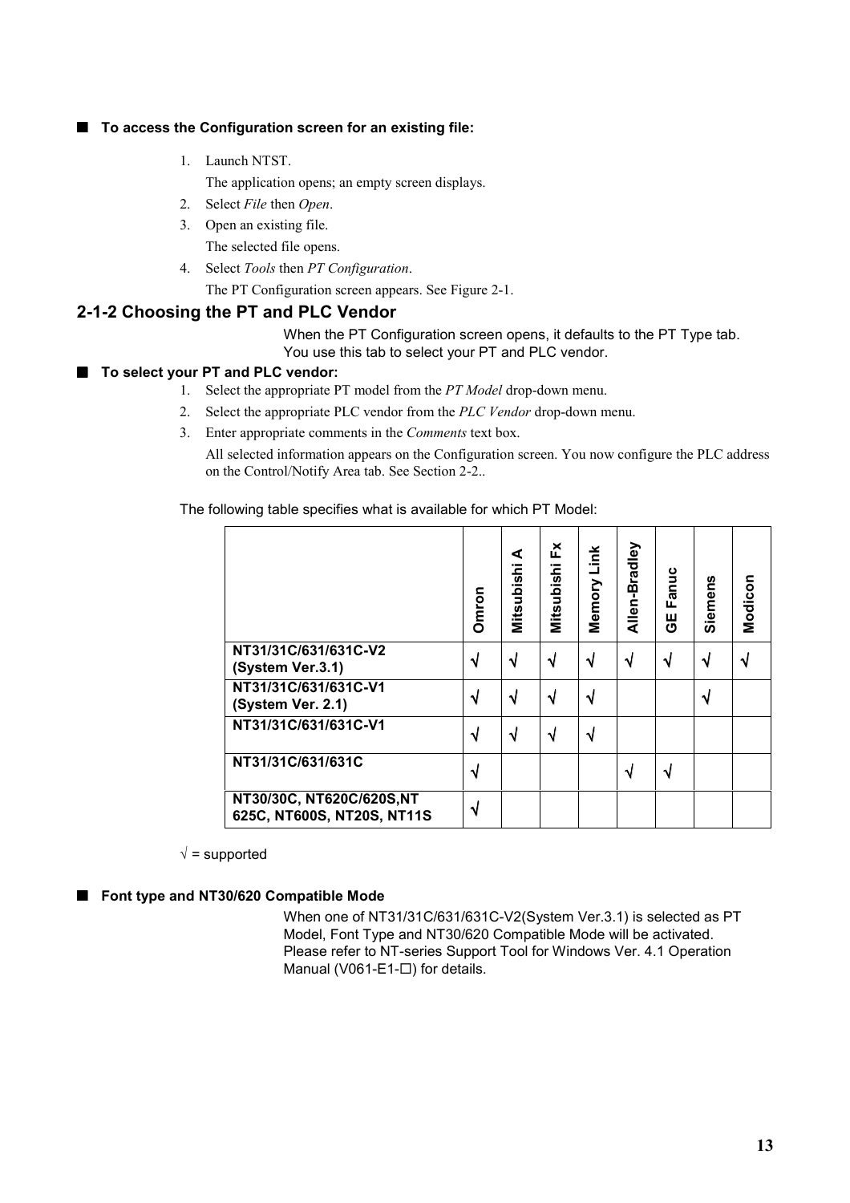■ **To access the Configuration screen for an existing file:**

1. Launch NTST.

   The application opens; an empty screen displays.
2. Select *File* then *Open*.
3. Open an existing file.

   The selected file opens.
4. Select *Tools* then *PT Configuration*.

   The PT Configuration screen appears. See Figure 2-1.

## 2-1-2 Choosing the PT and PLC Vendor

When the PT Configuration screen opens, it defaults to the PT Type tab. You use this tab to select your PT and PLC vendor.

■ **To select your PT and PLC vendor:**

1. Select the appropriate PT model from the *PT Model* drop-down menu.
2. Select the appropriate PLC vendor from the *PLC Vendor* drop-down menu.
3. Enter appropriate comments in the *Comments* text box.

   All selected information appears on the Configuration screen. You now configure the PLC address on the Control/Notify Area tab. See Section 2-2..

The following table specifies what is available for which PT Model:

| | Omron | Mitsubishi A | Mitsubishi Fx | Memory Link | Allen-Bradley | GE Fanuc | Siemens | Modicon |
|---|---|---|---|---|---|---|---|---|
| **NT31/31C/631/631C-V2 (System Ver.3.1)** | √ | √ | √ | √ | √ | √ | √ | √ |
| **NT31/31C/631/631C-V1 (System Ver. 2.1)** | √ | √ | √ | √ | | | √ | |
| **NT31/31C/631/631C-V1** | √ | √ | √ | √ | | | | |
| **NT31/31C/631/631C** | √ | | | | √ | √ | | |
| **NT30/30C, NT620C/620S,NT 625C, NT600S, NT20S, NT11S** | √ | | | | | | | |

√ = supported

■ **Font type and NT30/620 Compatible Mode**

When one of NT31/31C/631/631C-V2(System Ver.3.1) is selected as PT Model, Font Type and NT30/620 Compatible Mode will be activated. Please refer to NT-series Support Tool for Windows Ver. 4.1 Operation Manual (V061-E1-☐) for details.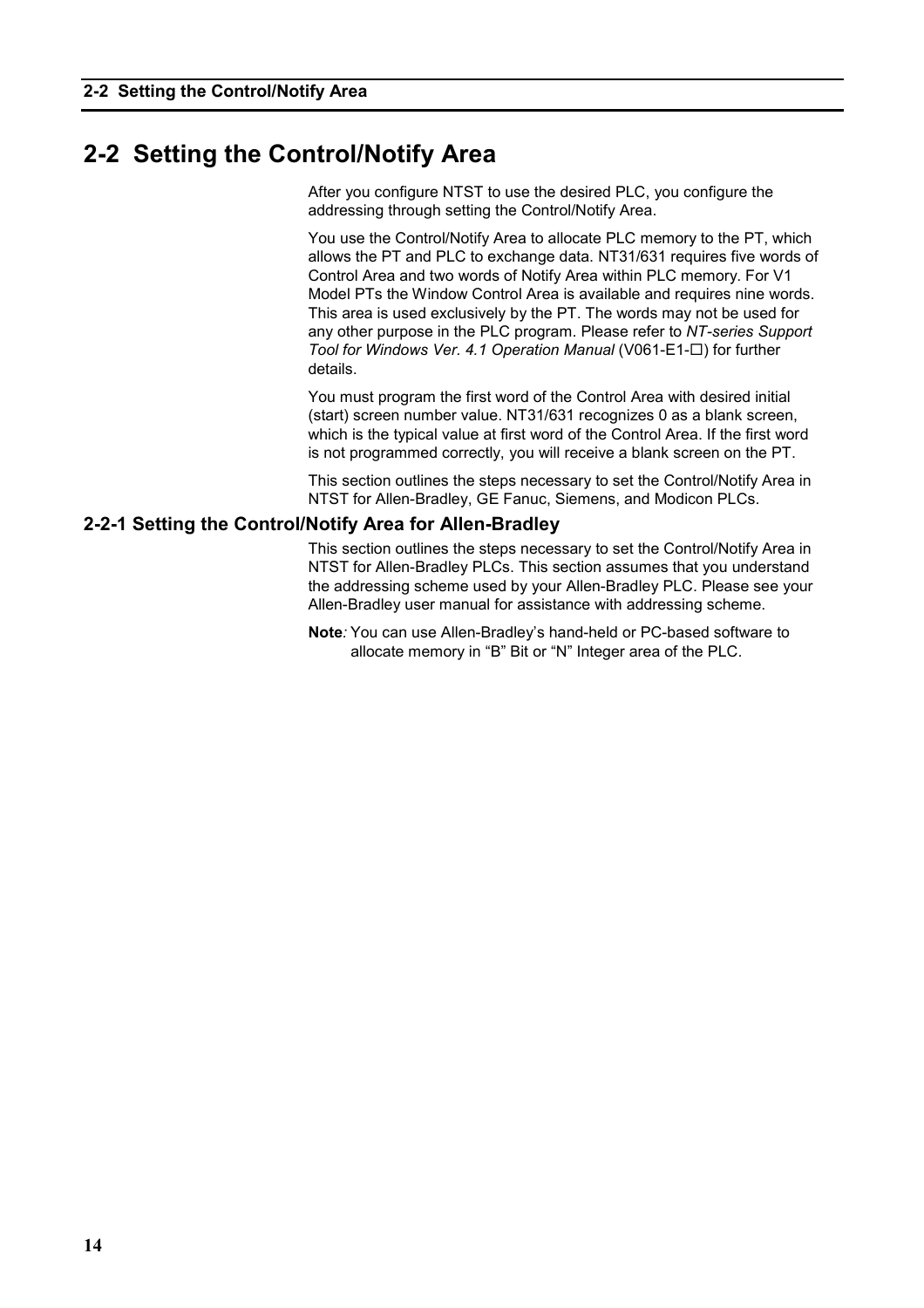## 2-2 Setting the Control/Notify Area

After you configure NTST to use the desired PLC, you configure the addressing through setting the Control/Notify Area.

You use the Control/Notify Area to allocate PLC memory to the PT, which allows the PT and PLC to exchange data. NT31/631 requires five words of Control Area and two words of Notify Area within PLC memory. For V1 Model PTs the Window Control Area is available and requires nine words. This area is used exclusively by the PT. The words may not be used for any other purpose in the PLC program. Please refer to *NT-series Support Tool for Windows Ver. 4.1 Operation Manual* (V061-E1-☐) for further details.

You must program the first word of the Control Area with desired initial (start) screen number value. NT31/631 recognizes 0 as a blank screen, which is the typical value at first word of the Control Area. If the first word is not programmed correctly, you will receive a blank screen on the PT.

This section outlines the steps necessary to set the Control/Notify Area in NTST for Allen-Bradley, GE Fanuc, Siemens, and Modicon PLCs.

### 2-2-1 Setting the Control/Notify Area for Allen-Bradley

This section outlines the steps necessary to set the Control/Notify Area in NTST for Allen-Bradley PLCs. This section assumes that you understand the addressing scheme used by your Allen-Bradley PLC. Please see your Allen-Bradley user manual for assistance with addressing scheme.

**Note**: You can use Allen-Bradley's hand-held or PC-based software to allocate memory in "B" Bit or "N" Integer area of the PLC.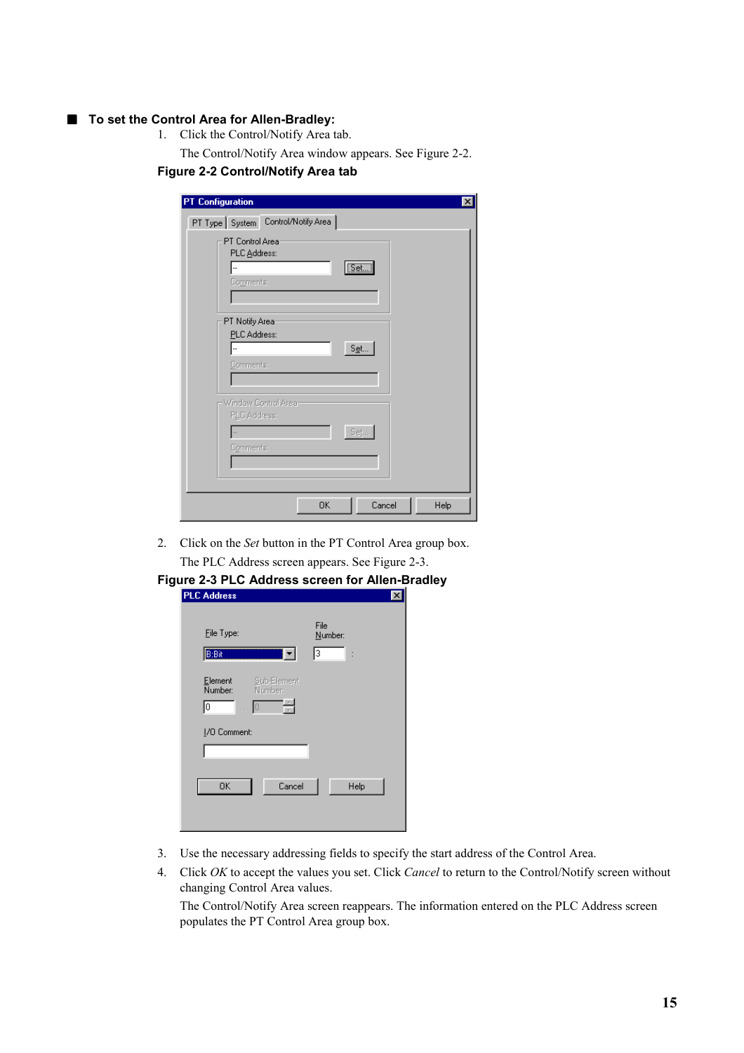## ■ To set the Control Area for Allen-Bradley:

1. Click the Control/Notify Area tab.

   The Control/Notify Area window appears. See Figure 2-2.

**Figure 2-2 Control/Notify Area tab**

2. Click on the *Set* button in the PT Control Area group box.

   The PLC Address screen appears. See Figure 2-3.

**Figure 2-3 PLC Address screen for Allen-Bradley**

3. Use the necessary addressing fields to specify the start address of the Control Area.
4. Click *OK* to accept the values you set. Click *Cancel* to return to the Control/Notify screen without changing Control Area values.

   The Control/Notify Area screen reappears. The information entered on the PLC Address screen populates the PT Control Area group box.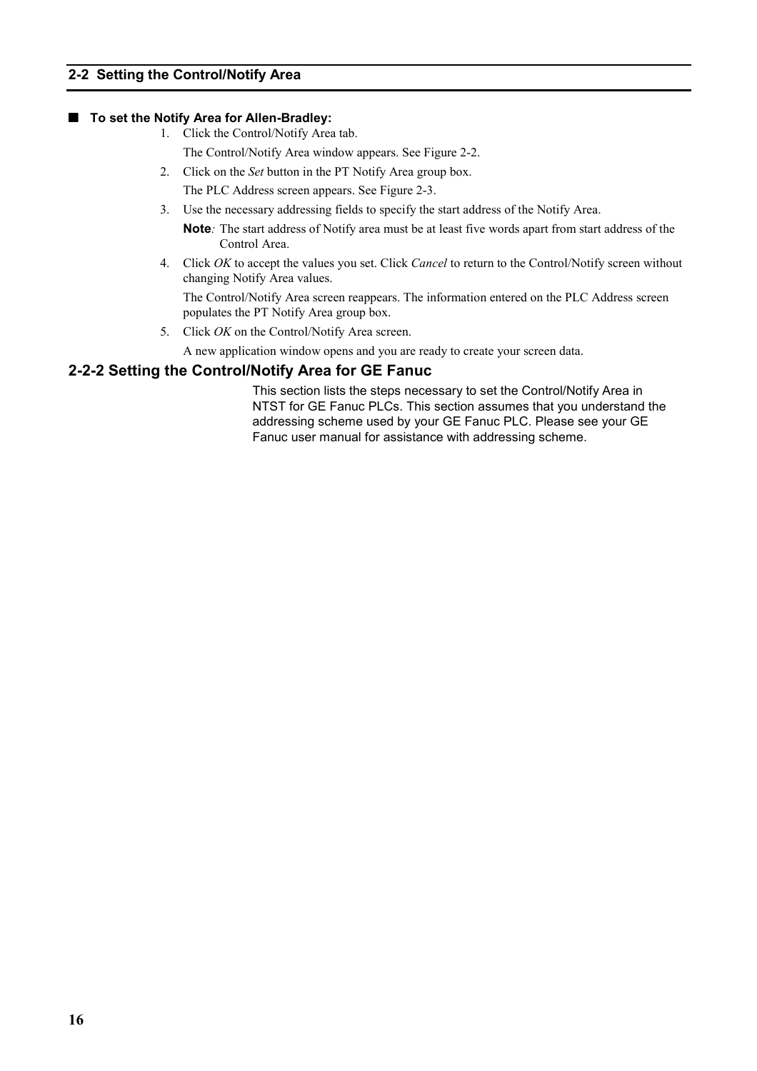## ■ To set the Notify Area for Allen-Bradley:

1. Click the Control/Notify Area tab.

   The Control/Notify Area window appears. See Figure 2-2.

2. Click on the *Set* button in the PT Notify Area group box.

   The PLC Address screen appears. See Figure 2-3.

3. Use the necessary addressing fields to specify the start address of the Notify Area.

   **Note***:* The start address of Notify area must be at least five words apart from start address of the Control Area.

4. Click *OK* to accept the values you set. Click *Cancel* to return to the Control/Notify screen without changing Notify Area values.

   The Control/Notify Area screen reappears. The information entered on the PLC Address screen populates the PT Notify Area group box.

5. Click *OK* on the Control/Notify Area screen.

   A new application window opens and you are ready to create your screen data.

### 2-2-2 Setting the Control/Notify Area for GE Fanuc

This section lists the steps necessary to set the Control/Notify Area in NTST for GE Fanuc PLCs. This section assumes that you understand the addressing scheme used by your GE Fanuc PLC. Please see your GE Fanuc user manual for assistance with addressing scheme.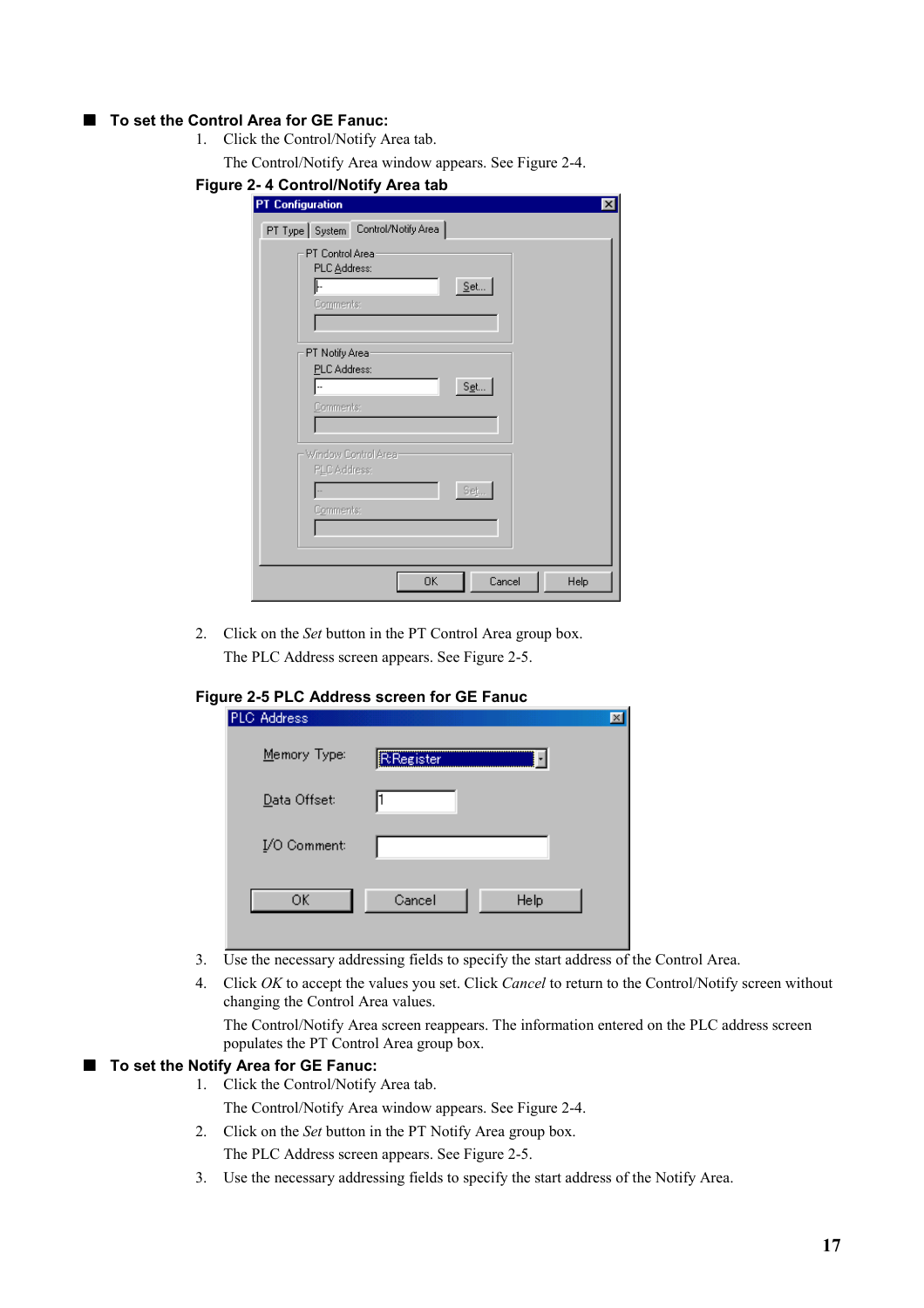## ■ To set the Control Area for GE Fanuc:

1. Click the Control/Notify Area tab.

   The Control/Notify Area window appears. See Figure 2-4.

**Figure 2- 4 Control/Notify Area tab**

2. Click on the *Set* button in the PT Control Area group box.

   The PLC Address screen appears. See Figure 2-5.

**Figure 2-5 PLC Address screen for GE Fanuc**

3. Use the necessary addressing fields to specify the start address of the Control Area.
4. Click *OK* to accept the values you set. Click *Cancel* to return to the Control/Notify screen without changing the Control Area values.

   The Control/Notify Area screen reappears. The information entered on the PLC address screen populates the PT Control Area group box.

## ■ To set the Notify Area for GE Fanuc:

1. Click the Control/Notify Area tab.

   The Control/Notify Area window appears. See Figure 2-4.

2. Click on the *Set* button in the PT Notify Area group box.

   The PLC Address screen appears. See Figure 2-5.

3. Use the necessary addressing fields to specify the start address of the Notify Area.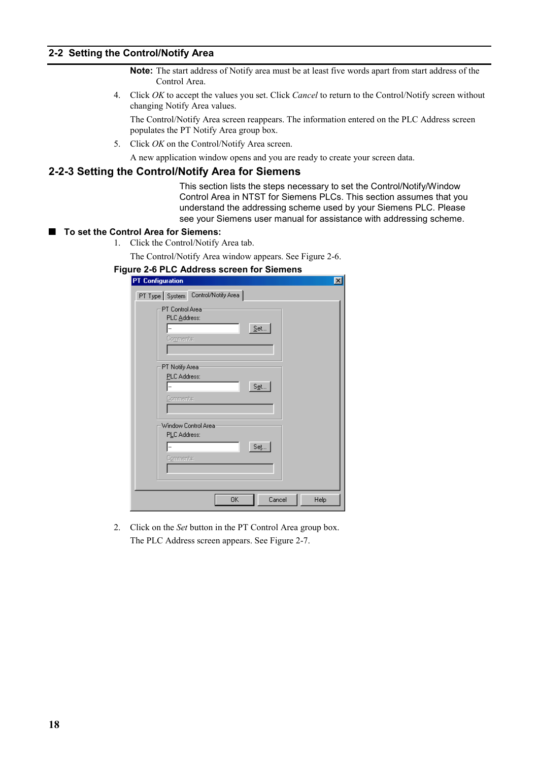**Note:** The start address of Notify area must be at least five words apart from start address of the Control Area.

4. Click *OK* to accept the values you set. Click *Cancel* to return to the Control/Notify screen without changing Notify Area values.

   The Control/Notify Area screen reappears. The information entered on the PLC Address screen populates the PT Notify Area group box.

5. Click *OK* on the Control/Notify Area screen.

   A new application window opens and you are ready to create your screen data.

## 2-2-3 Setting the Control/Notify Area for Siemens

This section lists the steps necessary to set the Control/Notify/Window Control Area in NTST for Siemens PLCs. This section assumes that you understand the addressing scheme used by your Siemens PLC. Please see your Siemens user manual for assistance with addressing scheme.

### ■ To set the Control Area for Siemens:

1. Click the Control/Notify Area tab.

   The Control/Notify Area window appears. See Figure 2-6.

**Figure 2-6 PLC Address screen for Siemens**

2. Click on the *Set* button in the PT Control Area group box.

   The PLC Address screen appears. See Figure 2-7.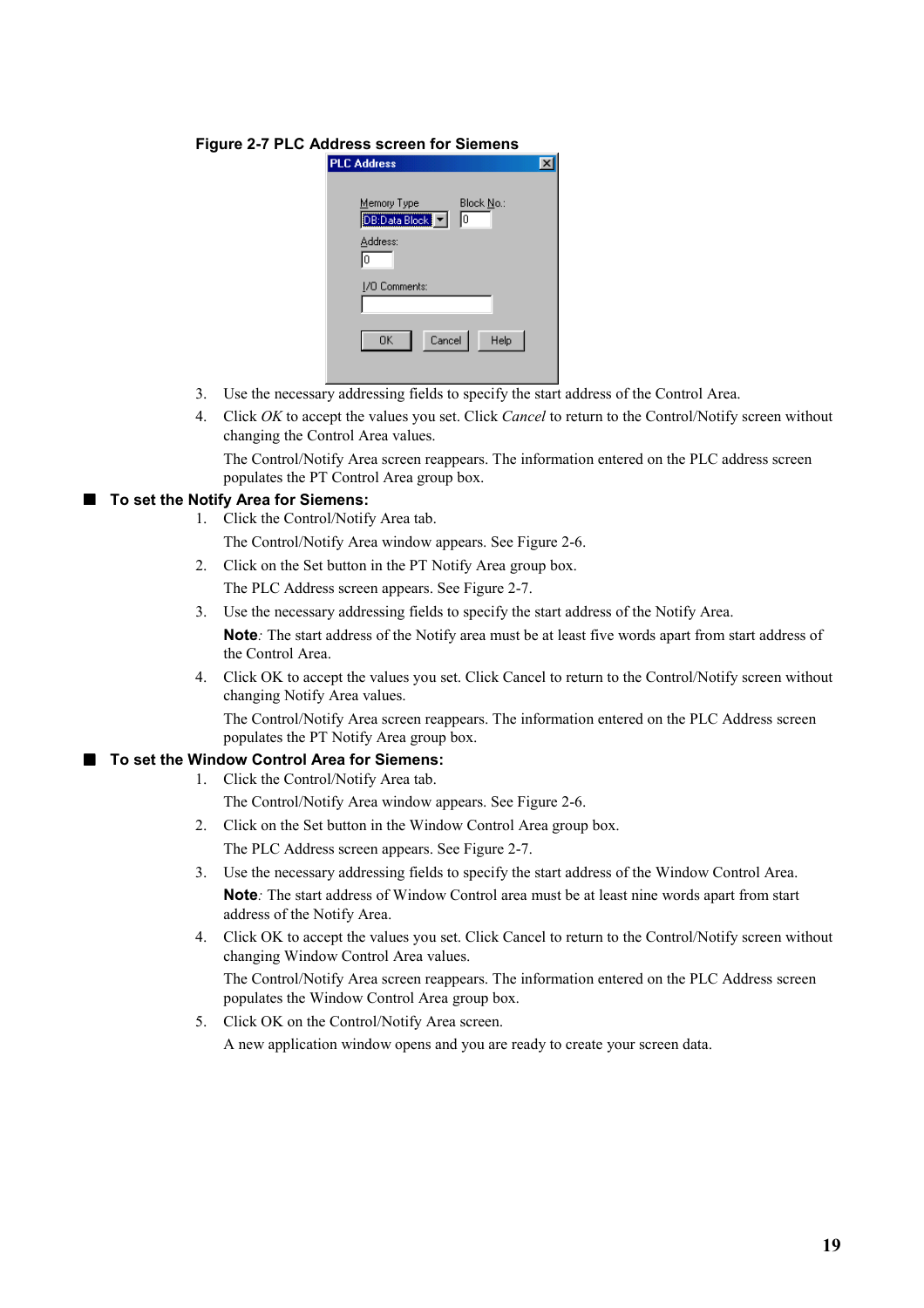**Figure 2-7 PLC Address screen for Siemens**

3. Use the necessary addressing fields to specify the start address of the Control Area.
4. Click *OK* to accept the values you set. Click *Cancel* to return to the Control/Notify screen without changing the Control Area values.

   The Control/Notify Area screen reappears. The information entered on the PLC address screen populates the PT Control Area group box.

## ■ To set the Notify Area for Siemens:

1. Click the Control/Notify Area tab.

   The Control/Notify Area window appears. See Figure 2-6.
2. Click on the Set button in the PT Notify Area group box.

   The PLC Address screen appears. See Figure 2-7.
3. Use the necessary addressing fields to specify the start address of the Notify Area.

   **Note**: The start address of the Notify area must be at least five words apart from start address of the Control Area.
4. Click OK to accept the values you set. Click Cancel to return to the Control/Notify screen without changing Notify Area values.

   The Control/Notify Area screen reappears. The information entered on the PLC Address screen populates the PT Notify Area group box.

## ■ To set the Window Control Area for Siemens:

1. Click the Control/Notify Area tab.

   The Control/Notify Area window appears. See Figure 2-6.
2. Click on the Set button in the Window Control Area group box.

   The PLC Address screen appears. See Figure 2-7.
3. Use the necessary addressing fields to specify the start address of the Window Control Area.

   **Note**: The start address of Window Control area must be at least nine words apart from start address of the Notify Area.
4. Click OK to accept the values you set. Click Cancel to return to the Control/Notify screen without changing Window Control Area values.

   The Control/Notify Area screen reappears. The information entered on the PLC Address screen populates the Window Control Area group box.
5. Click OK on the Control/Notify Area screen.

   A new application window opens and you are ready to create your screen data.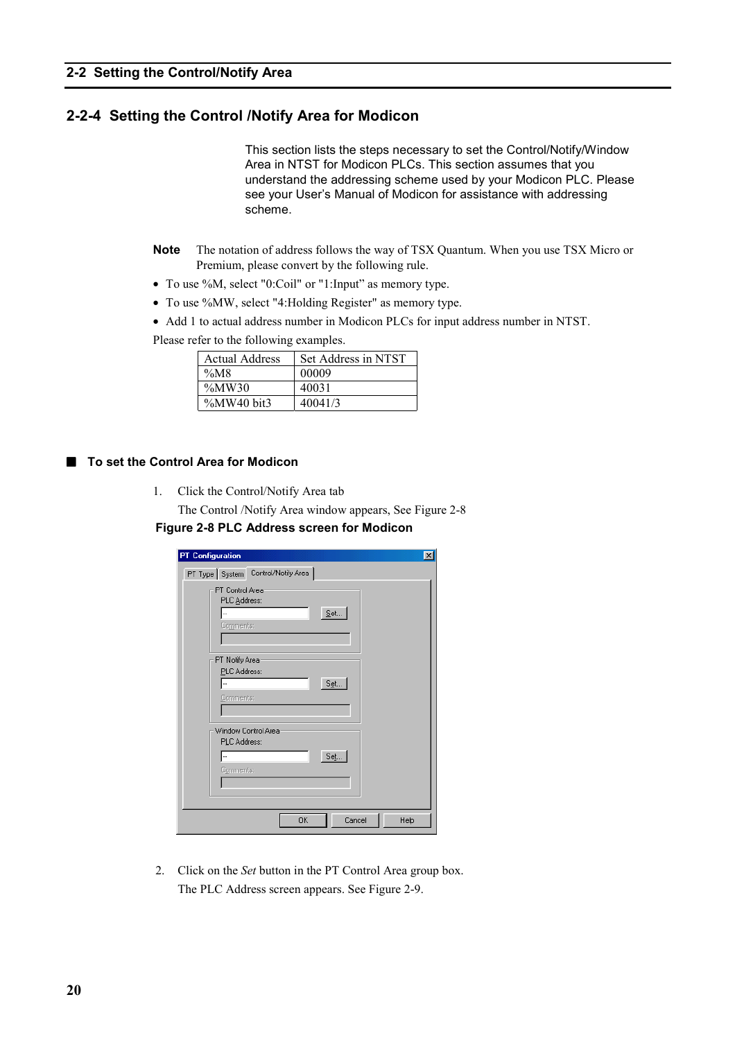## 2-2-4 Setting the Control /Notify Area for Modicon

This section lists the steps necessary to set the Control/Notify/Window Area in NTST for Modicon PLCs. This section assumes that you understand the addressing scheme used by your Modicon PLC. Please see your User's Manual of Modicon for assistance with addressing scheme.

**Note** The notation of address follows the way of TSX Quantum. When you use TSX Micro or Premium, please convert by the following rule.

- To use %M, select "0:Coil" or "1:Input" as memory type.
- To use %MW, select "4:Holding Register" as memory type.
- Add 1 to actual address number in Modicon PLCs for input address number in NTST.

Please refer to the following examples.

| Actual Address | Set Address in NTST |
|---|---|
| %M8 | 00009 |
| %MW30 | 40031 |
| %MW40 bit3 | 40041/3 |

### ■ To set the Control Area for Modicon

1. Click the Control/Notify Area tab

   The Control /Notify Area window appears, See Figure 2-8

**Figure 2-8 PLC Address screen for Modicon**

2. Click on the *Set* button in the PT Control Area group box.

   The PLC Address screen appears. See Figure 2-9.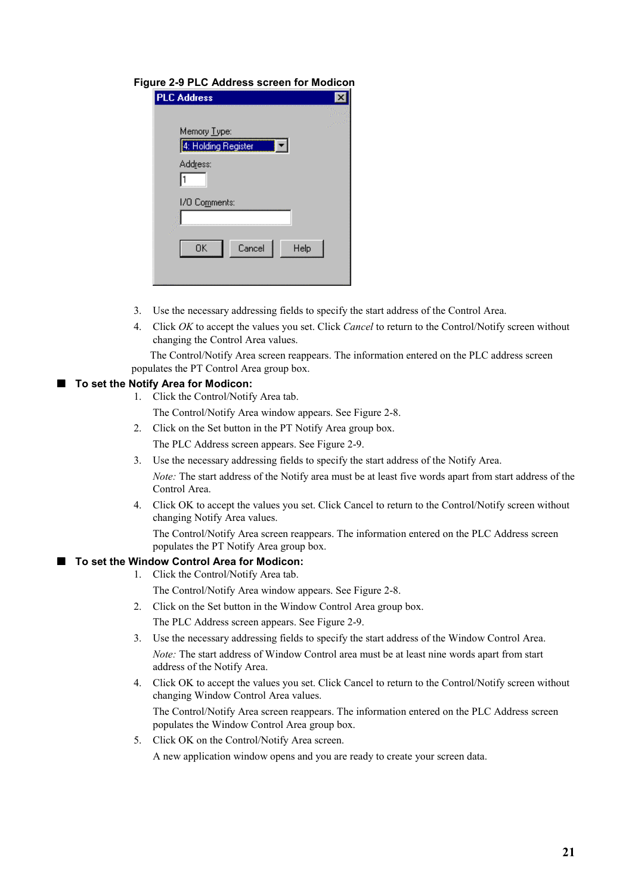**Figure 2-9 PLC Address screen for Modicon**

3. Use the necessary addressing fields to specify the start address of the Control Area.
4. Click *OK* to accept the values you set. Click *Cancel* to return to the Control/Notify screen without changing the Control Area values.

The Control/Notify Area screen reappears. The information entered on the PLC address screen populates the PT Control Area group box.

## To set the Notify Area for Modicon:

1. Click the Control/Notify Area tab.

   The Control/Notify Area window appears. See Figure 2-8.

2. Click on the Set button in the PT Notify Area group box.

   The PLC Address screen appears. See Figure 2-9.

3. Use the necessary addressing fields to specify the start address of the Notify Area.

   *Note:* The start address of the Notify area must be at least five words apart from start address of the Control Area.

4. Click OK to accept the values you set. Click Cancel to return to the Control/Notify screen without changing Notify Area values.

   The Control/Notify Area screen reappears. The information entered on the PLC Address screen populates the PT Notify Area group box.

## To set the Window Control Area for Modicon:

1. Click the Control/Notify Area tab.

   The Control/Notify Area window appears. See Figure 2-8.

2. Click on the Set button in the Window Control Area group box.

   The PLC Address screen appears. See Figure 2-9.

3. Use the necessary addressing fields to specify the start address of the Window Control Area.

   *Note:* The start address of Window Control area must be at least nine words apart from start address of the Notify Area.

4. Click OK to accept the values you set. Click Cancel to return to the Control/Notify screen without changing Window Control Area values.

   The Control/Notify Area screen reappears. The information entered on the PLC Address screen populates the Window Control Area group box.

5. Click OK on the Control/Notify Area screen.

   A new application window opens and you are ready to create your screen data.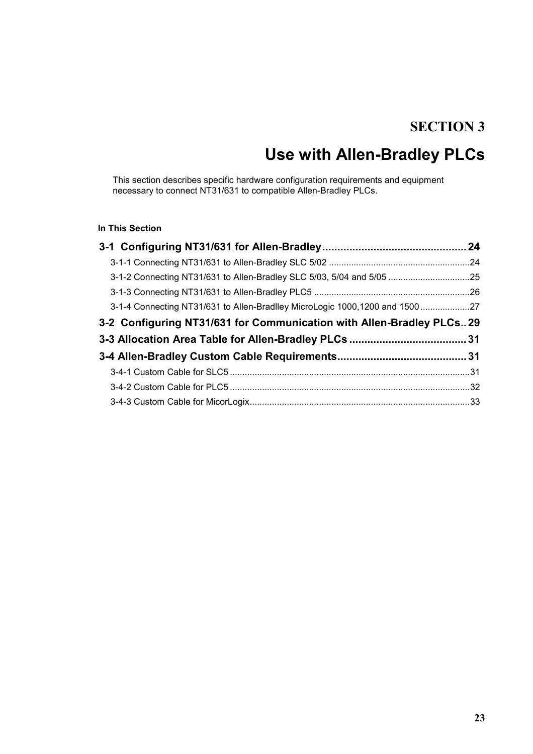# SECTION 3

# Use with Allen-Bradley PLCs

This section describes specific hardware configuration requirements and equipment necessary to connect NT31/631 to compatible Allen-Bradley PLCs.

**In This Section**

**3-1 Configuring NT31/631 for Allen-Bradley................................................ 24**

3-1-1 Connecting NT31/631 to Allen-Bradley SLC 5/02 .........................................................24

3-1-2 Connecting NT31/631 to Allen-Bradley SLC 5/03, 5/04 and 5/05 .................................25

3-1-3 Connecting NT31/631 to Allen-Bradley PLC5 ...............................................................26

3-1-4 Connecting NT31/631 to Allen-Bradlley MicroLogic 1000,1200 and 1500....................27

**3-2 Configuring NT31/631 for Communication with Allen-Bradley PLCs.. 29**

**3-3 Allocation Area Table for Allen-Bradley PLCs ....................................... 31**

**3-4 Allen-Bradley Custom Cable Requirements........................................... 31**

3-4-1 Custom Cable for SLC5 ................................................................................................31

3-4-2 Custom Cable for PLC5 ................................................................................................32

3-4-3 Custom Cable for MicorLogix........................................................................................33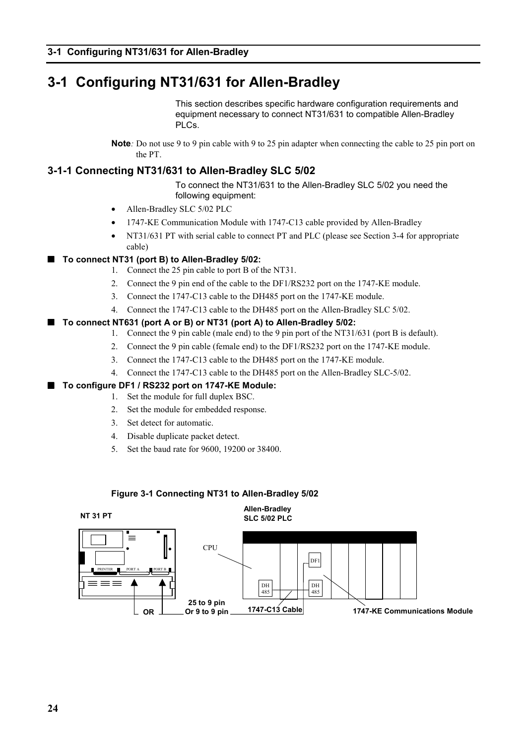# 3-1 Configuring NT31/631 for Allen-Bradley

This section describes specific hardware configuration requirements and equipment necessary to connect NT31/631 to compatible Allen-Bradley PLCs.

**Note**: Do not use 9 to 9 pin cable with 9 to 25 pin adapter when connecting the cable to 25 pin port on the PT.

## 3-1-1 Connecting NT31/631 to Allen-Bradley SLC 5/02

To connect the NT31/631 to the Allen-Bradley SLC 5/02 you need the following equipment:

- Allen-Bradley SLC 5/02 PLC
- 1747-KE Communication Module with 1747-C13 cable provided by Allen-Bradley
- NT31/631 PT with serial cable to connect PT and PLC (please see Section 3-4 for appropriate cable)

### ■ To connect NT31 (port B) to Allen-Bradley 5/02:

1. Connect the 25 pin cable to port B of the NT31.
2. Connect the 9 pin end of the cable to the DF1/RS232 port on the 1747-KE module.
3. Connect the 1747-C13 cable to the DH485 port on the 1747-KE module.
4. Connect the 1747-C13 cable to the DH485 port on the Allen-Bradley SLC 5/02.

### ■ To connect NT631 (port A or B) or NT31 (port A) to Allen-Bradley 5/02:

1. Connect the 9 pin cable (male end) to the 9 pin port of the NT31/631 (port B is default).
2. Connect the 9 pin cable (female end) to the DF1/RS232 port on the 1747-KE module.
3. Connect the 1747-C13 cable to the DH485 port on the 1747-KE module.
4. Connect the 1747-C13 cable to the DH485 port on the Allen-Bradley SLC-5/02.

### ■ To configure DF1 / RS232 port on 1747-KE Module:

1. Set the module for full duplex BSC.
2. Set the module for embedded response.
3. Set detect for automatic.
4. Disable duplicate packet detect.
5. Set the baud rate for 9600, 19200 or 38400.

**Figure 3-1 Connecting NT31 to Allen-Bradley 5/02**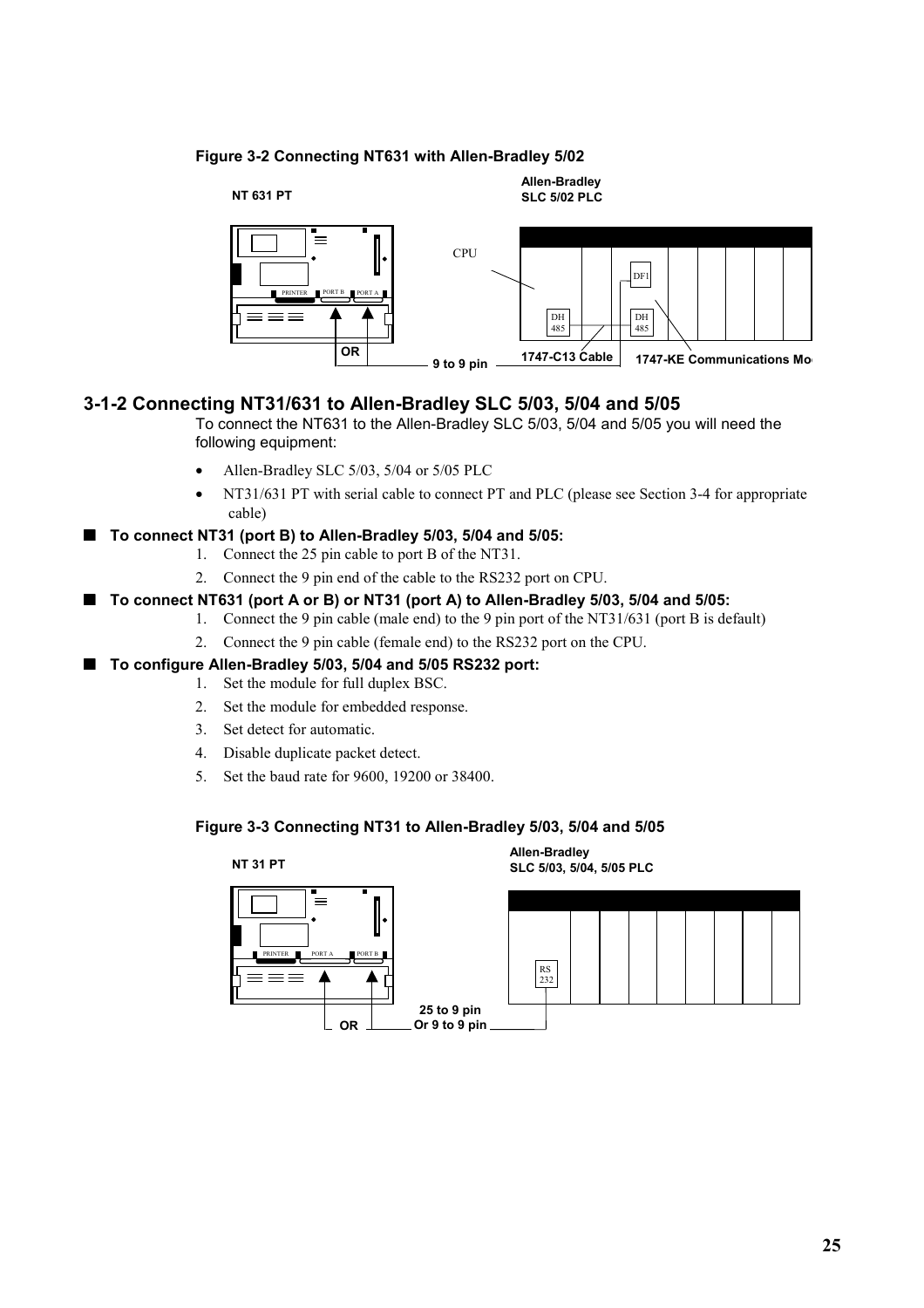**Figure 3-2 Connecting NT631 with Allen-Bradley 5/02**

## 3-1-2 Connecting NT31/631 to Allen-Bradley SLC 5/03, 5/04 and 5/05

To connect the NT631 to the Allen-Bradley SLC 5/03, 5/04 and 5/05 you will need the following equipment:

- Allen-Bradley SLC 5/03, 5/04 or 5/05 PLC
- NT31/631 PT with serial cable to connect PT and PLC (please see Section 3-4 for appropriate cable)

### ■ To connect NT31 (port B) to Allen-Bradley 5/03, 5/04 and 5/05:

1. Connect the 25 pin cable to port B of the NT31.
2. Connect the 9 pin end of the cable to the RS232 port on CPU.

### ■ To connect NT631 (port A or B) or NT31 (port A) to Allen-Bradley 5/03, 5/04 and 5/05:

1. Connect the 9 pin cable (male end) to the 9 pin port of the NT31/631 (port B is default)
2. Connect the 9 pin cable (female end) to the RS232 port on the CPU.

### ■ To configure Allen-Bradley 5/03, 5/04 and 5/05 RS232 port:

1. Set the module for full duplex BSC.
2. Set the module for embedded response.
3. Set detect for automatic.
4. Disable duplicate packet detect.
5. Set the baud rate for 9600, 19200 or 38400.

**Figure 3-3 Connecting NT31 to Allen-Bradley 5/03, 5/04 and 5/05**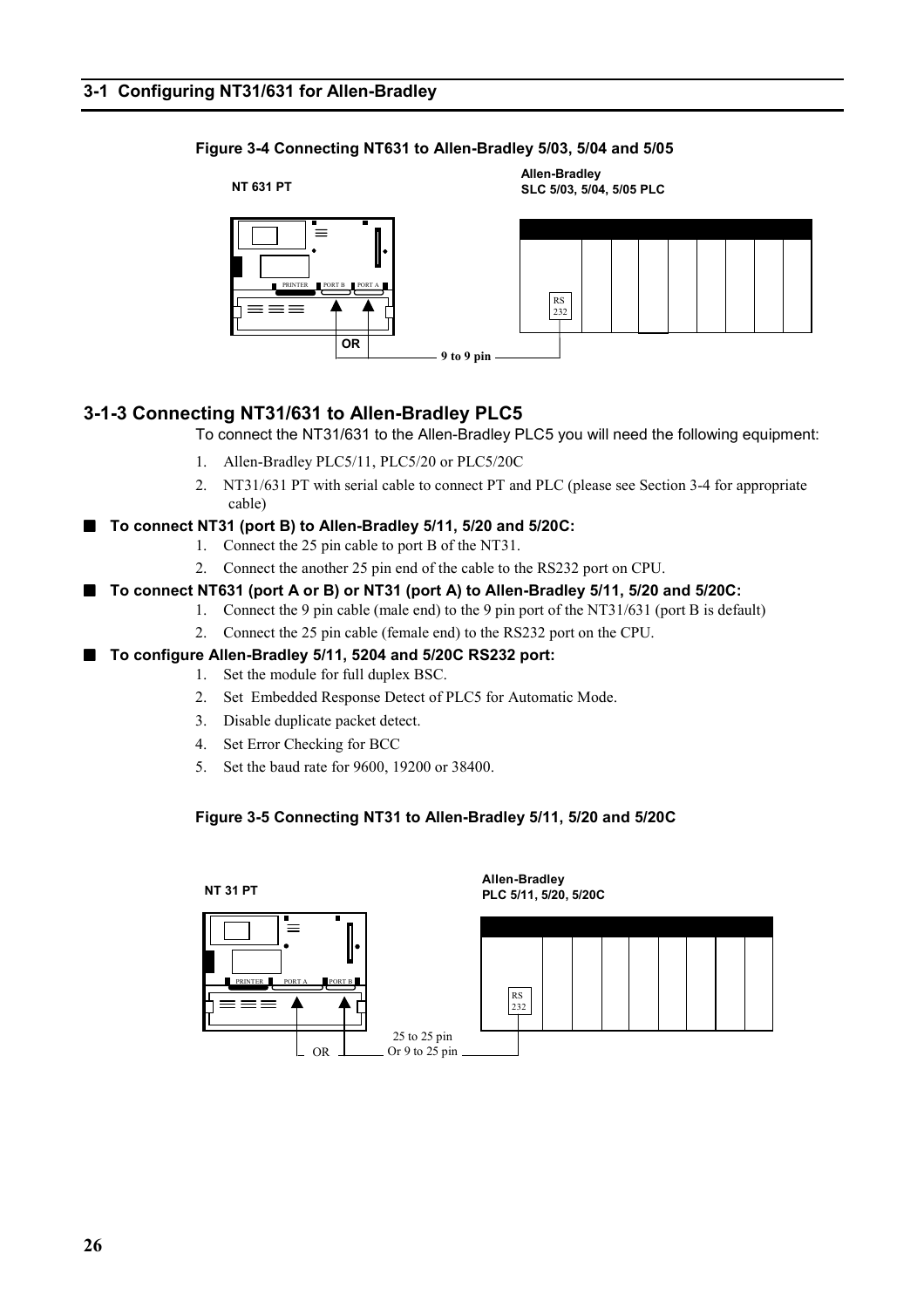**Figure 3-4 Connecting NT631 to Allen-Bradley 5/03, 5/04 and 5/05**

NT 631 PT

Allen-Bradley
SLC 5/03, 5/04, 5/05 PLC

PRINTER PORT B PORT A

RS 232

OR

9 to 9 pin

## 3-1-3 Connecting NT31/631 to Allen-Bradley PLC5

To connect the NT31/631 to the Allen-Bradley PLC5 you will need the following equipment:

1. Allen-Bradley PLC5/11, PLC5/20 or PLC5/20C
2. NT31/631 PT with serial cable to connect PT and PLC (please see Section 3-4 for appropriate cable)

### ■ To connect NT31 (port B) to Allen-Bradley 5/11, 5/20 and 5/20C:

1. Connect the 25 pin cable to port B of the NT31.
2. Connect the another 25 pin end of the cable to the RS232 port on CPU.

### ■ To connect NT631 (port A or B) or NT31 (port A) to Allen-Bradley 5/11, 5/20 and 5/20C:

1. Connect the 9 pin cable (male end) to the 9 pin port of the NT31/631 (port B is default)
2. Connect the 25 pin cable (female end) to the RS232 port on the CPU.

### ■ To configure Allen-Bradley 5/11, 5204 and 5/20C RS232 port:

1. Set the module for full duplex BSC.
2. Set Embedded Response Detect of PLC5 for Automatic Mode.
3. Disable duplicate packet detect.
4. Set Error Checking for BCC
5. Set the baud rate for 9600, 19200 or 38400.

**Figure 3-5 Connecting NT31 to Allen-Bradley 5/11, 5/20 and 5/20C**

NT 31 PT

Allen-Bradley
PLC 5/11, 5/20, 5/20C

PRINTER PORT A PORT B

RS 232

OR

25 to 25 pin
Or 9 to 25 pin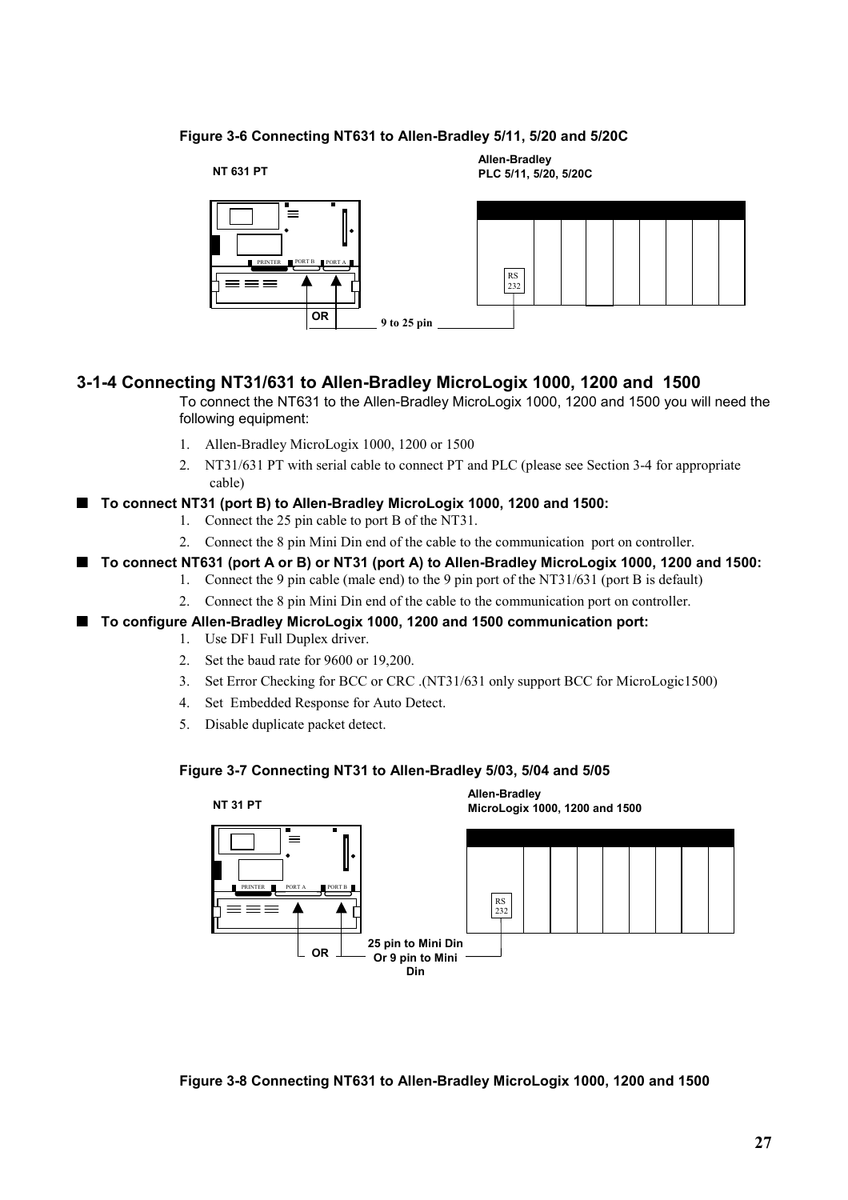**Figure 3-6 Connecting NT631 to Allen-Bradley 5/11, 5/20 and 5/20C**

NT 631 PT

Allen-Bradley
PLC 5/11, 5/20, 5/20C

PRINTER PORT B PORT A

RS 232

OR

9 to 25 pin

## 3-1-4 Connecting NT31/631 to Allen-Bradley MicroLogix 1000, 1200 and 1500

To connect the NT631 to the Allen-Bradley MicroLogix 1000, 1200 and 1500 you will need the following equipment:

1. Allen-Bradley MicroLogix 1000, 1200 or 1500
2. NT31/631 PT with serial cable to connect PT and PLC (please see Section 3-4 for appropriate cable)

### ■ To connect NT31 (port B) to Allen-Bradley MicroLogix 1000, 1200 and 1500:

1. Connect the 25 pin cable to port B of the NT31.
2. Connect the 8 pin Mini Din end of the cable to the communication port on controller.

### ■ To connect NT631 (port A or B) or NT31 (port A) to Allen-Bradley MicroLogix 1000, 1200 and 1500:

1. Connect the 9 pin cable (male end) to the 9 pin port of the NT31/631 (port B is default)
2. Connect the 8 pin Mini Din end of the cable to the communication port on controller.

### ■ To configure Allen-Bradley MicroLogix 1000, 1200 and 1500 communication port:

1. Use DF1 Full Duplex driver.
2. Set the baud rate for 9600 or 19,200.
3. Set Error Checking for BCC or CRC .(NT31/631 only support BCC for MicroLogic1500)
4. Set Embedded Response for Auto Detect.
5. Disable duplicate packet detect.

**Figure 3-7 Connecting NT31 to Allen-Bradley 5/03, 5/04 and 5/05**

NT 31 PT

Allen-Bradley
MicroLogix 1000, 1200 and 1500

PRINTER PORT A PORT B

RS 232

OR

25 pin to Mini Din
Or 9 pin to Mini Din

**Figure 3-8 Connecting NT631 to Allen-Bradley MicroLogix 1000, 1200 and 1500**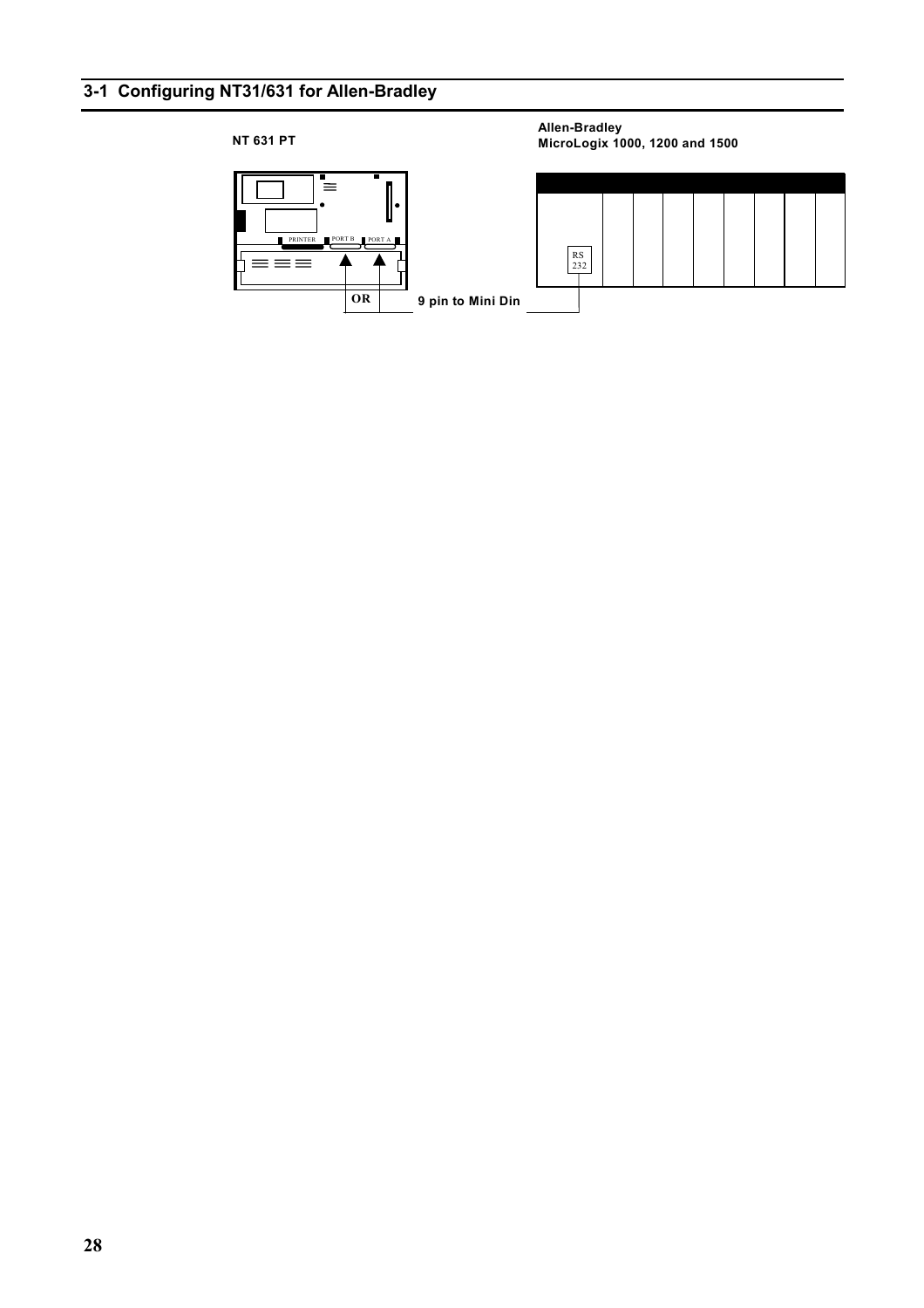## 3-1 Configuring NT31/631 for Allen-Bradley

NT 631 PT

Allen-Bradley
MicroLogix 1000, 1200 and 1500

PRINTER PORT B PORT A

OR

9 pin to Mini Din

RS 232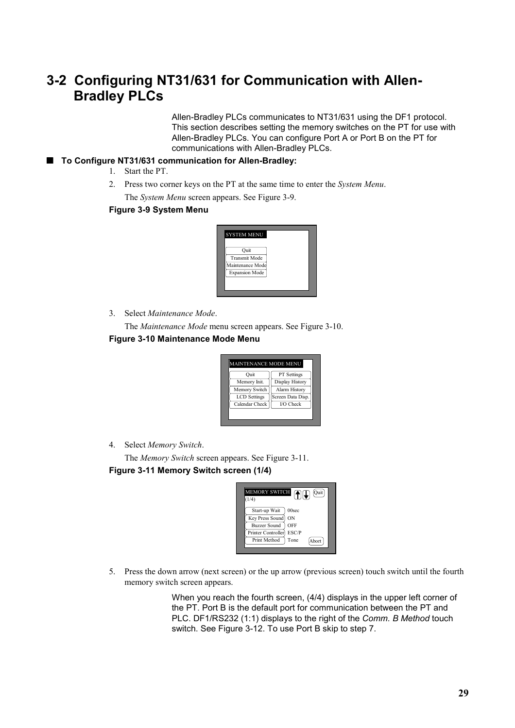# 3-2 Configuring NT31/631 for Communication with Allen-Bradley PLCs

Allen-Bradley PLCs communicates to NT31/631 using the DF1 protocol. This section describes setting the memory switches on the PT for use with Allen-Bradley PLCs. You can configure Port A or Port B on the PT for communications with Allen-Bradley PLCs.

## ■ To Configure NT31/631 communication for Allen-Bradley:

1. Start the PT.
2. Press two corner keys on the PT at the same time to enter the *System Menu*.

   The *System Menu* screen appears. See Figure 3-9.

**Figure 3-9 System Menu**

SYSTEM MENU

- Quit
- Transmit Mode
- Maintenance Mode
- Expansion Mode

3. Select *Maintenance Mode*.

   The *Maintenance Mode* menu screen appears. See Figure 3-10.

**Figure 3-10 Maintenance Mode Menu**

MAINTENANCE MODE MENU

| | |
|---|---|
| Quit | PT Settings |
| Memory Init. | Display History |
| Memory Switch | Alarm History |
| LCD Settings | Screen Data Disp. |
| Calendar Check | I/O Check |

4. Select *Memory Switch*.

   The *Memory Switch* screen appears. See Figure 3-11.

**Figure 3-11 Memory Switch screen (1/4)**

MEMORY SWITCH (1/4) Quit

| | |
|---|---|
| Start-up Wait | 00sec |
| Key Press Sound | ON |
| Buzzer Sound | OFF |
| Printer Controller | ESC/P |
| Print Method | Tone |

Abort

5. Press the down arrow (next screen) or the up arrow (previous screen) touch switch until the fourth memory switch screen appears.

   When you reach the fourth screen, (4/4) displays in the upper left corner of the PT. Port B is the default port for communication between the PT and PLC. DF1/RS232 (1:1) displays to the right of the *Comm. B Method* touch switch. See Figure 3-12. To use Port B skip to step 7.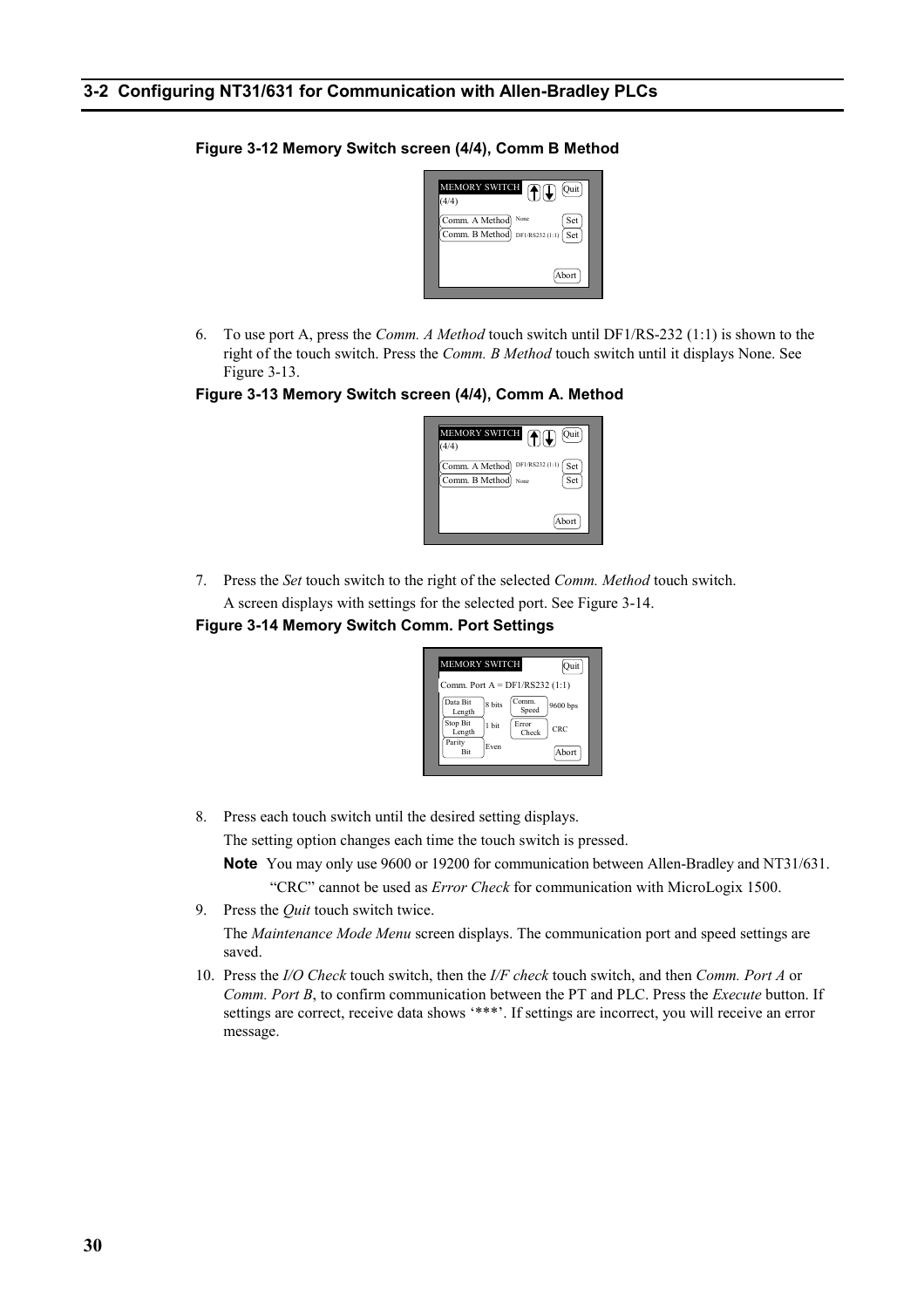## 3-2 Configuring NT31/631 for Communication with Allen-Bradley PLCs

**Figure 3-12 Memory Switch screen (4/4), Comm B Method**

6. To use port A, press the *Comm. A Method* touch switch until DF1/RS-232 (1:1) is shown to the right of the touch switch. Press the *Comm. B Method* touch switch until it displays None. See Figure 3-13.

**Figure 3-13 Memory Switch screen (4/4), Comm A. Method**

7. Press the *Set* touch switch to the right of the selected *Comm. Method* touch switch.

   A screen displays with settings for the selected port. See Figure 3-14.

**Figure 3-14 Memory Switch Comm. Port Settings**

8. Press each touch switch until the desired setting displays.

   The setting option changes each time the touch switch is pressed.

   **Note** You may only use 9600 or 19200 for communication between Allen-Bradley and NT31/631. "CRC" cannot be used as *Error Check* for communication with MicroLogix 1500.

9. Press the *Quit* touch switch twice.

   The *Maintenance Mode Menu* screen displays. The communication port and speed settings are saved.

10. Press the *I/O Check* touch switch, then the *I/F check* touch switch, and then *Comm. Port A* or *Comm. Port B*, to confirm communication between the PT and PLC. Press the *Execute* button. If settings are correct, receive data shows '***'. If settings are incorrect, you will receive an error message.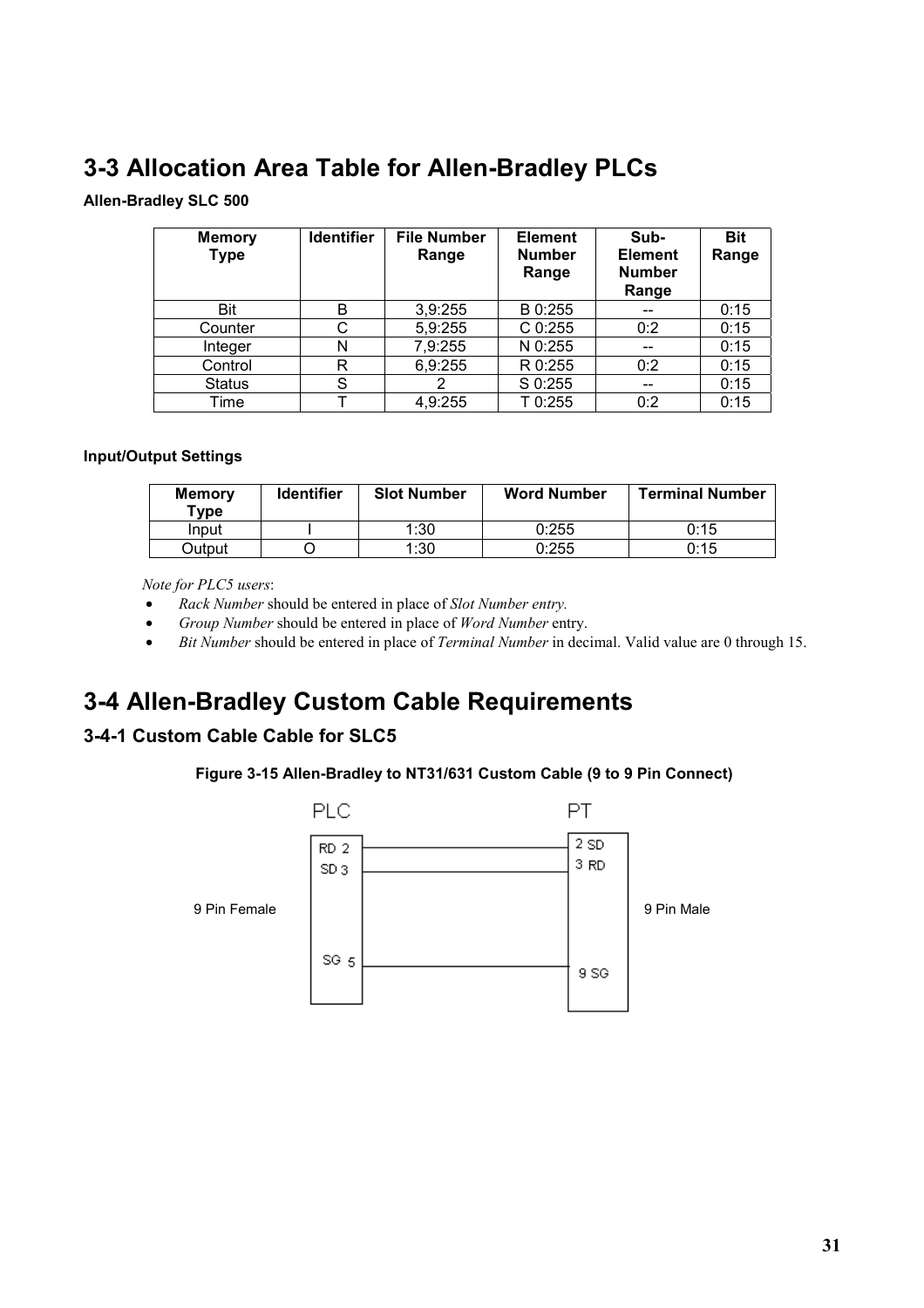# 3-3 Allocation Area Table for Allen-Bradley PLCs

**Allen-Bradley SLC 500**

| Memory Type | Identifier | File Number Range | Element Number Range | Sub-Element Number Range | Bit Range |
|---|---|---|---|---|---|
| Bit | B | 3,9:255 | B 0:255 | -- | 0:15 |
| Counter | C | 5,9:255 | C 0:255 | 0:2 | 0:15 |
| Integer | N | 7,9:255 | N 0:255 | -- | 0:15 |
| Control | R | 6,9:255 | R 0:255 | 0:2 | 0:15 |
| Status | S | 2 | S 0:255 | -- | 0:15 |
| Time | T | 4,9:255 | T 0:255 | 0:2 | 0:15 |

**Input/Output Settings**

| Memory Type | Identifier | Slot Number | Word Number | Terminal Number |
|---|---|---|---|---|
| Input | I | 1:30 | 0:255 | 0:15 |
| Output | O | 1:30 | 0:255 | 0:15 |

*Note for PLC5 users*:

- *Rack Number* should be entered in place of *Slot Number entry.*
- *Group Number* should be entered in place of *Word Number* entry.
- *Bit Number* should be entered in place of *Terminal Number* in decimal. Valid value are 0 through 15.

# 3-4 Allen-Bradley Custom Cable Requirements

## 3-4-1 Custom Cable Cable for SLC5

**Figure 3-15 Allen-Bradley to NT31/631 Custom Cable (9 to 9 Pin Connect)**

| PLC (9 Pin Female) | PT (9 Pin Male) |
|---|---|
| RD 2 | 2 SD |
| SD 3 | 3 RD |
| SG 5 | 9 SG |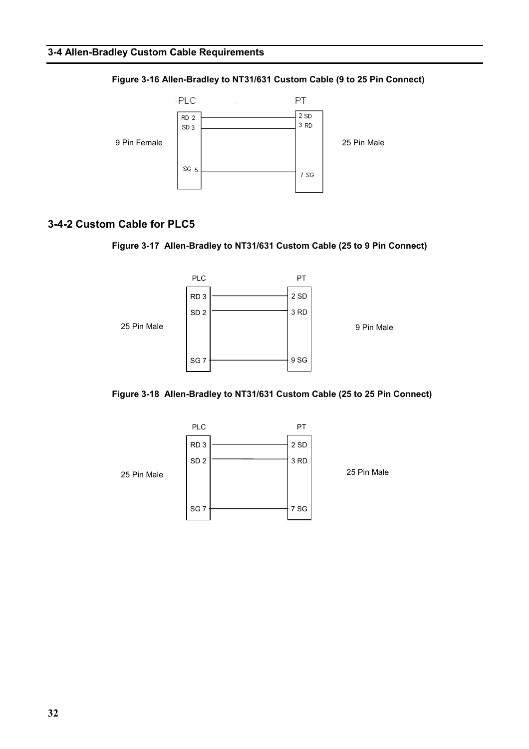## 3-4 Allen-Bradley Custom Cable Requirements

**Figure 3-16 Allen-Bradley to NT31/631 Custom Cable (9 to 25 Pin Connect)**

| PLC (9 Pin Female) | PT (25 Pin Male) |
|---|---|
| RD 2 | 2 SD |
| SD 3 | 3 RD |
| SG 5 | 7 SG |

### 3-4-2 Custom Cable for PLC5

**Figure 3-17 Allen-Bradley to NT31/631 Custom Cable (25 to 9 Pin Connect)**

| PLC (25 Pin Male) | PT (9 Pin Male) |
|---|---|
| RD 3 | 2 SD |
| SD 2 | 3 RD |
| SG 7 | 9 SG |

**Figure 3-18 Allen-Bradley to NT31/631 Custom Cable (25 to 25 Pin Connect)**

| PLC (25 Pin Male) | PT (25 Pin Male) |
|---|---|
| RD 3 | 2 SD |
| SD 2 | 3 RD |
| SG 7 | 7 SG |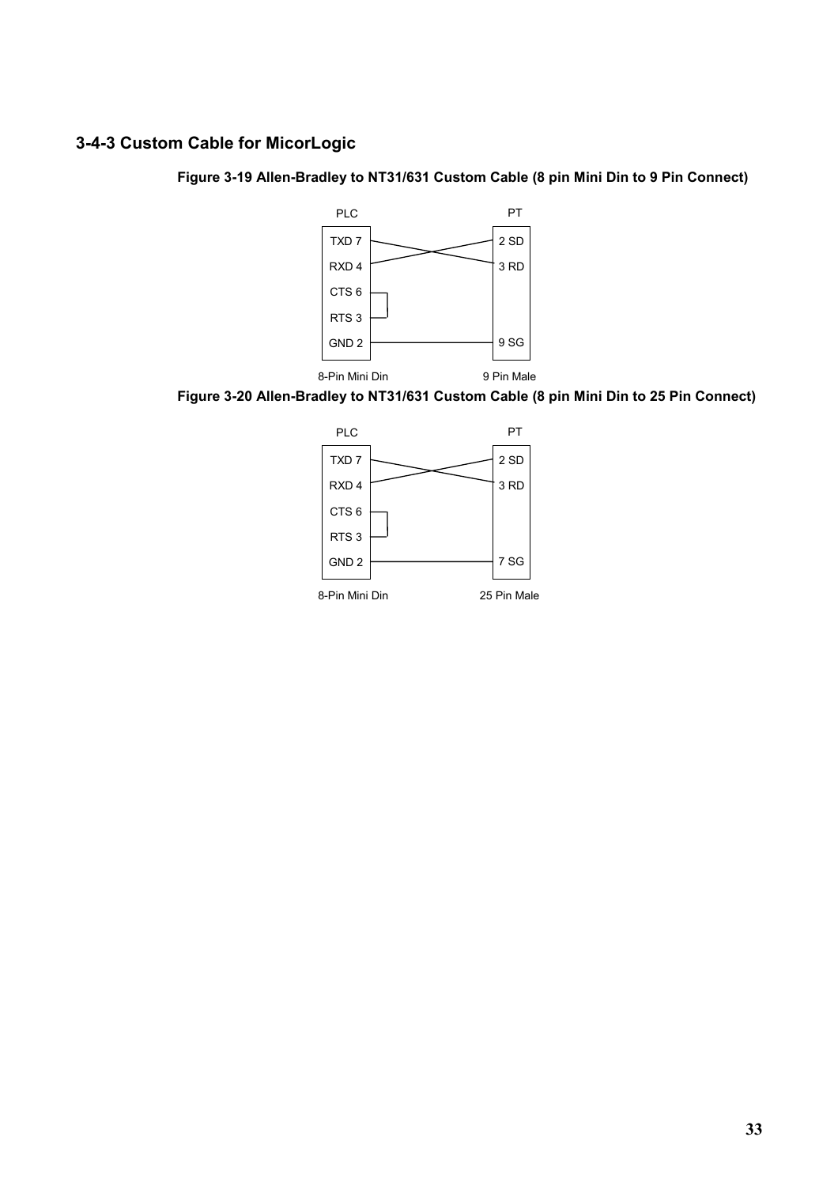### 3-4-3 Custom Cable for MicorLogic

**Figure 3-19 Allen-Bradley to NT31/631 Custom Cable (8 pin Mini Din to 9 Pin Connect)**

| PLC | PT |
|---|---|
| TXD 7 | 3 RD |
| RXD 4 | 2 SD |
| CTS 6 — RTS 3 (jumpered) | |
| GND 2 | 9 SG |
| 8-Pin Mini Din | 9 Pin Male |

**Figure 3-20 Allen-Bradley to NT31/631 Custom Cable (8 pin Mini Din to 25 Pin Connect)**

| PLC | PT |
|---|---|
| TXD 7 | 3 RD |
| RXD 4 | 2 SD |
| CTS 6 — RTS 3 (jumpered) | |
| GND 2 | 7 SG |
| 8-Pin Mini Din | 25 Pin Male |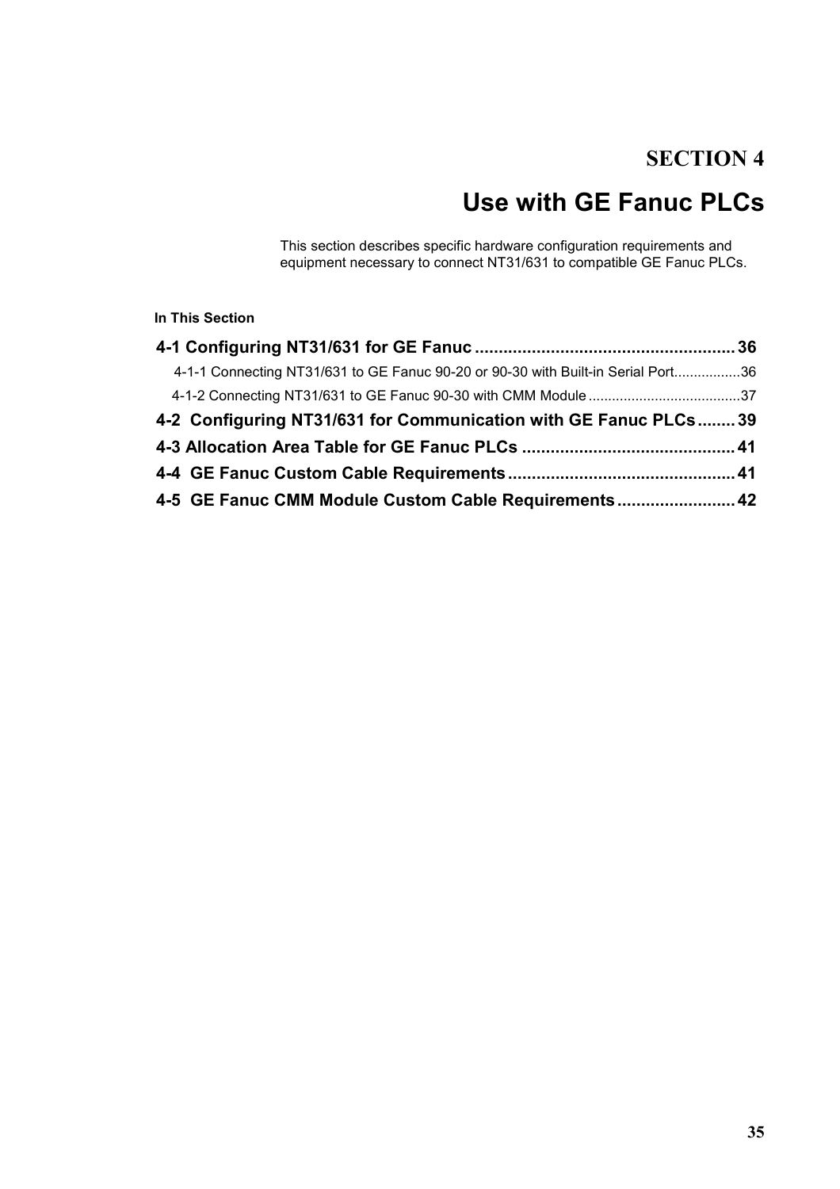# SECTION 4

# Use with GE Fanuc PLCs

This section describes specific hardware configuration requirements and equipment necessary to connect NT31/631 to compatible GE Fanuc PLCs.

**In This Section**

**4-1 Configuring NT31/631 for GE Fanuc .......................................................... 36**

4-1-1 Connecting NT31/631 to GE Fanuc 90-20 or 90-30 with Built-in Serial Port.................36

4-1-2 Connecting NT31/631 to GE Fanuc 90-30 with CMM Module .......................................37

**4-2 Configuring NT31/631 for Communication with GE Fanuc PLCs ........ 39**

**4-3 Allocation Area Table for GE Fanuc PLCs ............................................. 41**

**4-4 GE Fanuc Custom Cable Requirements ................................................ 41**

**4-5 GE Fanuc CMM Module Custom Cable Requirements ......................... 42**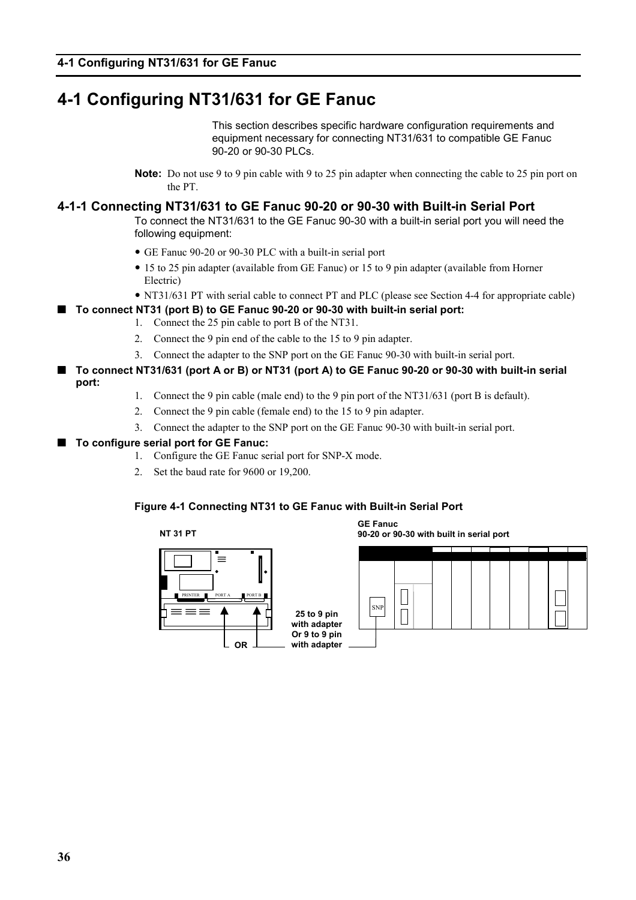# 4-1 Configuring NT31/631 for GE Fanuc

This section describes specific hardware configuration requirements and equipment necessary for connecting NT31/631 to compatible GE Fanuc 90-20 or 90-30 PLCs.

**Note:** Do not use 9 to 9 pin cable with 9 to 25 pin adapter when connecting the cable to 25 pin port on the PT.

## 4-1-1 Connecting NT31/631 to GE Fanuc 90-20 or 90-30 with Built-in Serial Port

To connect the NT31/631 to the GE Fanuc 90-30 with a built-in serial port you will need the following equipment:

- GE Fanuc 90-20 or 90-30 PLC with a built-in serial port
- 15 to 25 pin adapter (available from GE Fanuc) or 15 to 9 pin adapter (available from Horner Electric)
- NT31/631 PT with serial cable to connect PT and PLC (please see Section 4-4 for appropriate cable)

### ■ To connect NT31 (port B) to GE Fanuc 90-20 or 90-30 with built-in serial port:

1. Connect the 25 pin cable to port B of the NT31.
2. Connect the 9 pin end of the cable to the 15 to 9 pin adapter.
3. Connect the adapter to the SNP port on the GE Fanuc 90-30 with built-in serial port.

### ■ To connect NT31/631 (port A or B) or NT31 (port A) to GE Fanuc 90-20 or 90-30 with built-in serial port:

1. Connect the 9 pin cable (male end) to the 9 pin port of the NT31/631 (port B is default).
2. Connect the 9 pin cable (female end) to the 15 to 9 pin adapter.
3. Connect the adapter to the SNP port on the GE Fanuc 90-30 with built-in serial port.

### ■ To configure serial port for GE Fanuc:

1. Configure the GE Fanuc serial port for SNP-X mode.
2. Set the baud rate for 9600 or 19,200.

**Figure 4-1 Connecting NT31 to GE Fanuc with Built-in Serial Port**

NT 31 PT

PRINTER PORT A PORT B

OR

25 to 9 pin with adapter Or 9 to 9 pin with adapter

GE Fanuc 90-20 or 90-30 with built in serial port

SNP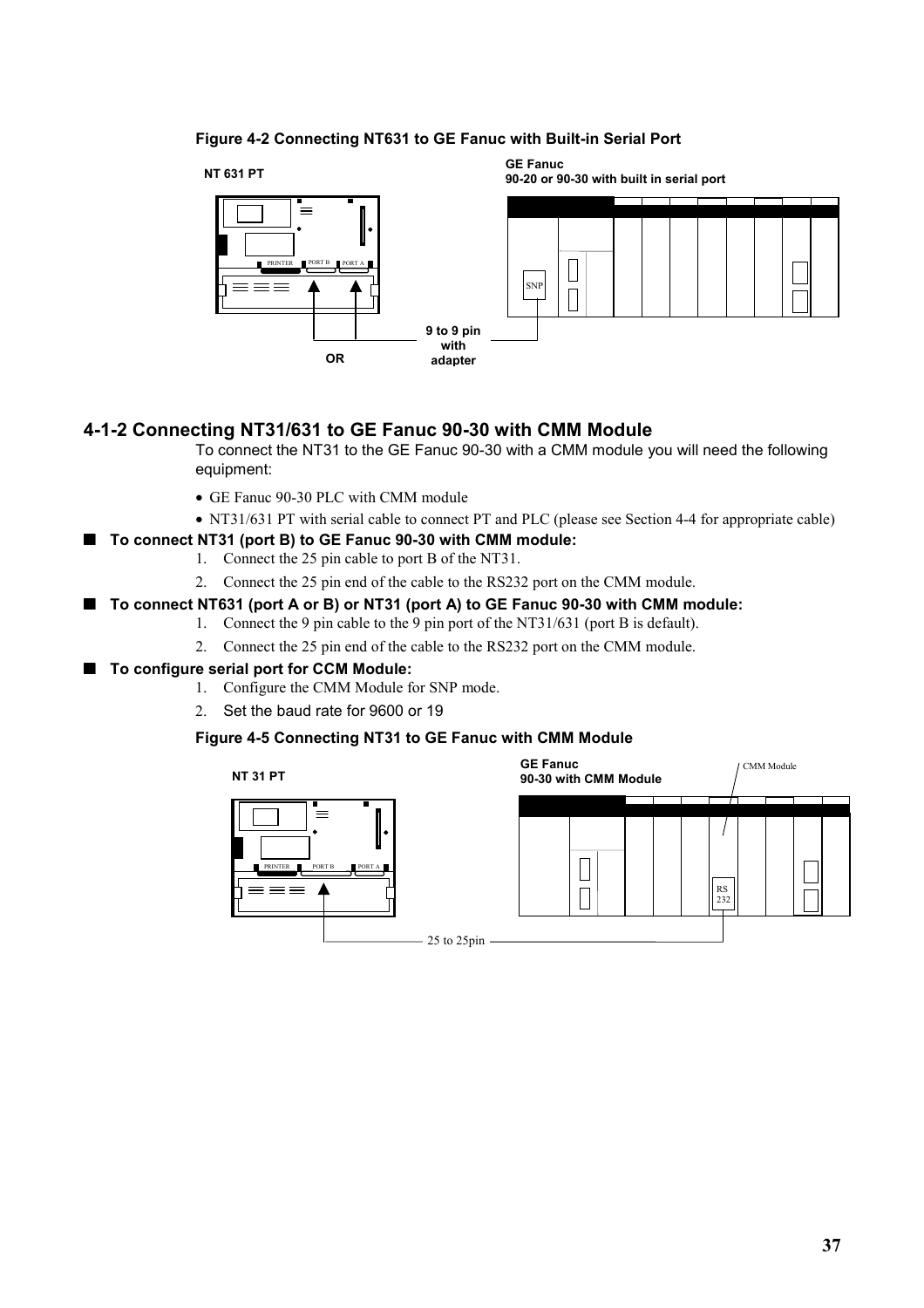**Figure 4-2 Connecting NT631 to GE Fanuc with Built-in Serial Port**

NT 631 PT

GE Fanuc
90-20 or 90-30 with built in serial port

PRINTER PORT B PORT A

SNP

9 to 9 pin with adapter

OR

## 4-1-2 Connecting NT31/631 to GE Fanuc 90-30 with CMM Module

To connect the NT31 to the GE Fanuc 90-30 with a CMM module you will need the following equipment:

- GE Fanuc 90-30 PLC with CMM module
- NT31/631 PT with serial cable to connect PT and PLC (please see Section 4-4 for appropriate cable)

### ■ To connect NT31 (port B) to GE Fanuc 90-30 with CMM module:

1. Connect the 25 pin cable to port B of the NT31.
2. Connect the 25 pin end of the cable to the RS232 port on the CMM module.

### ■ To connect NT631 (port A or B) or NT31 (port A) to GE Fanuc 90-30 with CMM module:

1. Connect the 9 pin cable to the 9 pin port of the NT31/631 (port B is default).
2. Connect the 25 pin end of the cable to the RS232 port on the CMM module.

### ■ To configure serial port for CCM Module:

1. Configure the CMM Module for SNP mode.
2. Set the baud rate for 9600 or 19

**Figure 4-5 Connecting NT31 to GE Fanuc with CMM Module**

NT 31 PT

GE Fanuc
90-30 with CMM Module

CMM Module

PRINTER PORT B PORT A

RS 232

25 to 25pin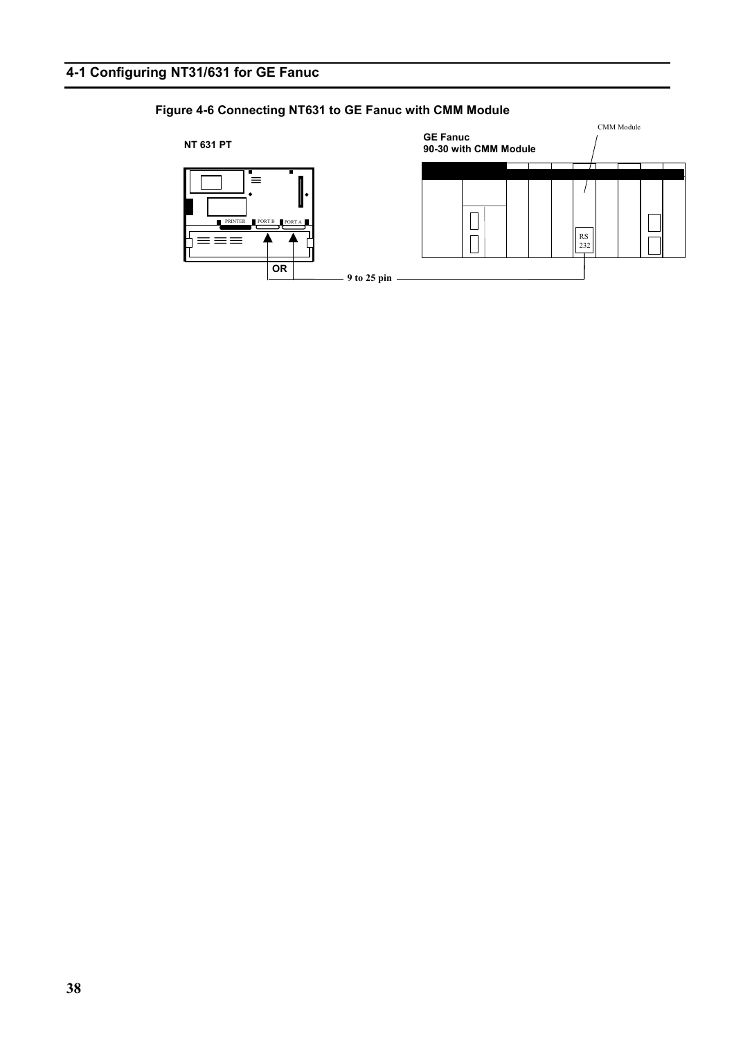## 4-1 Configuring NT31/631 for GE Fanuc

**Figure 4-6 Connecting NT631 to GE Fanuc with CMM Module**

**NT 631 PT**

PRINTER PORT B PORT A

OR

**GE Fanuc**
**90-30 with CMM Module**

CMM Module

RS 232

9 to 25 pin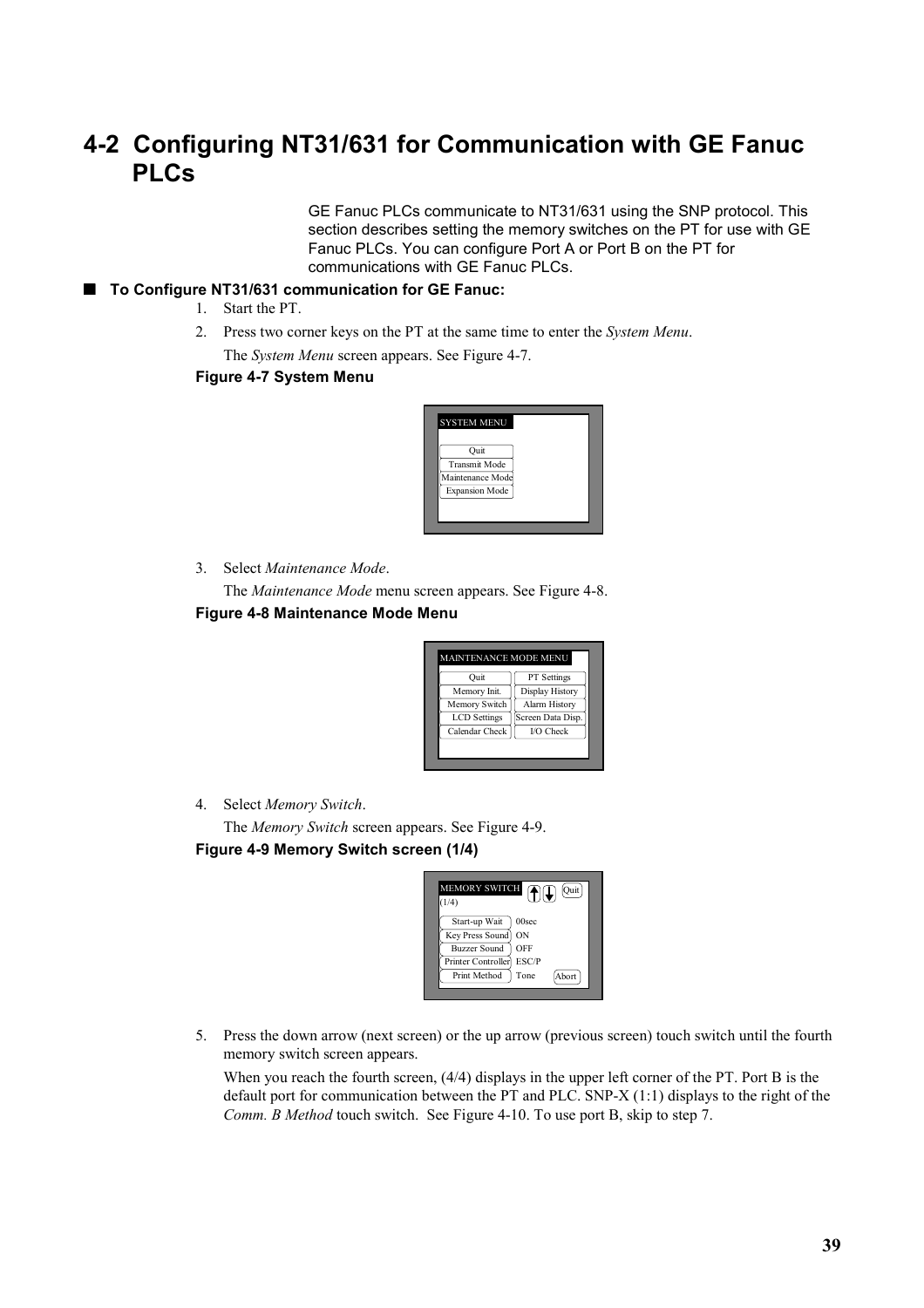# 4-2 Configuring NT31/631 for Communication with GE Fanuc PLCs

GE Fanuc PLCs communicate to NT31/631 using the SNP protocol. This section describes setting the memory switches on the PT for use with GE Fanuc PLCs. You can configure Port A or Port B on the PT for communications with GE Fanuc PLCs.

## ■ To Configure NT31/631 communication for GE Fanuc:

1. Start the PT.
2. Press two corner keys on the PT at the same time to enter the *System Menu*.

   The *System Menu* screen appears. See Figure 4-7.

**Figure 4-7 System Menu**

SYSTEM MENU
- Quit
- Transmit Mode
- Maintenance Mode
- Expansion Mode

3. Select *Maintenance Mode*.

   The *Maintenance Mode* menu screen appears. See Figure 4-8.

**Figure 4-8 Maintenance Mode Menu**

MAINTENANCE MODE MENU

| | |
|---|---|
| Quit | PT Settings |
| Memory Init. | Display History |
| Memory Switch | Alarm History |
| LCD Settings | Screen Data Disp. |
| Calendar Check | I/O Check |

4. Select *Memory Switch*.

   The *Memory Switch* screen appears. See Figure 4-9.

**Figure 4-9 Memory Switch screen (1/4)**

MEMORY SWITCH (1/4) — Quit, Abort

| | |
|---|---|
| Start-up Wait | 00sec |
| Key Press Sound | ON |
| Buzzer Sound | OFF |
| Printer Controller | ESC/P |
| Print Method | Tone |

5. Press the down arrow (next screen) or the up arrow (previous screen) touch switch until the fourth memory switch screen appears.

   When you reach the fourth screen, (4/4) displays in the upper left corner of the PT. Port B is the default port for communication between the PT and PLC. SNP-X (1:1) displays to the right of the *Comm. B Method* touch switch. See Figure 4-10. To use port B, skip to step 7.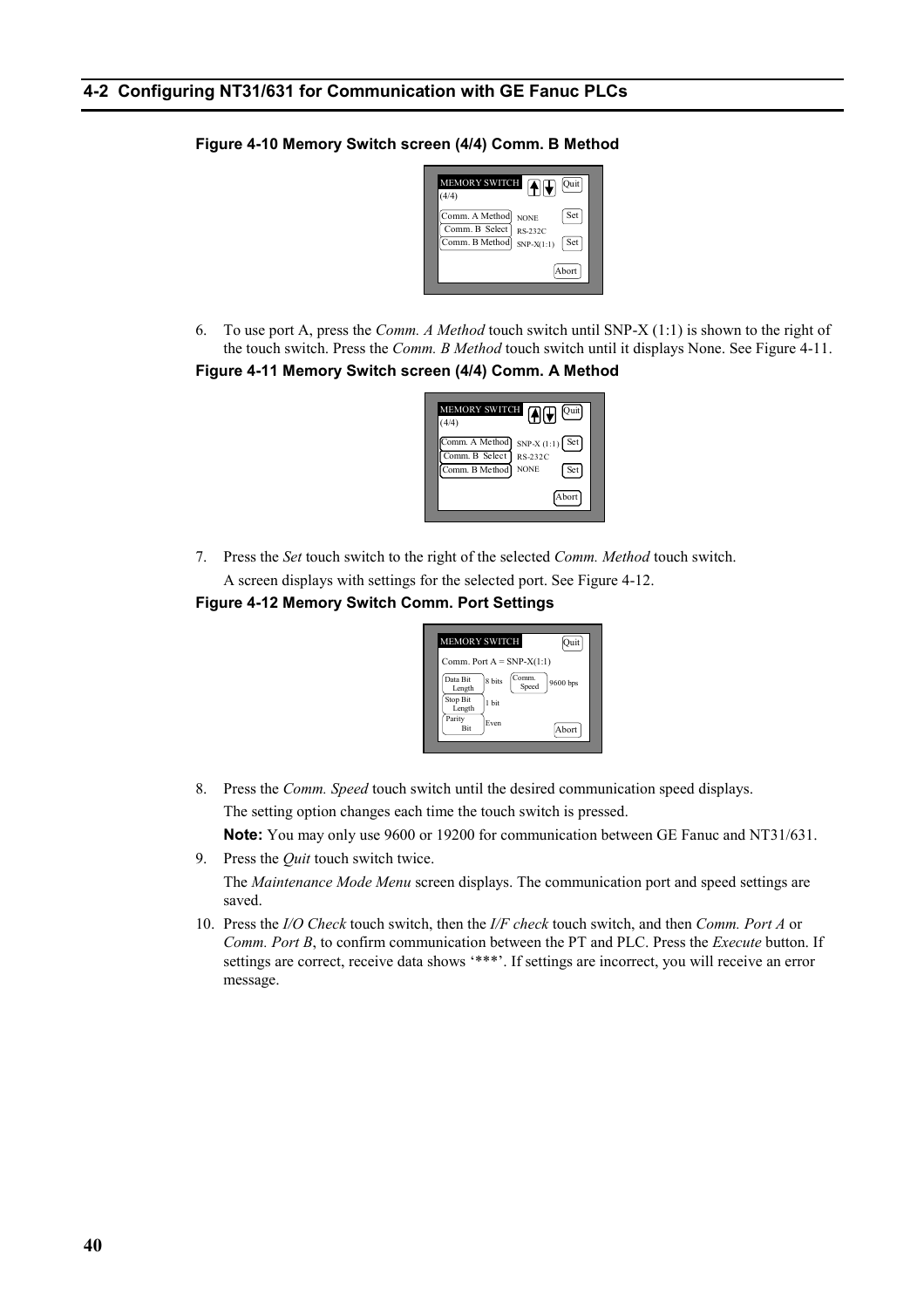## 4-2 Configuring NT31/631 for Communication with GE Fanuc PLCs

**Figure 4-10 Memory Switch screen (4/4) Comm. B Method**

MEMORY SWITCH (4/4) Quit

Comm. A Method NONE Set
Comm. B Select RS-232C
Comm. B Method SNP-X(1:1) Set

Abort

6. To use port A, press the *Comm. A Method* touch switch until SNP-X (1:1) is shown to the right of the touch switch. Press the *Comm. B Method* touch switch until it displays None. See Figure 4-11.

**Figure 4-11 Memory Switch screen (4/4) Comm. A Method**

MEMORY SWITCH (4/4) Quit

Comm. A Method SNP-X (1:1) Set
Comm. B Select RS-232C
Comm. B Method NONE Set

Abort

7. Press the *Set* touch switch to the right of the selected *Comm. Method* touch switch.

   A screen displays with settings for the selected port. See Figure 4-12.

**Figure 4-12 Memory Switch Comm. Port Settings**

MEMORY SWITCH Quit

Comm. Port A = SNP-X(1:1)

Data Bit Length 8 bits Comm. Speed 9600 bps
Stop Bit Length 1 bit
Parity Bit Even

Abort

8. Press the *Comm. Speed* touch switch until the desired communication speed displays.

   The setting option changes each time the touch switch is pressed.

   **Note:** You may only use 9600 or 19200 for communication between GE Fanuc and NT31/631.

9. Press the *Quit* touch switch twice.

   The *Maintenance Mode Menu* screen displays. The communication port and speed settings are saved.

10. Press the *I/O Check* touch switch, then the *I/F check* touch switch, and then *Comm. Port A* or *Comm. Port B*, to confirm communication between the PT and PLC. Press the *Execute* button. If settings are correct, receive data shows '***'. If settings are incorrect, you will receive an error message.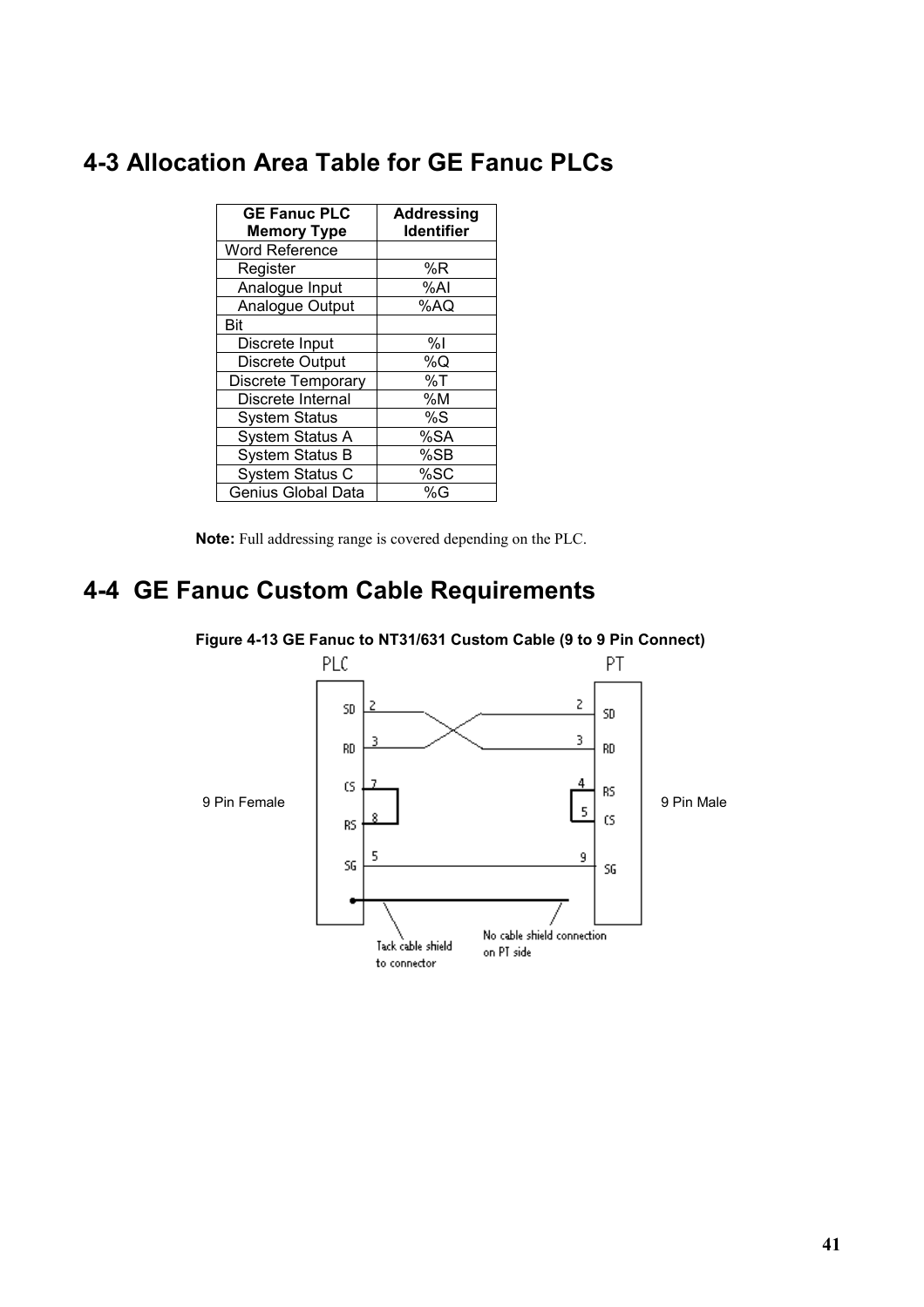## 4-3 Allocation Area Table for GE Fanuc PLCs

| GE Fanuc PLC Memory Type | Addressing Identifier |
|---|---|
| Word Reference | |
| Register | %R |
| Analogue Input | %AI |
| Analogue Output | %AQ |
| Bit | |
| Discrete Input | %I |
| Discrete Output | %Q |
| Discrete Temporary | %T |
| Discrete Internal | %M |
| System Status | %S |
| System Status A | %SA |
| System Status B | %SB |
| System Status C | %SC |
| Genius Global Data | %G |

**Note:** Full addressing range is covered depending on the PLC.

## 4-4 GE Fanuc Custom Cable Requirements

**Figure 4-13 GE Fanuc to NT31/631 Custom Cable (9 to 9 Pin Connect)**

PLC (9 Pin Female) — PT (9 Pin Male)

- PLC SD 2 — PT RD 3
- PLC RD 3 — PT SD 2
- PLC CS 7 — PLC RS 8 (jumpered)
- PT RS 4 — PT CS 5 (jumpered)
- PLC SG 5 — PT SG 9

Tack cable shield to connector

No cable shield connection on PT side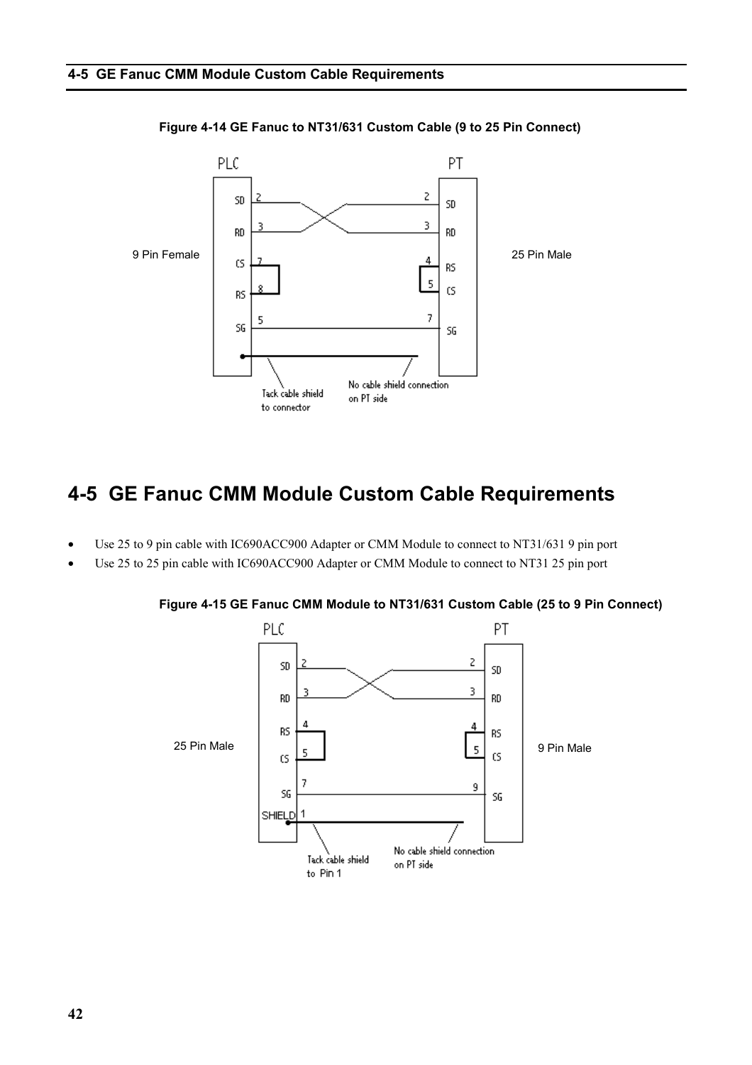**Figure 4-14 GE Fanuc to NT31/631 Custom Cable (9 to 25 Pin Connect)**

# 4-5 GE Fanuc CMM Module Custom Cable Requirements

- Use 25 to 9 pin cable with IC690ACC900 Adapter or CMM Module to connect to NT31/631 9 pin port
- Use 25 to 25 pin cable with IC690ACC900 Adapter or CMM Module to connect to NT31 25 pin port

**Figure 4-15 GE Fanuc CMM Module to NT31/631 Custom Cable (25 to 9 Pin Connect)**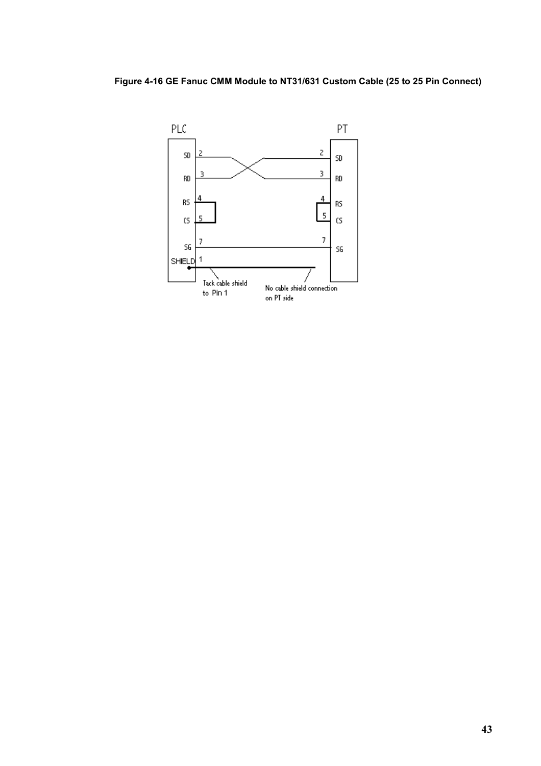**Figure 4-16 GE Fanuc CMM Module to NT31/631 Custom Cable (25 to 25 Pin Connect)**

PLC

SD 2
RD 3
RS 4
CS 5
SG 7
SHIELD 1

PT

2 SD
3 RD
4 RS
5 CS
7 SG

Tack cable shield to Pin 1

No cable shield connection on PT side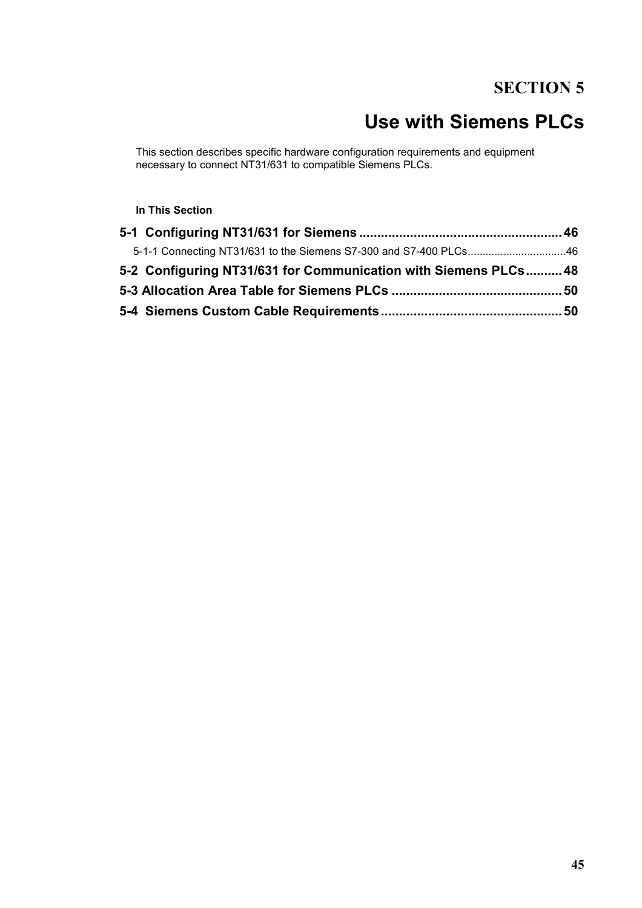# SECTION 5

# Use with Siemens PLCs

This section describes specific hardware configuration requirements and equipment necessary to connect NT31/631 to compatible Siemens PLCs.

**In This Section**

**5-1 Configuring NT31/631 for Siemens ........................................................ 46**

5-1-1 Connecting NT31/631 to the Siemens S7-300 and S7-400 PLCs................................46

**5-2 Configuring NT31/631 for Communication with Siemens PLCs.......... 48**

**5-3 Allocation Area Table for Siemens PLCs ............................................... 50**

**5-4 Siemens Custom Cable Requirements.................................................. 50**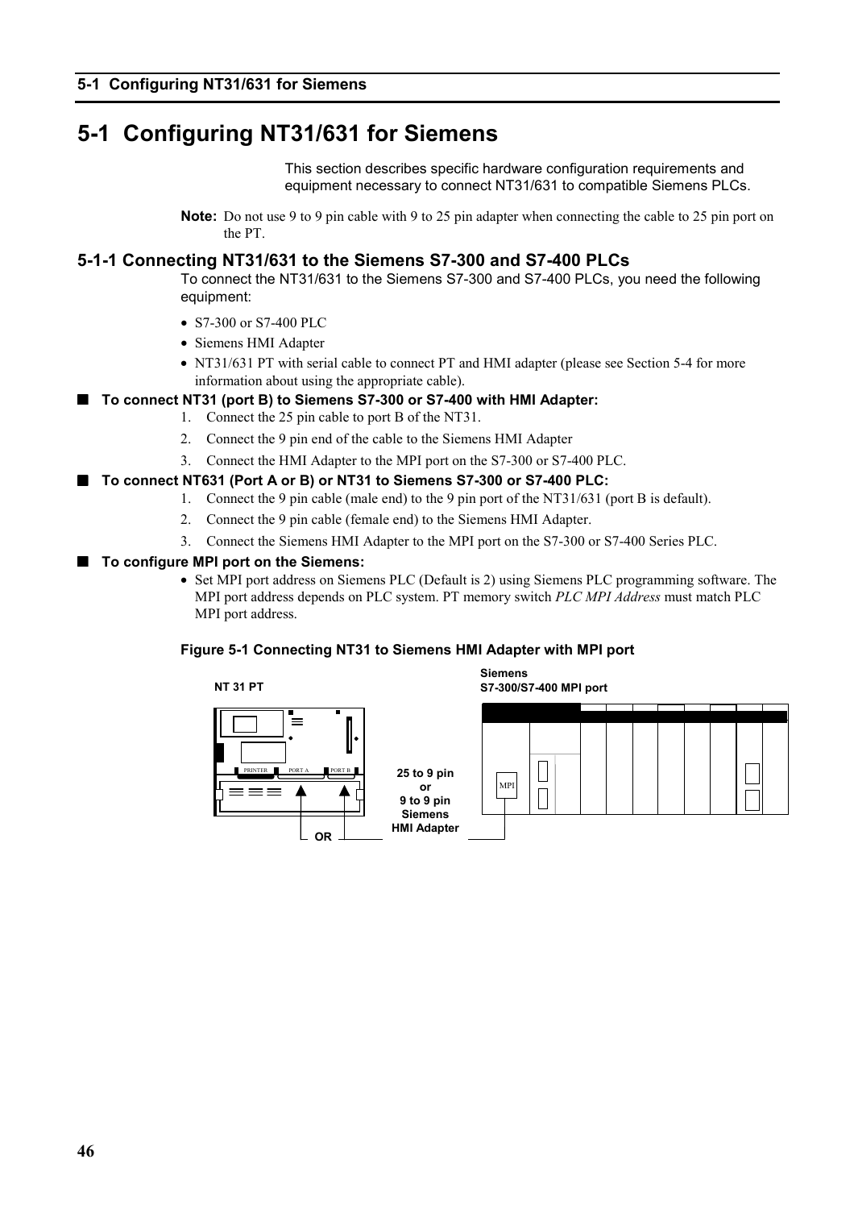# 5-1 Configuring NT31/631 for Siemens

This section describes specific hardware configuration requirements and equipment necessary to connect NT31/631 to compatible Siemens PLCs.

**Note:** Do not use 9 to 9 pin cable with 9 to 25 pin adapter when connecting the cable to 25 pin port on the PT.

## 5-1-1 Connecting NT31/631 to the Siemens S7-300 and S7-400 PLCs

To connect the NT31/631 to the Siemens S7-300 and S7-400 PLCs, you need the following equipment:

- S7-300 or S7-400 PLC
- Siemens HMI Adapter
- NT31/631 PT with serial cable to connect PT and HMI adapter (please see Section 5-4 for more information about using the appropriate cable).

### ■ To connect NT31 (port B) to Siemens S7-300 or S7-400 with HMI Adapter:

1. Connect the 25 pin cable to port B of the NT31.
2. Connect the 9 pin end of the cable to the Siemens HMI Adapter
3. Connect the HMI Adapter to the MPI port on the S7-300 or S7-400 PLC.

### ■ To connect NT631 (Port A or B) or NT31 to Siemens S7-300 or S7-400 PLC:

1. Connect the 9 pin cable (male end) to the 9 pin port of the NT31/631 (port B is default).
2. Connect the 9 pin cable (female end) to the Siemens HMI Adapter.
3. Connect the Siemens HMI Adapter to the MPI port on the S7-300 or S7-400 Series PLC.

### ■ To configure MPI port on the Siemens:

- Set MPI port address on Siemens PLC (Default is 2) using Siemens PLC programming software. The MPI port address depends on PLC system. PT memory switch *PLC MPI Address* must match PLC MPI port address.

**Figure 5-1 Connecting NT31 to Siemens HMI Adapter with MPI port**

NT 31 PT

PRINTER PORT A PORT B

OR

25 to 9 pin or 9 to 9 pin Siemens HMI Adapter

Siemens S7-300/S7-400 MPI port

MPI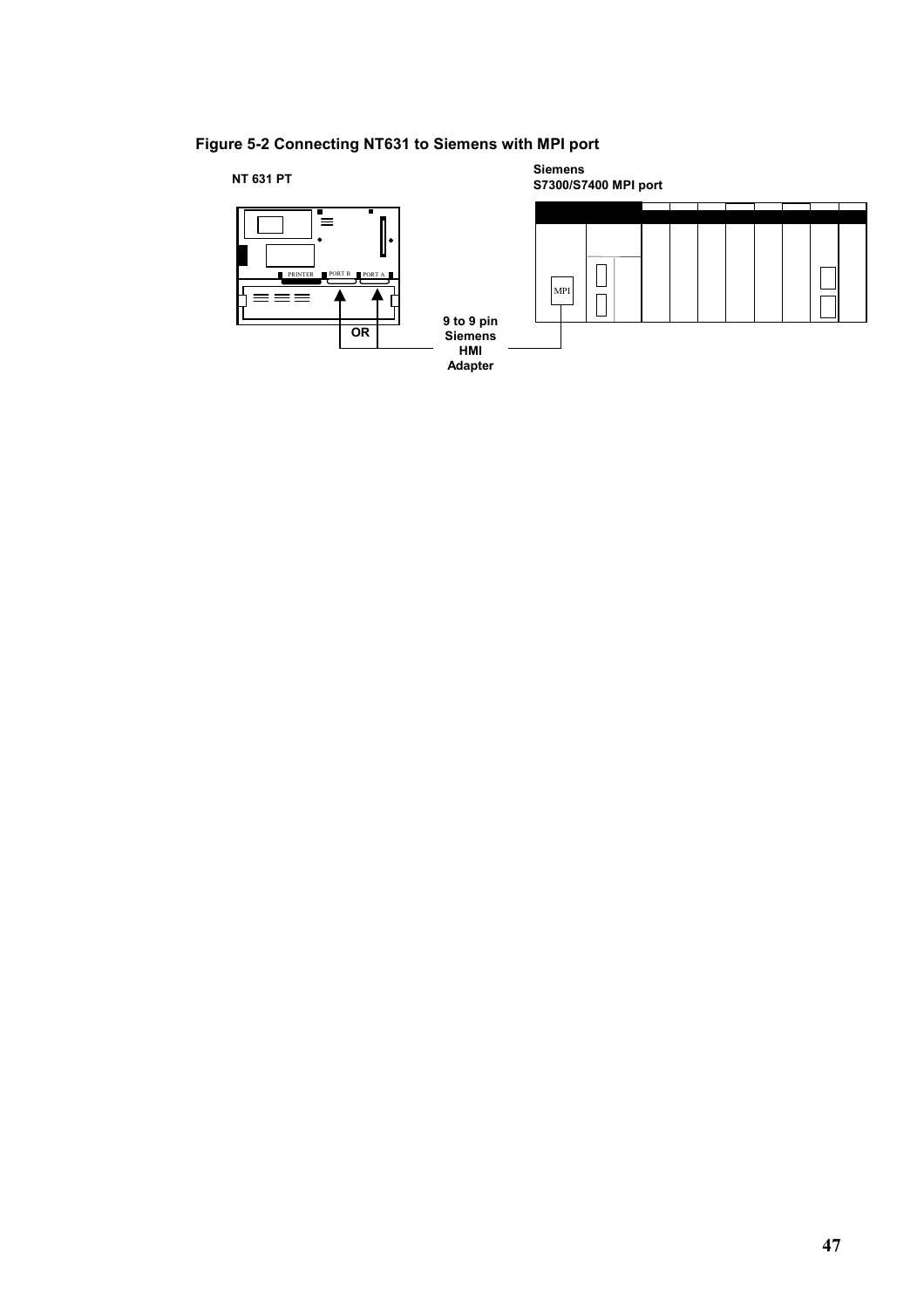**Figure 5-2 Connecting NT631 to Siemens with MPI port**

NT 631 PT

Siemens
S7300/S7400 MPI port

PRINTER PORT B PORT A

OR

9 to 9 pin
Siemens
HMI
Adapter

MPI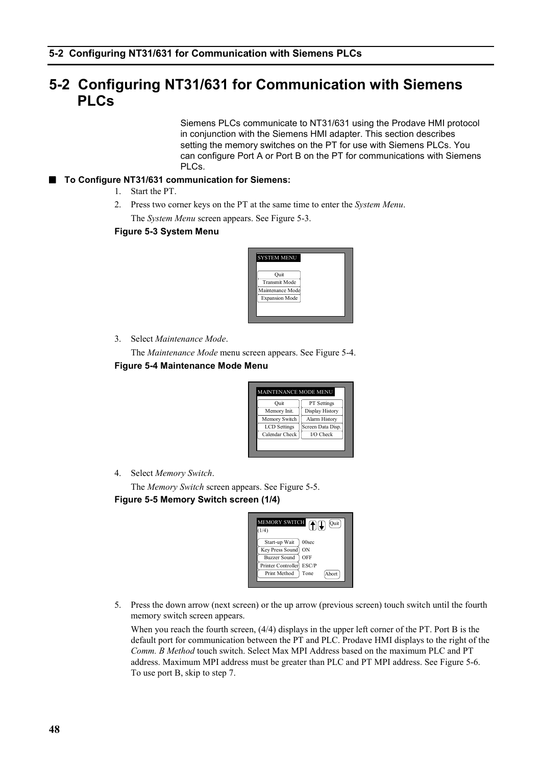# 5-2 Configuring NT31/631 for Communication with Siemens PLCs

Siemens PLCs communicate to NT31/631 using the Prodave HMI protocol in conjunction with the Siemens HMI adapter. This section describes setting the memory switches on the PT for use with Siemens PLCs. You can configure Port A or Port B on the PT for communications with Siemens PLCs.

■ **To Configure NT31/631 communication for Siemens:**

1. Start the PT.
2. Press two corner keys on the PT at the same time to enter the *System Menu*.

   The *System Menu* screen appears. See Figure 5-3.

**Figure 5-3 System Menu**

SYSTEM MENU

- Quit
- Transmit Mode
- Maintenance Mode
- Expansion Mode

3. Select *Maintenance Mode*.

   The *Maintenance Mode* menu screen appears. See Figure 5-4.

**Figure 5-4 Maintenance Mode Menu**

MAINTENANCE MODE MENU

| | |
|---|---|
| Quit | PT Settings |
| Memory Init. | Display History |
| Memory Switch | Alarm History |
| LCD Settings | Screen Data Disp. |
| Calendar Check | I/O Check |

4. Select *Memory Switch*.

   The *Memory Switch* screen appears. See Figure 5-5.

**Figure 5-5 Memory Switch screen (1/4)**

MEMORY SWITCH (1/4) Quit

| | |
|---|---|
| Start-up Wait | 00sec |
| Key Press Sound | ON |
| Buzzer Sound | OFF |
| Printer Controller | ESC/P |
| Print Method | Tone |

Abort

5. Press the down arrow (next screen) or the up arrow (previous screen) touch switch until the fourth memory switch screen appears.

   When you reach the fourth screen, (4/4) displays in the upper left corner of the PT. Port B is the default port for communication between the PT and PLC. Prodave HMI displays to the right of the *Comm. B Method* touch switch. Select Max MPI Address based on the maximum PLC and PT address. Maximum MPI address must be greater than PLC and PT MPI address. See Figure 5-6. To use port B, skip to step 7.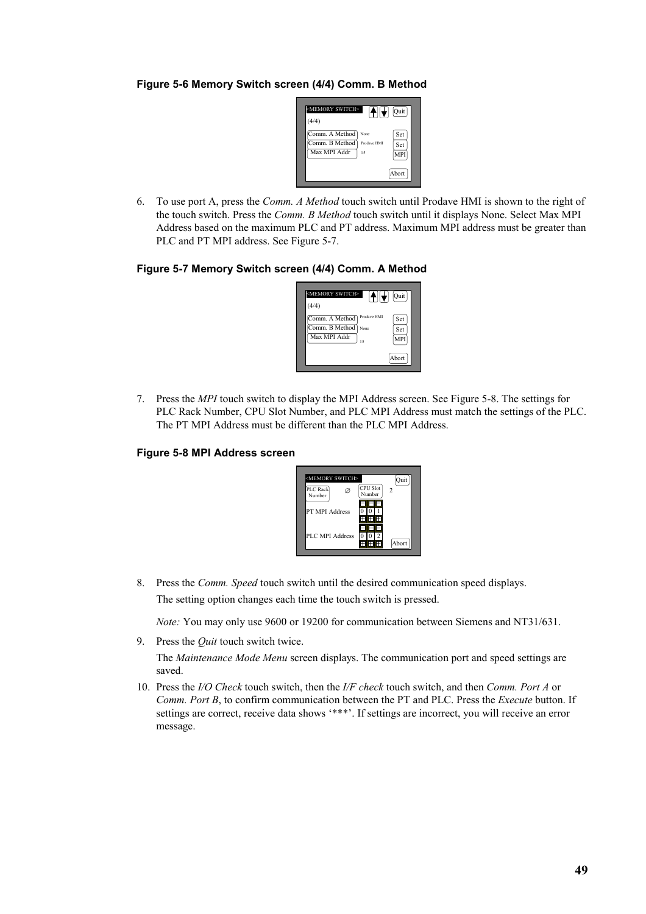**Figure 5-6 Memory Switch screen (4/4) Comm. B Method**

6. To use port A, press the *Comm. A Method* touch switch until Prodave HMI is shown to the right of the touch switch. Press the *Comm. B Method* touch switch until it displays None. Select Max MPI Address based on the maximum PLC and PT address. Maximum MPI address must be greater than PLC and PT MPI address. See Figure 5-7.

**Figure 5-7 Memory Switch screen (4/4) Comm. A Method**

7. Press the *MPI* touch switch to display the MPI Address screen. See Figure 5-8. The settings for PLC Rack Number, CPU Slot Number, and PLC MPI Address must match the settings of the PLC. The PT MPI Address must be different than the PLC MPI Address.

**Figure 5-8 MPI Address screen**

8. Press the *Comm. Speed* touch switch until the desired communication speed displays.

   The setting option changes each time the touch switch is pressed.

   *Note:* You may only use 9600 or 19200 for communication between Siemens and NT31/631.

9. Press the *Quit* touch switch twice.

   The *Maintenance Mode Menu* screen displays. The communication port and speed settings are saved.

10. Press the *I/O Check* touch switch, then the *I/F check* touch switch, and then *Comm. Port A* or *Comm. Port B*, to confirm communication between the PT and PLC. Press the *Execute* button. If settings are correct, receive data shows '***'. If settings are incorrect, you will receive an error message.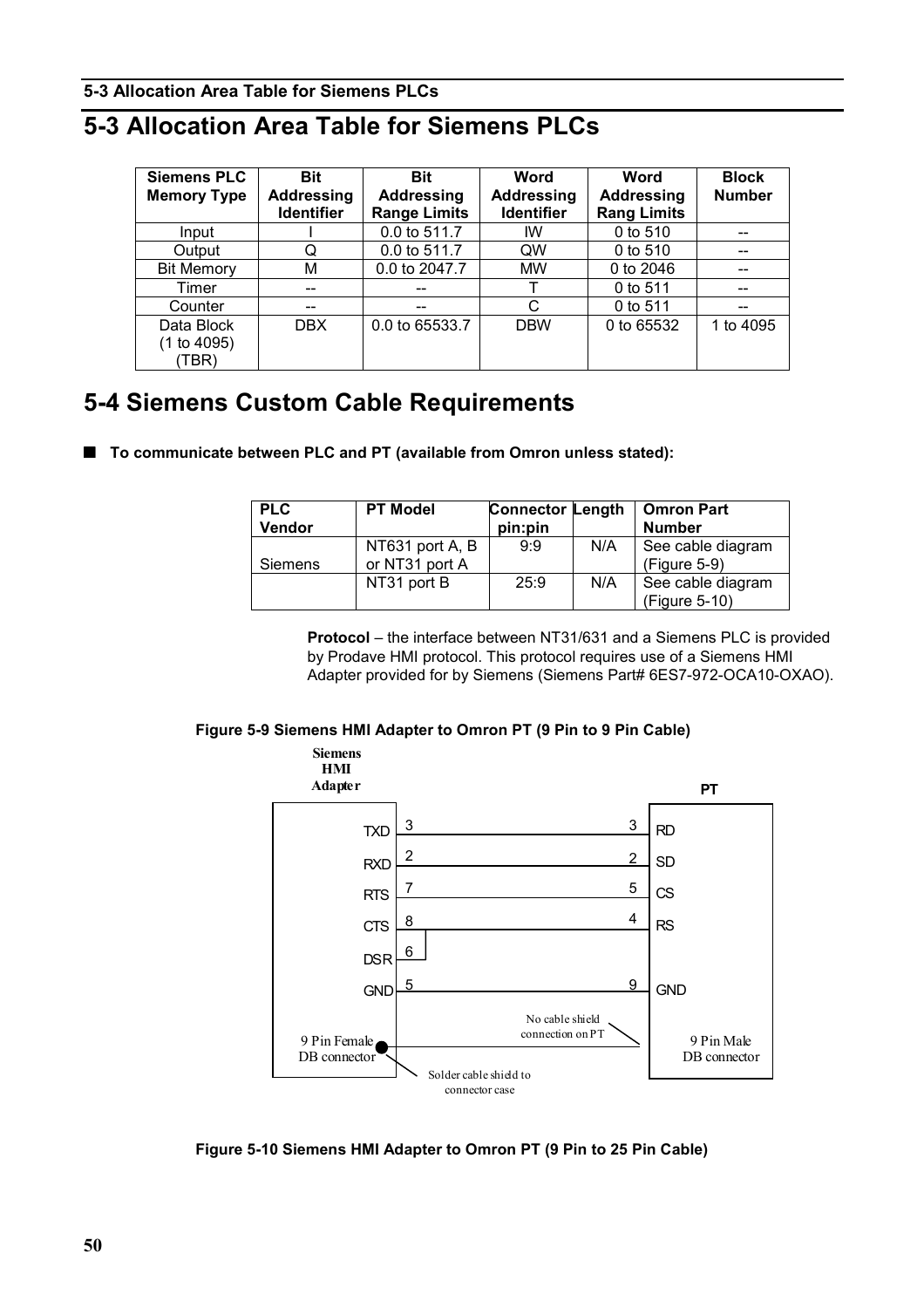# 5-3 Allocation Area Table for Siemens PLCs

| Siemens PLC Memory Type | Bit Addressing Identifier | Bit Addressing Range Limits | Word Addressing Identifier | Word Addressing Rang Limits | Block Number |
|---|---|---|---|---|---|
| Input | I | 0.0 to 511.7 | IW | 0 to 510 | -- |
| Output | Q | 0.0 to 511.7 | QW | 0 to 510 | -- |
| Bit Memory | M | 0.0 to 2047.7 | MW | 0 to 2046 | -- |
| Timer | -- | -- | T | 0 to 511 | -- |
| Counter | -- | -- | C | 0 to 511 | -- |
| Data Block (1 to 4095) (TBR) | DBX | 0.0 to 65533.7 | DBW | 0 to 65532 | 1 to 4095 |

# 5-4 Siemens Custom Cable Requirements

■ **To communicate between PLC and PT (available from Omron unless stated):**

| PLC Vendor | PT Model | Connector pin:pin | Length | Omron Part Number |
|---|---|---|---|---|
| Siemens | NT631 port A, B or NT31 port A | 9:9 | N/A | See cable diagram (Figure 5-9) |
| | NT31 port B | 25:9 | N/A | See cable diagram (Figure 5-10) |

**Protocol** – the interface between NT31/631 and a Siemens PLC is provided by Prodave HMI protocol. This protocol requires use of a Siemens HMI Adapter provided for by Siemens (Siemens Part# 6ES7-972-OCA10-OXAO).

**Figure 5-9 Siemens HMI Adapter to Omron PT (9 Pin to 9 Pin Cable)**

| Siemens HMI Adapter (9 Pin Female DB connector) | Pin | Pin | PT (9 Pin Male DB connector) |
|---|---|---|---|
| TXD | 3 | 3 | RD |
| RXD | 2 | 2 | SD |
| RTS | 7 | 5 | CS |
| CTS | 8 | 4 | RS |
| DSR | 6 (jumpered to 8) | | |
| GND | 5 | 9 | GND |

Solder cable shield to connector case. No cable shield connection on PT.

**Figure 5-10 Siemens HMI Adapter to Omron PT (9 Pin to 25 Pin Cable)**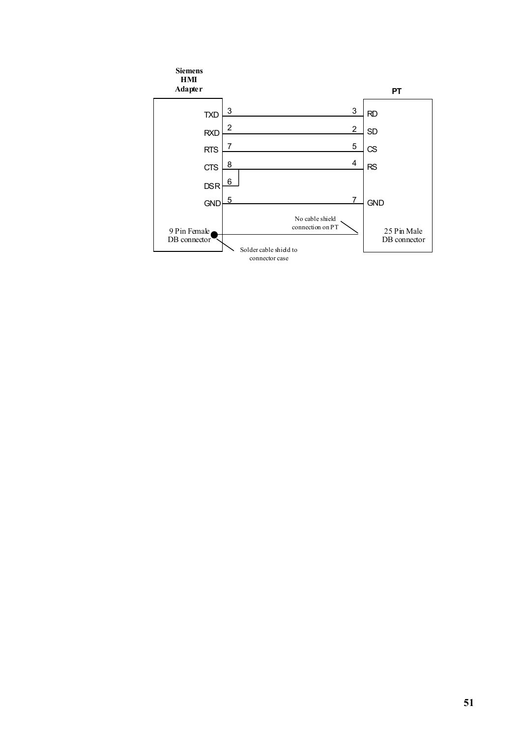**Siemens HMI Adapter**

**PT**

| Siemens HMI Adapter Signal | Pin | PT Pin | PT Signal |
| --- | --- | --- | --- |
| TXD | 3 | 3 | RD |
| RXD | 2 | 2 | SD |
| RTS | 7 | 5 | CS |
| CTS | 8 | 4 | RS |
| DSR | 6 | | |
| GND | 5 | 7 | GND |

9 Pin Female DB connector

25 Pin Male DB connector

No cable shield connection on PT

Solder cable shield to connector case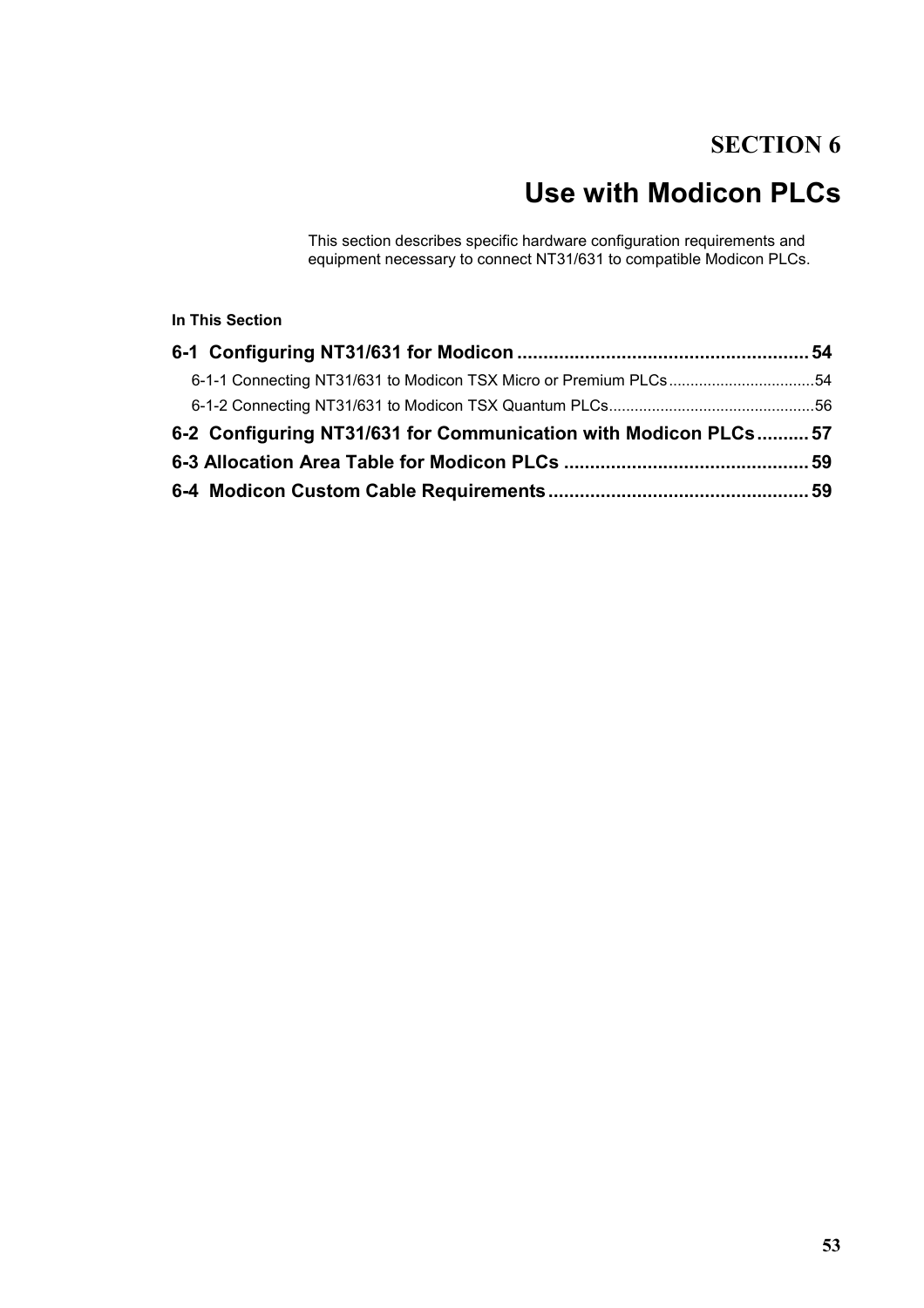# SECTION 6

# Use with Modicon PLCs

This section describes specific hardware configuration requirements and equipment necessary to connect NT31/631 to compatible Modicon PLCs.

**In This Section**

**6-1 Configuring NT31/631 for Modicon .......................................................... 54**

6-1-1 Connecting NT31/631 to Modicon TSX Micro or Premium PLCs ..................................54

6-1-2 Connecting NT31/631 to Modicon TSX Quantum PLCs...............................................56

**6-2 Configuring NT31/631 for Communication with Modicon PLCs.......... 57**

**6-3 Allocation Area Table for Modicon PLCs ............................................. 59**

**6-4 Modicon Custom Cable Requirements................................................. 59**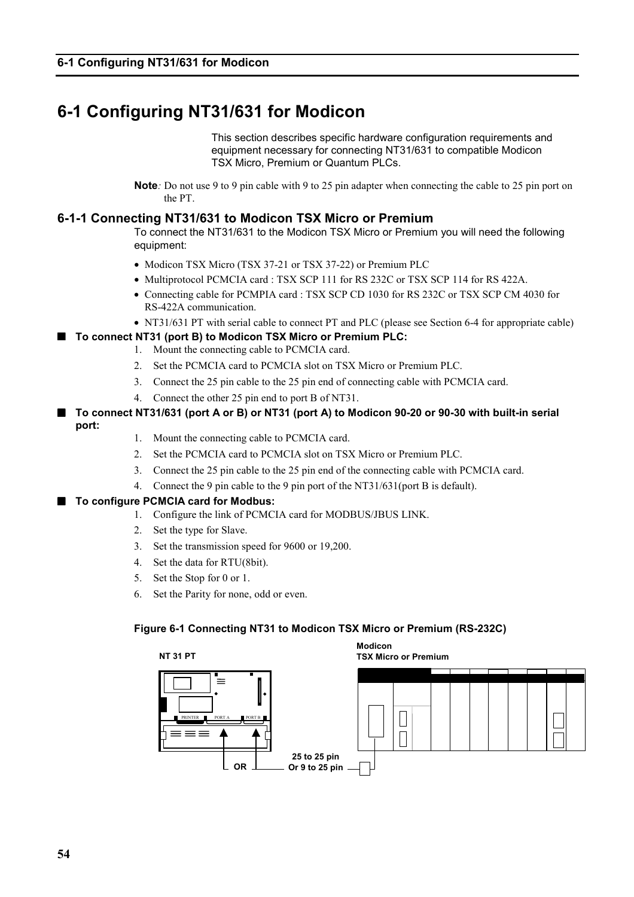# 6-1 Configuring NT31/631 for Modicon

This section describes specific hardware configuration requirements and equipment necessary for connecting NT31/631 to compatible Modicon TSX Micro, Premium or Quantum PLCs.

**Note**: Do not use 9 to 9 pin cable with 9 to 25 pin adapter when connecting the cable to 25 pin port on the PT.

## 6-1-1 Connecting NT31/631 to Modicon TSX Micro or Premium

To connect the NT31/631 to the Modicon TSX Micro or Premium you will need the following equipment:

- Modicon TSX Micro (TSX 37-21 or TSX 37-22) or Premium PLC
- Multiprotocol PCMCIA card : TSX SCP 111 for RS 232C or TSX SCP 114 for RS 422A.
- Connecting cable for PCMPIA card : TSX SCP CD 1030 for RS 232C or TSX SCP CM 4030 for RS-422A communication.
- NT31/631 PT with serial cable to connect PT and PLC (please see Section 6-4 for appropriate cable)

### ■ To connect NT31 (port B) to Modicon TSX Micro or Premium PLC:

1. Mount the connecting cable to PCMCIA card.
2. Set the PCMCIA card to PCMCIA slot on TSX Micro or Premium PLC.
3. Connect the 25 pin cable to the 25 pin end of connecting cable with PCMCIA card.
4. Connect the other 25 pin end to port B of NT31.

### ■ To connect NT31/631 (port A or B) or NT31 (port A) to Modicon 90-20 or 90-30 with built-in serial port:

1. Mount the connecting cable to PCMCIA card.
2. Set the PCMCIA card to PCMCIA slot on TSX Micro or Premium PLC.
3. Connect the 25 pin cable to the 25 pin end of the connecting cable with PCMCIA card.
4. Connect the 9 pin cable to the 9 pin port of the NT31/631(port B is default).

### ■ To configure PCMCIA card for Modbus:

1. Configure the link of PCMCIA card for MODBUS/JBUS LINK.
2. Set the type for Slave.
3. Set the transmission speed for 9600 or 19,200.
4. Set the data for RTU(8bit).
5. Set the Stop for 0 or 1.
6. Set the Parity for none, odd or even.

**Figure 6-1 Connecting NT31 to Modicon TSX Micro or Premium (RS-232C)**

NT 31 PT

PRINTER PORT A PORT B

OR

25 to 25 pin
Or 9 to 25 pin

Modicon
TSX Micro or Premium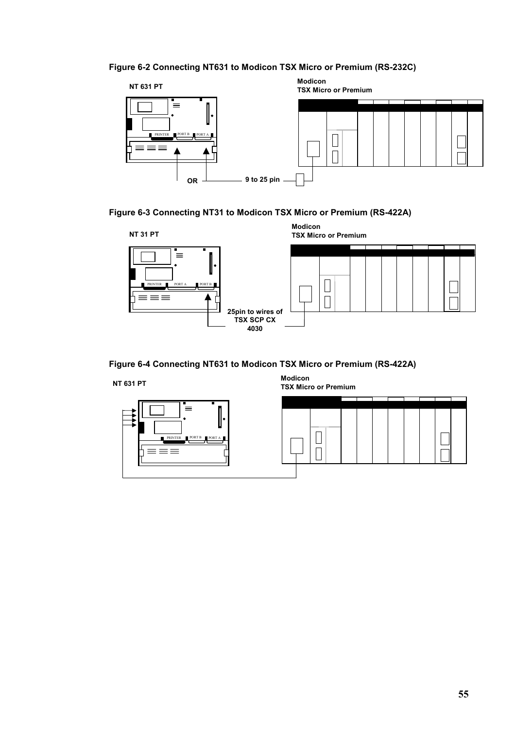**Figure 6-2 Connecting NT631 to Modicon TSX Micro or Premium (RS-232C)**

NT 631 PT

Modicon
TSX Micro or Premium

PRINTER PORT B PORT A

OR

9 to 25 pin

**Figure 6-3 Connecting NT31 to Modicon TSX Micro or Premium (RS-422A)**

NT 31 PT

Modicon
TSX Micro or Premium

PRINTER PORT A PORT B

25pin to wires of TSX SCP CX 4030

**Figure 6-4 Connecting NT631 to Modicon TSX Micro or Premium (RS-422A)**

NT 631 PT

Modicon
TSX Micro or Premium

PRINTER PORT B PORT A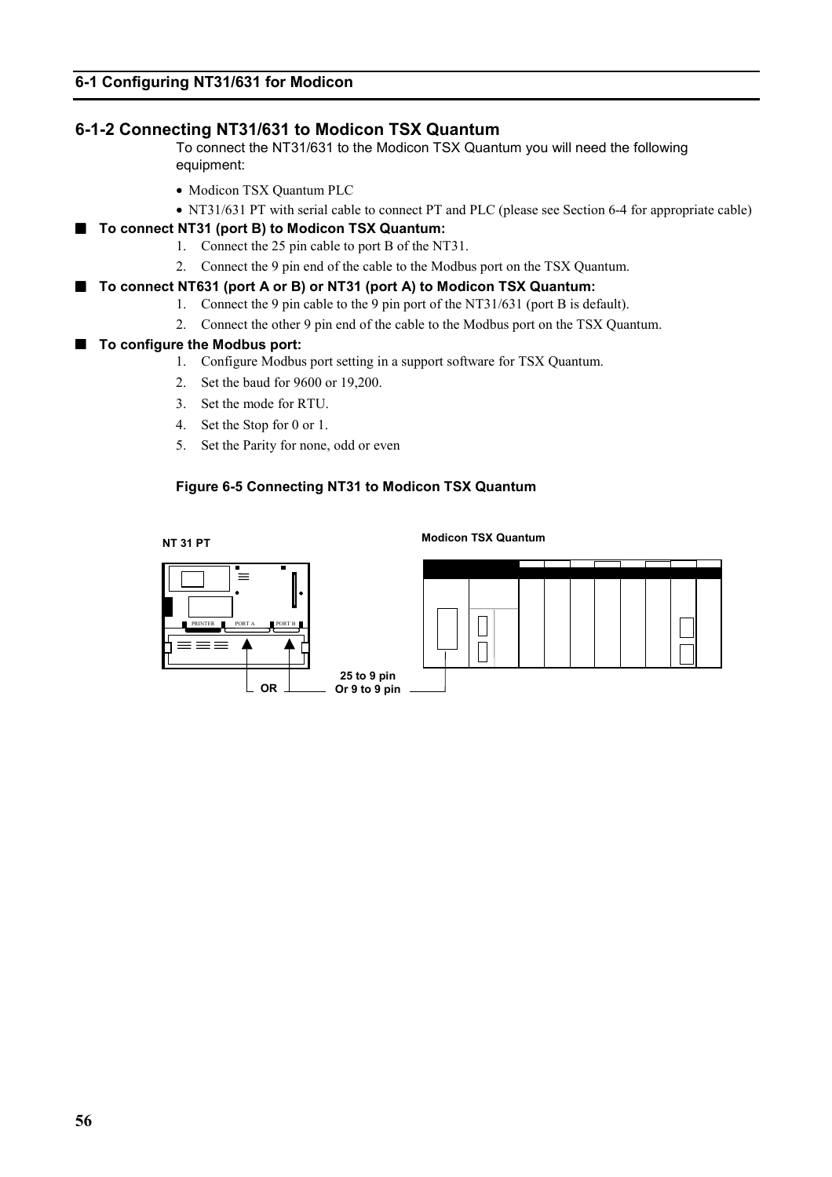## 6-1-2 Connecting NT31/631 to Modicon TSX Quantum

To connect the NT31/631 to the Modicon TSX Quantum you will need the following equipment:

- Modicon TSX Quantum PLC
- NT31/631 PT with serial cable to connect PT and PLC (please see Section 6-4 for appropriate cable)

■ **To connect NT31 (port B) to Modicon TSX Quantum:**

1. Connect the 25 pin cable to port B of the NT31.
2. Connect the 9 pin end of the cable to the Modbus port on the TSX Quantum.

■ **To connect NT631 (port A or B) or NT31 (port A) to Modicon TSX Quantum:**

1. Connect the 9 pin cable to the 9 pin port of the NT31/631 (port B is default).
2. Connect the other 9 pin end of the cable to the Modbus port on the TSX Quantum.

■ **To configure the Modbus port:**

1. Configure Modbus port setting in a support software for TSX Quantum.
2. Set the baud for 9600 or 19,200.
3. Set the mode for RTU.
4. Set the Stop for 0 or 1.
5. Set the Parity for none, odd or even

**Figure 6-5 Connecting NT31 to Modicon TSX Quantum**

NT 31 PT

Modicon TSX Quantum

PRINTER PORT A PORT B

OR

25 to 9 pin
Or 9 to 9 pin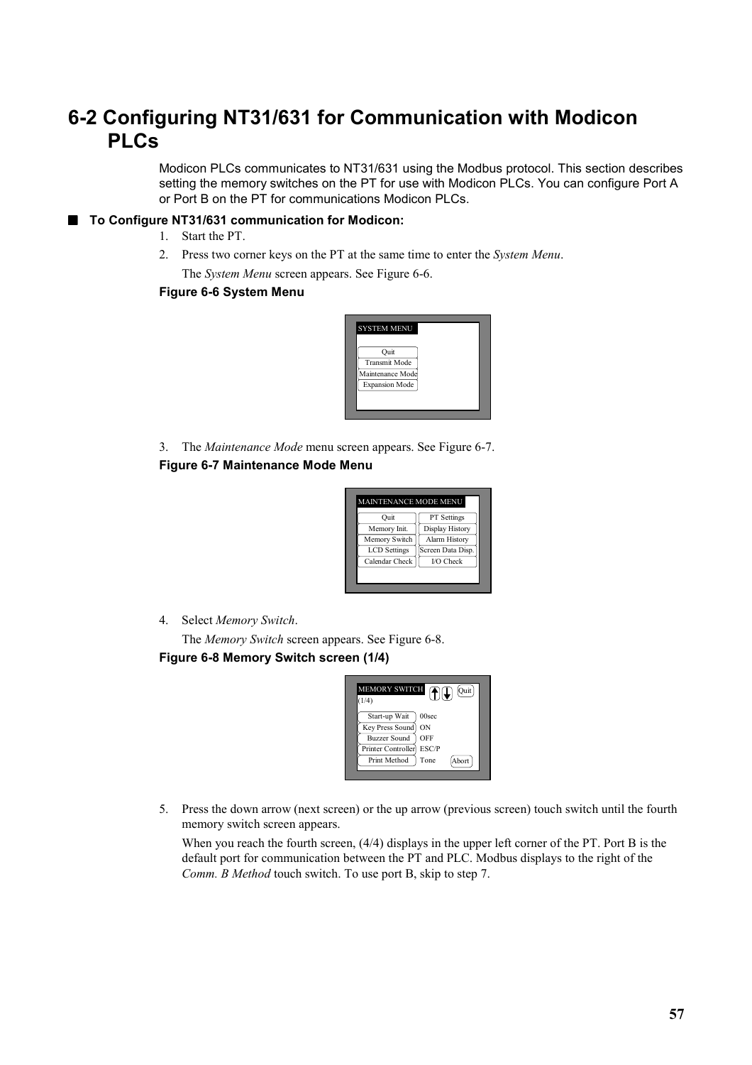# 6-2 Configuring NT31/631 for Communication with Modicon PLCs

Modicon PLCs communicates to NT31/631 using the Modbus protocol. This section describes setting the memory switches on the PT for use with Modicon PLCs. You can configure Port A or Port B on the PT for communications Modicon PLCs.

## ■ To Configure NT31/631 communication for Modicon:

1. Start the PT.
2. Press two corner keys on the PT at the same time to enter the *System Menu*.

   The *System Menu* screen appears. See Figure 6-6.

**Figure 6-6 System Menu**

SYSTEM MENU

- Quit
- Transmit Mode
- Maintenance Mode
- Expansion Mode

3. The *Maintenance Mode* menu screen appears. See Figure 6-7.

**Figure 6-7 Maintenance Mode Menu**

MAINTENANCE MODE MENU

| | |
|---|---|
| Quit | PT Settings |
| Memory Init. | Display History |
| Memory Switch | Alarm History |
| LCD Settings | Screen Data Disp. |
| Calendar Check | I/O Check |

4. Select *Memory Switch*.

   The *Memory Switch* screen appears. See Figure 6-8.

**Figure 6-8 Memory Switch screen (1/4)**

MEMORY SWITCH (1/4) Quit

| | |
|---|---|
| Start-up Wait | 00sec |
| Key Press Sound | ON |
| Buzzer Sound | OFF |
| Printer Controller | ESC/P |
| Print Method | Tone |

Abort

5. Press the down arrow (next screen) or the up arrow (previous screen) touch switch until the fourth memory switch screen appears.

   When you reach the fourth screen, (4/4) displays in the upper left corner of the PT. Port B is the default port for communication between the PT and PLC. Modbus displays to the right of the *Comm. B Method* touch switch. To use port B, skip to step 7.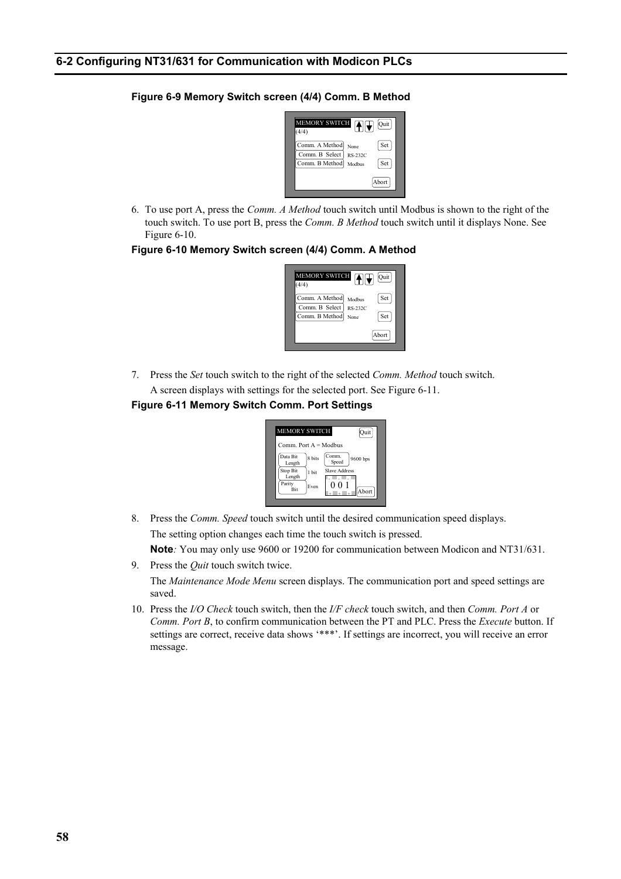## 6-2 Configuring NT31/631 for Communication with Modicon PLCs

**Figure 6-9 Memory Switch screen (4/4) Comm. B Method**

6. To use port A, press the *Comm. A Method* touch switch until Modbus is shown to the right of the touch switch. To use port B, press the *Comm. B Method* touch switch until it displays None. See Figure 6-10.

**Figure 6-10 Memory Switch screen (4/4) Comm. A Method**

7. Press the *Set* touch switch to the right of the selected *Comm. Method* touch switch.

   A screen displays with settings for the selected port. See Figure 6-11.

**Figure 6-11 Memory Switch Comm. Port Settings**

8. Press the *Comm. Speed* touch switch until the desired communication speed displays.

   The setting option changes each time the touch switch is pressed.

   **Note***:* You may only use 9600 or 19200 for communication between Modicon and NT31/631.

9. Press the *Quit* touch switch twice.

   The *Maintenance Mode Menu* screen displays. The communication port and speed settings are saved.

10. Press the *I/O Check* touch switch, then the *I/F check* touch switch, and then *Comm. Port A* or *Comm. Port B*, to confirm communication between the PT and PLC. Press the *Execute* button. If settings are correct, receive data shows '***'. If settings are incorrect, you will receive an error message.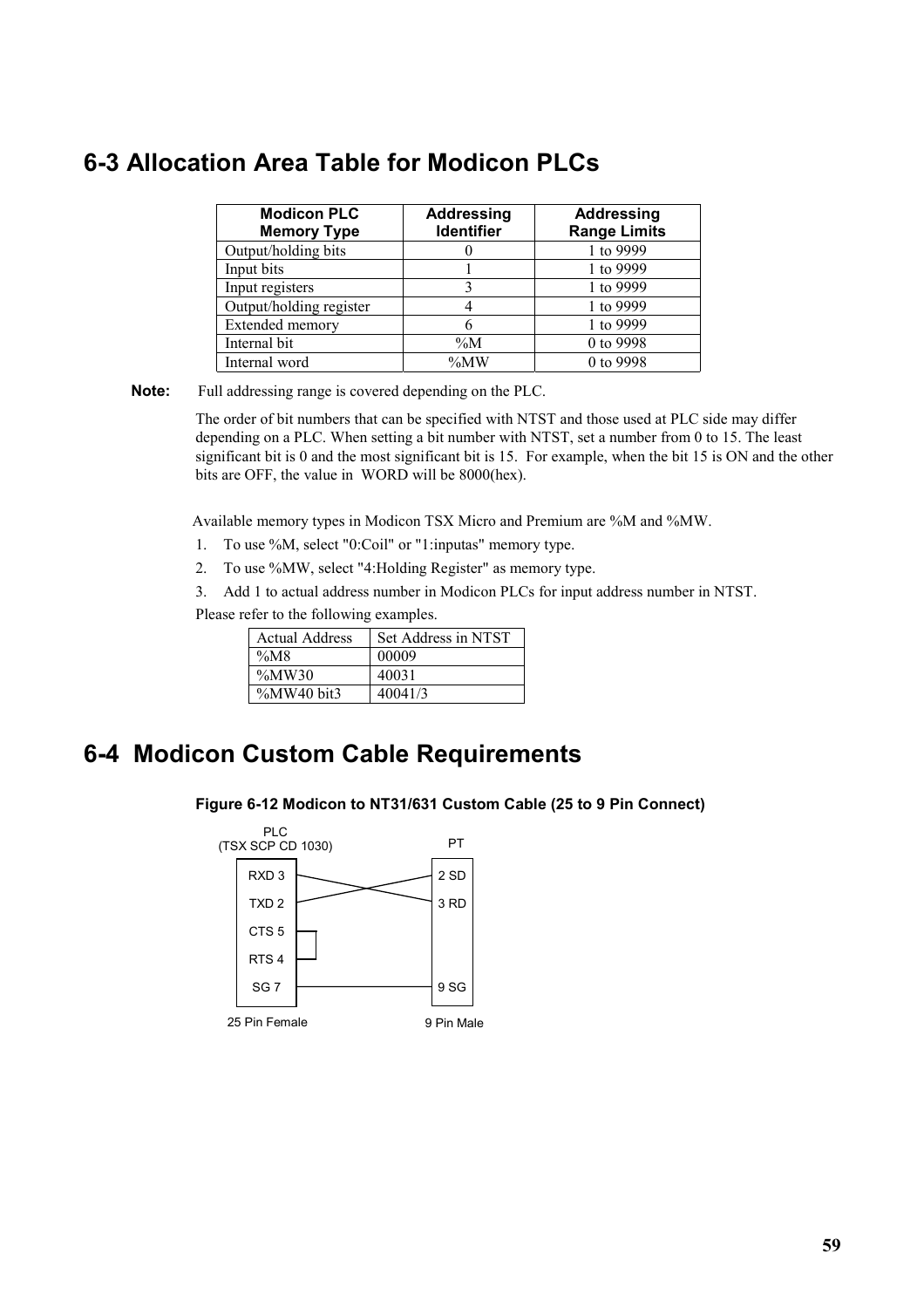# 6-3 Allocation Area Table for Modicon PLCs

| Modicon PLC Memory Type | Addressing Identifier | Addressing Range Limits |
|---|---|---|
| Output/holding bits | 0 | 1 to 9999 |
| Input bits | 1 | 1 to 9999 |
| Input registers | 3 | 1 to 9999 |
| Output/holding register | 4 | 1 to 9999 |
| Extended memory | 6 | 1 to 9999 |
| Internal bit | %M | 0 to 9998 |
| Internal word | %MW | 0 to 9998 |

**Note:** Full addressing range is covered depending on the PLC.

The order of bit numbers that can be specified with NTST and those used at PLC side may differ depending on a PLC. When setting a bit number with NTST, set a number from 0 to 15. The least significant bit is 0 and the most significant bit is 15. For example, when the bit 15 is ON and the other bits are OFF, the value in WORD will be 8000(hex).

Available memory types in Modicon TSX Micro and Premium are %M and %MW.

1. To use %M, select "0:Coil" or "1:inputas" memory type.
2. To use %MW, select "4:Holding Register" as memory type.
3. Add 1 to actual address number in Modicon PLCs for input address number in NTST.

Please refer to the following examples.

| Actual Address | Set Address in NTST |
|---|---|
| %M8 | 00009 |
| %MW30 | 40031 |
| %MW40 bit3 | 40041/3 |

# 6-4 Modicon Custom Cable Requirements

**Figure 6-12 Modicon to NT31/631 Custom Cable (25 to 9 Pin Connect)**

| PLC (TSX SCP CD 1030) 25 Pin Female | PT 9 Pin Male |
|---|---|
| RXD 3 | 2 SD |
| TXD 2 | 3 RD |
| CTS 5 — RTS 4 (jumpered) | |
| SG 7 | 9 SG |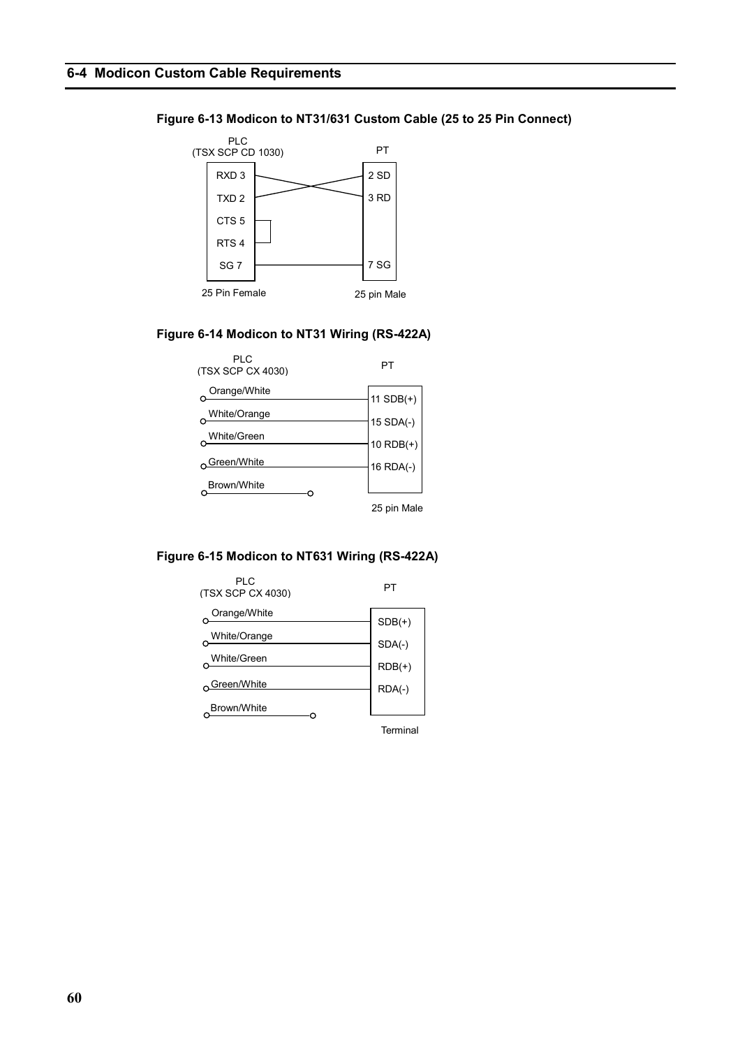## 6-4 Modicon Custom Cable Requirements

**Figure 6-13 Modicon to NT31/631 Custom Cable (25 to 25 Pin Connect)**

PLC (TSX SCP CD 1030) — 25 Pin Female

PT — 25 pin Male

| PLC | PT |
|---|---|
| RXD 3 | 2 SD |
| TXD 2 | 3 RD |
| CTS 5 (jumpered to RTS 4) | |
| RTS 4 (jumpered to CTS 5) | |
| SG 7 | 7 SG |

**Figure 6-14 Modicon to NT31 Wiring (RS-422A)**

PLC (TSX SCP CX 4030)

PT — 25 pin Male

| PLC | PT |
|---|---|
| Orange/White | 11 SDB(+) |
| White/Orange | 15 SDA(-) |
| White/Green | 10 RDB(+) |
| Green/White | 16 RDA(-) |
| Brown/White | |

**Figure 6-15 Modicon to NT631 Wiring (RS-422A)**

PLC (TSX SCP CX 4030)

PT — Terminal

| PLC | PT |
|---|---|
| Orange/White | SDB(+) |
| White/Orange | SDA(-) |
| White/Green | RDB(+) |
| Green/White | RDA(-) |
| Brown/White | |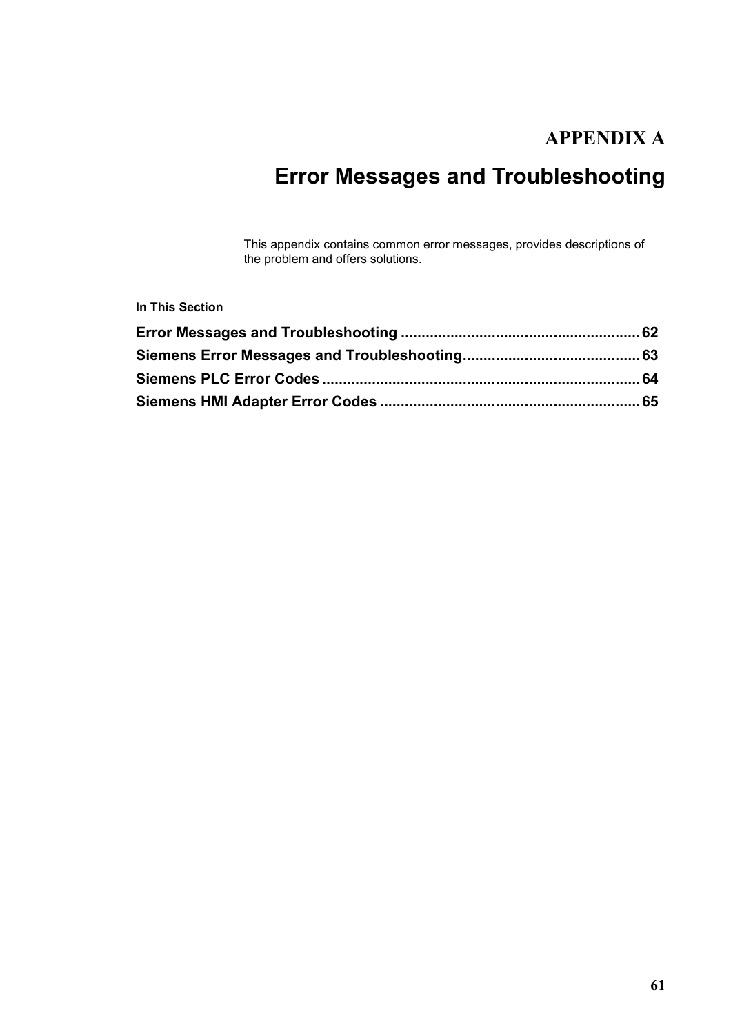# APPENDIX A

# Error Messages and Troubleshooting

This appendix contains common error messages, provides descriptions of the problem and offers solutions.

**In This Section**

**Error Messages and Troubleshooting .......................................................... 62**
**Siemens Error Messages and Troubleshooting.......................................... 63**
**Siemens PLC Error Codes ............................................................................ 64**
**Siemens HMI Adapter Error Codes ............................................................... 65**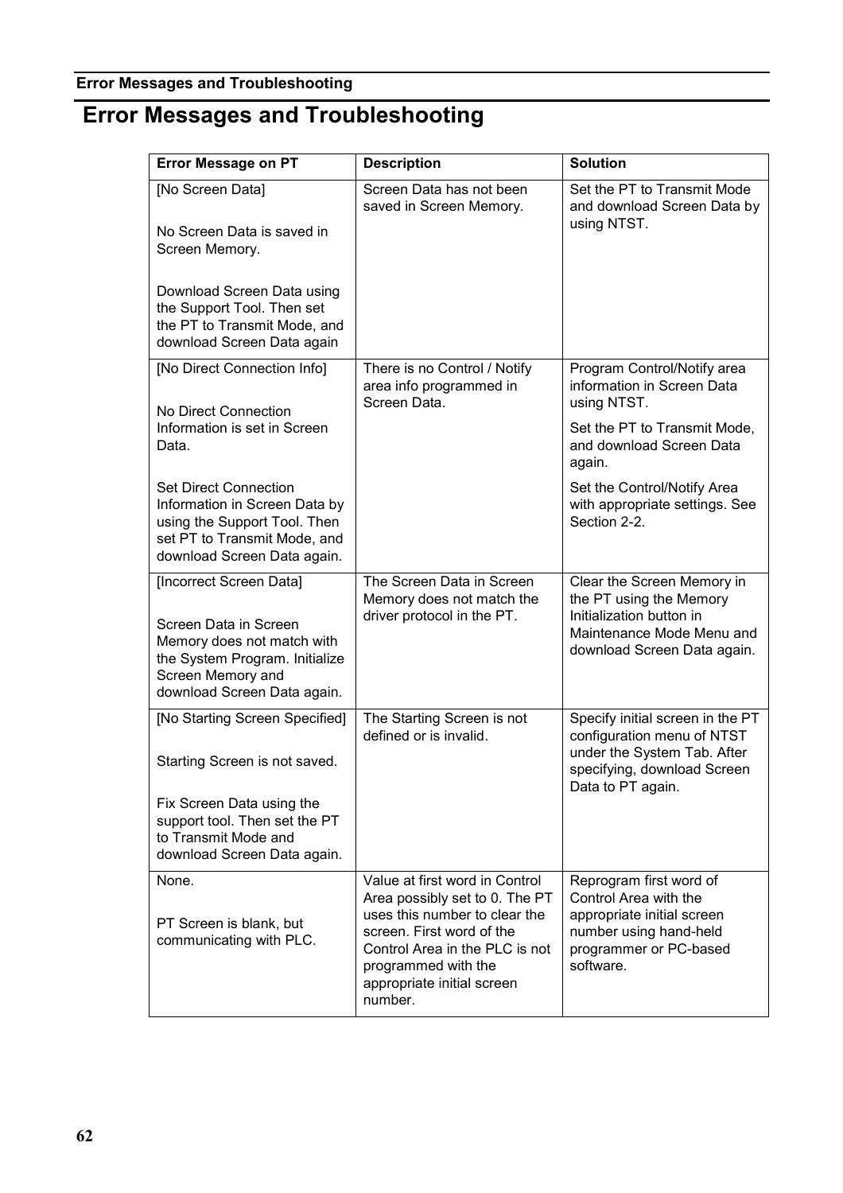# Error Messages and Troubleshooting

| Error Message on PT | Description | Solution |
|---|---|---|
| [No Screen Data]<br><br>No Screen Data is saved in Screen Memory.<br><br>Download Screen Data using the Support Tool. Then set the PT to Transmit Mode, and download Screen Data again | Screen Data has not been saved in Screen Memory. | Set the PT to Transmit Mode and download Screen Data by using NTST. |
| [No Direct Connection Info]<br><br>No Direct Connection Information is set in Screen Data.<br><br>Set Direct Connection Information in Screen Data by using the Support Tool. Then set PT to Transmit Mode, and download Screen Data again. | There is no Control / Notify area info programmed in Screen Data. | Program Control/Notify area information in Screen Data using NTST.<br><br>Set the PT to Transmit Mode, and download Screen Data again.<br><br>Set the Control/Notify Area with appropriate settings. See Section 2-2. |
| [Incorrect Screen Data]<br><br>Screen Data in Screen Memory does not match with the System Program. Initialize Screen Memory and download Screen Data again. | The Screen Data in Screen Memory does not match the driver protocol in the PT. | Clear the Screen Memory in the PT using the Memory Initialization button in Maintenance Mode Menu and download Screen Data again. |
| [No Starting Screen Specified]<br><br>Starting Screen is not saved.<br><br>Fix Screen Data using the support tool. Then set the PT to Transmit Mode and download Screen Data again. | The Starting Screen is not defined or is invalid. | Specify initial screen in the PT configuration menu of NTST under the System Tab. After specifying, download Screen Data to PT again. |
| None.<br><br>PT Screen is blank, but communicating with PLC. | Value at first word in Control Area possibly set to 0. The PT uses this number to clear the screen. First word of the Control Area in the PLC is not programmed with the appropriate initial screen number. | Reprogram first word of Control Area with the appropriate initial screen number using hand-held programmer or PC-based software. |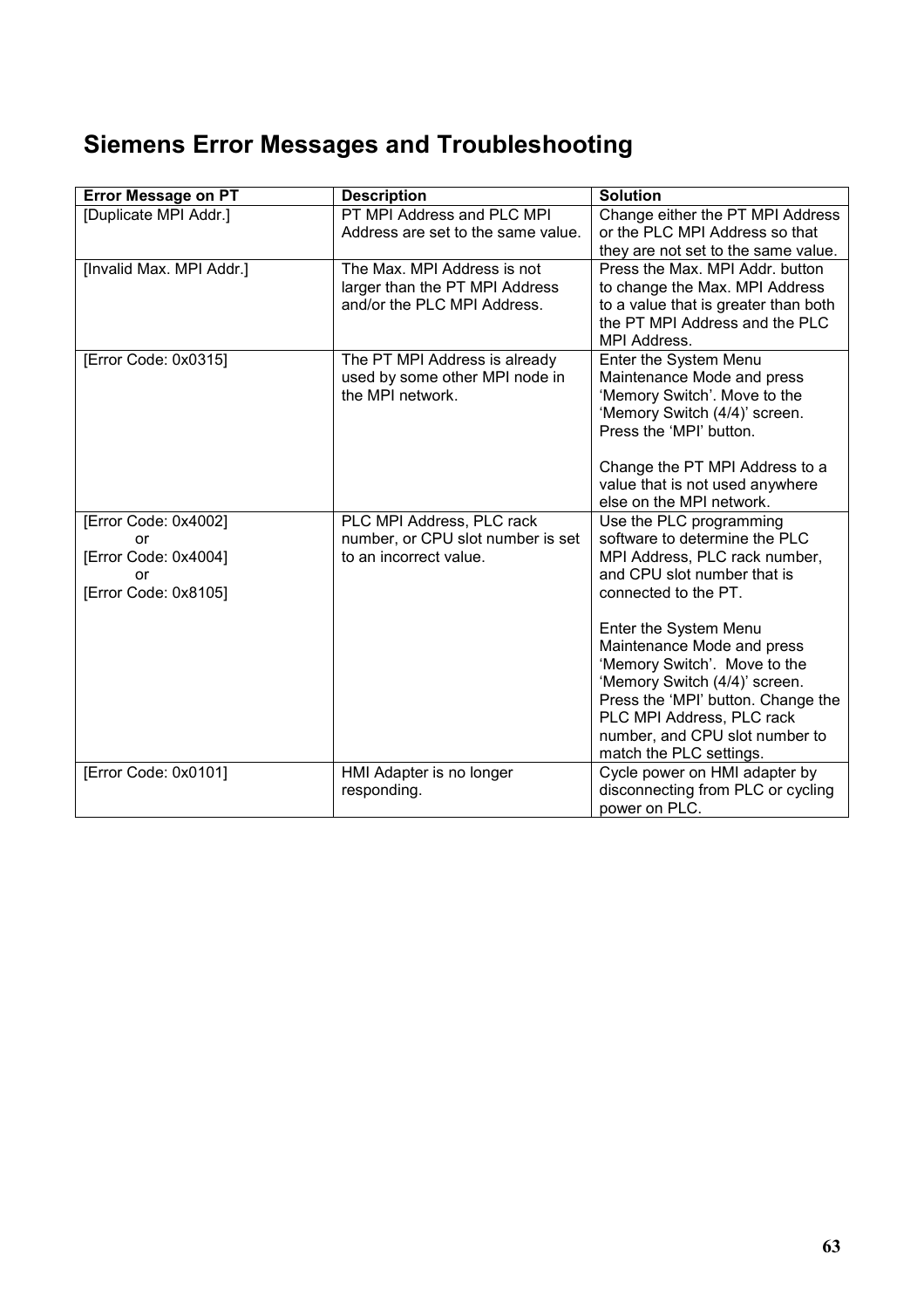# Siemens Error Messages and Troubleshooting

| Error Message on PT | Description | Solution |
|---|---|---|
| [Duplicate MPI Addr.] | PT MPI Address and PLC MPI Address are set to the same value. | Change either the PT MPI Address or the PLC MPI Address so that they are not set to the same value. |
| [Invalid Max. MPI Addr.] | The Max. MPI Address is not larger than the PT MPI Address and/or the PLC MPI Address. | Press the Max. MPI Addr. button to change the Max. MPI Address to a value that is greater than both the PT MPI Address and the PLC MPI Address. |
| [Error Code: 0x0315] | The PT MPI Address is already used by some other MPI node in the MPI network. | Enter the System Menu Maintenance Mode and press 'Memory Switch'. Move to the 'Memory Switch (4/4)' screen. Press the 'MPI' button.<br><br>Change the PT MPI Address to a value that is not used anywhere else on the MPI network. |
| [Error Code: 0x4002]<br>or<br>[Error Code: 0x4004]<br>or<br>[Error Code: 0x8105] | PLC MPI Address, PLC rack number, or CPU slot number is set to an incorrect value. | Use the PLC programming software to determine the PLC MPI Address, PLC rack number, and CPU slot number that is connected to the PT.<br><br>Enter the System Menu Maintenance Mode and press 'Memory Switch'. Move to the 'Memory Switch (4/4)' screen. Press the 'MPI' button. Change the PLC MPI Address, PLC rack number, and CPU slot number to match the PLC settings. |
| [Error Code: 0x0101] | HMI Adapter is no longer responding. | Cycle power on HMI adapter by disconnecting from PLC or cycling power on PLC. |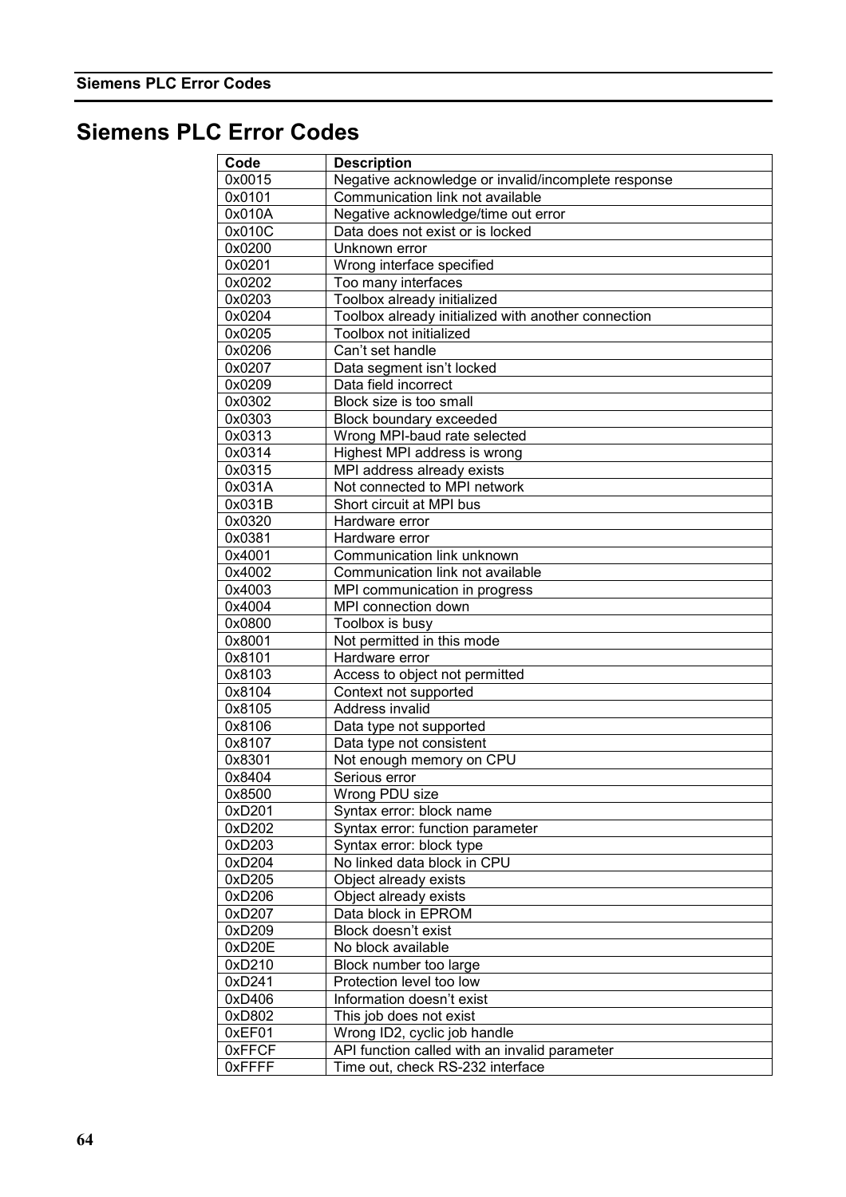# Siemens PLC Error Codes

| Code | Description |
|---|---|
| 0x0015 | Negative acknowledge or invalid/incomplete response |
| 0x0101 | Communication link not available |
| 0x010A | Negative acknowledge/time out error |
| 0x010C | Data does not exist or is locked |
| 0x0200 | Unknown error |
| 0x0201 | Wrong interface specified |
| 0x0202 | Too many interfaces |
| 0x0203 | Toolbox already initialized |
| 0x0204 | Toolbox already initialized with another connection |
| 0x0205 | Toolbox not initialized |
| 0x0206 | Can't set handle |
| 0x0207 | Data segment isn't locked |
| 0x0209 | Data field incorrect |
| 0x0302 | Block size is too small |
| 0x0303 | Block boundary exceeded |
| 0x0313 | Wrong MPI-baud rate selected |
| 0x0314 | Highest MPI address is wrong |
| 0x0315 | MPI address already exists |
| 0x031A | Not connected to MPI network |
| 0x031B | Short circuit at MPI bus |
| 0x0320 | Hardware error |
| 0x0381 | Hardware error |
| 0x4001 | Communication link unknown |
| 0x4002 | Communication link not available |
| 0x4003 | MPI communication in progress |
| 0x4004 | MPI connection down |
| 0x0800 | Toolbox is busy |
| 0x8001 | Not permitted in this mode |
| 0x8101 | Hardware error |
| 0x8103 | Access to object not permitted |
| 0x8104 | Context not supported |
| 0x8105 | Address invalid |
| 0x8106 | Data type not supported |
| 0x8107 | Data type not consistent |
| 0x8301 | Not enough memory on CPU |
| 0x8404 | Serious error |
| 0x8500 | Wrong PDU size |
| 0xD201 | Syntax error: block name |
| 0xD202 | Syntax error: function parameter |
| 0xD203 | Syntax error: block type |
| 0xD204 | No linked data block in CPU |
| 0xD205 | Object already exists |
| 0xD206 | Object already exists |
| 0xD207 | Data block in EPROM |
| 0xD209 | Block doesn't exist |
| 0xD20E | No block available |
| 0xD210 | Block number too large |
| 0xD241 | Protection level too low |
| 0xD406 | Information doesn't exist |
| 0xD802 | This job does not exist |
| 0xEF01 | Wrong ID2, cyclic job handle |
| 0xFFCF | API function called with an invalid parameter |
| 0xFFFF | Time out, check RS-232 interface |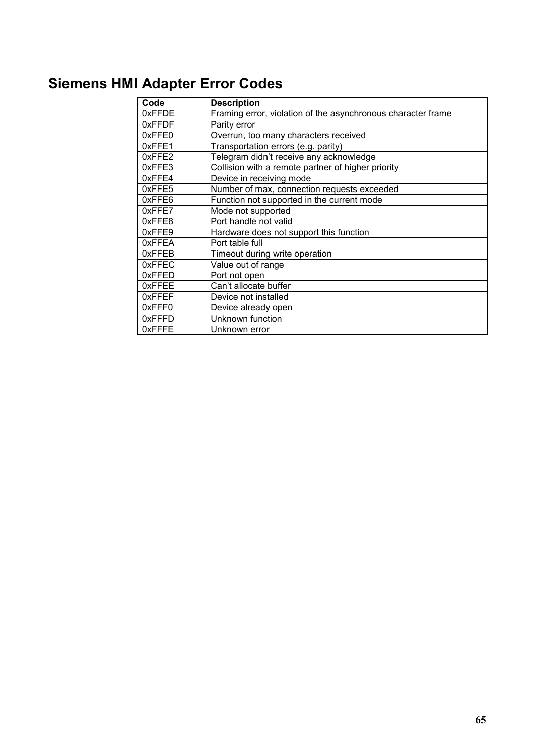# Siemens HMI Adapter Error Codes

| Code | Description |
|---|---|
| 0xFFDE | Framing error, violation of the asynchronous character frame |
| 0xFFDF | Parity error |
| 0xFFE0 | Overrun, too many characters received |
| 0xFFE1 | Transportation errors (e.g. parity) |
| 0xFFE2 | Telegram didn't receive any acknowledge |
| 0xFFE3 | Collision with a remote partner of higher priority |
| 0xFFE4 | Device in receiving mode |
| 0xFFE5 | Number of max, connection requests exceeded |
| 0xFFE6 | Function not supported in the current mode |
| 0xFFE7 | Mode not supported |
| 0xFFE8 | Port handle not valid |
| 0xFFE9 | Hardware does not support this function |
| 0xFFEA | Port table full |
| 0xFFEB | Timeout during write operation |
| 0xFFEC | Value out of range |
| 0xFFED | Port not open |
| 0xFFEE | Can't allocate buffer |
| 0xFFEF | Device not installed |
| 0xFFF0 | Device already open |
| 0xFFFD | Unknown function |
| 0xFFFE | Unknown error |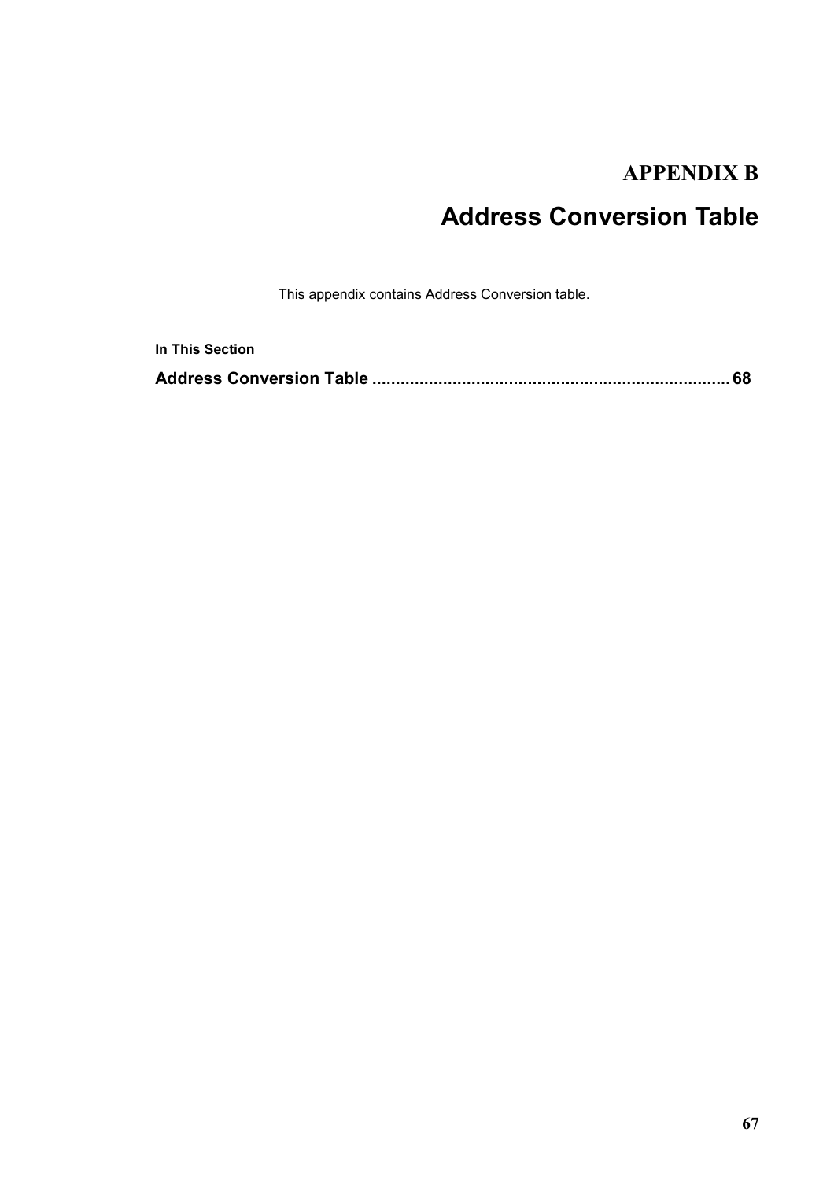# APPENDIX B

# Address Conversion Table

This appendix contains Address Conversion table.

**In This Section**

**Address Conversion Table ........................................................................... 68**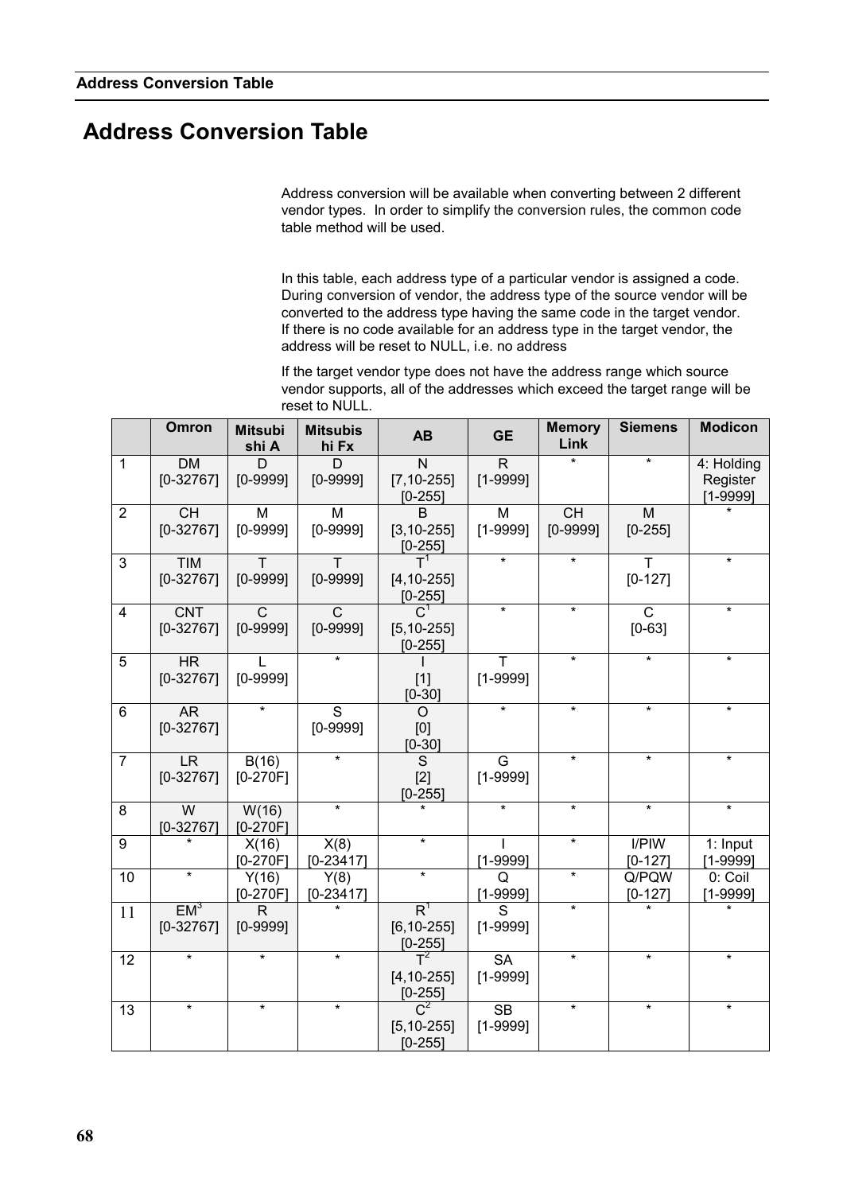# Address Conversion Table

Address conversion will be available when converting between 2 different vendor types. In order to simplify the conversion rules, the common code table method will be used.

In this table, each address type of a particular vendor is assigned a code. During conversion of vendor, the address type of the source vendor will be converted to the address type having the same code in the target vendor. If there is no code available for an address type in the target vendor, the address will be reset to NULL, i.e. no address

If the target vendor type does not have the address range which source vendor supports, all of the addresses which exceed the target range will be reset to NULL.

| | Omron | Mitsubishi A | Mitsubishi Fx | AB | GE | Memory Link | Siemens | Modicon |
|---|---|---|---|---|---|---|---|---|
| 1 | DM [0-32767] | D [0-9999] | D [0-9999] | N [7,10-255] [0-255] | R [1-9999] | * | * | 4: Holding Register [1-9999] |
| 2 | CH [0-32767] | M [0-9999] | M [0-9999] | B [3,10-255] [0-255] | M [1-9999] | CH [0-9999] | M [0-255] | * |
| 3 | TIM [0-32767] | T [0-9999] | T [0-9999] | T[1] [4,10-255] [0-255] | * | * | T [0-127] | * |
| 4 | CNT [0-32767] | C [0-9999] | C [0-9999] | C[1] [5,10-255] [0-255] | * | * | C [0-63] | * |
| 5 | HR [0-32767] | L [0-9999] | * | I [1] [0-30] | T [1-9999] | * | * | * |
| 6 | AR [0-32767] | * | S [0-9999] | O [0] [0-30] | * | * | * | * |
| 7 | LR [0-32767] | B(16) [0-270F] | * | S [2] [0-255] | G [1-9999] | * | * | * |
| 8 | W [0-32767] | W(16) [0-270F] | * | * | * | * | * | * |
| 9 | * | X(16) [0-270F] | X(8) [0-23417] | * | I [1-9999] | * | I/PIW [0-127] | 1: Input [1-9999] |
| 10 | * | Y(16) [0-270F] | Y(8) [0-23417] | * | Q [1-9999] | * | Q/PQW [0-127] | 0: Coil [1-9999] |
| 11 | EM[3] [0-32767] | R [0-9999] | * | R[1] [6,10-255] [0-255] | S [1-9999] | * | * | * |
| 12 | * | * | * | T[2] [4,10-255] [0-255] | SA [1-9999] | * | * | * |
| 13 | * | * | * | C[2] [5,10-255] [0-255] | SB [1-9999] | * | * | * |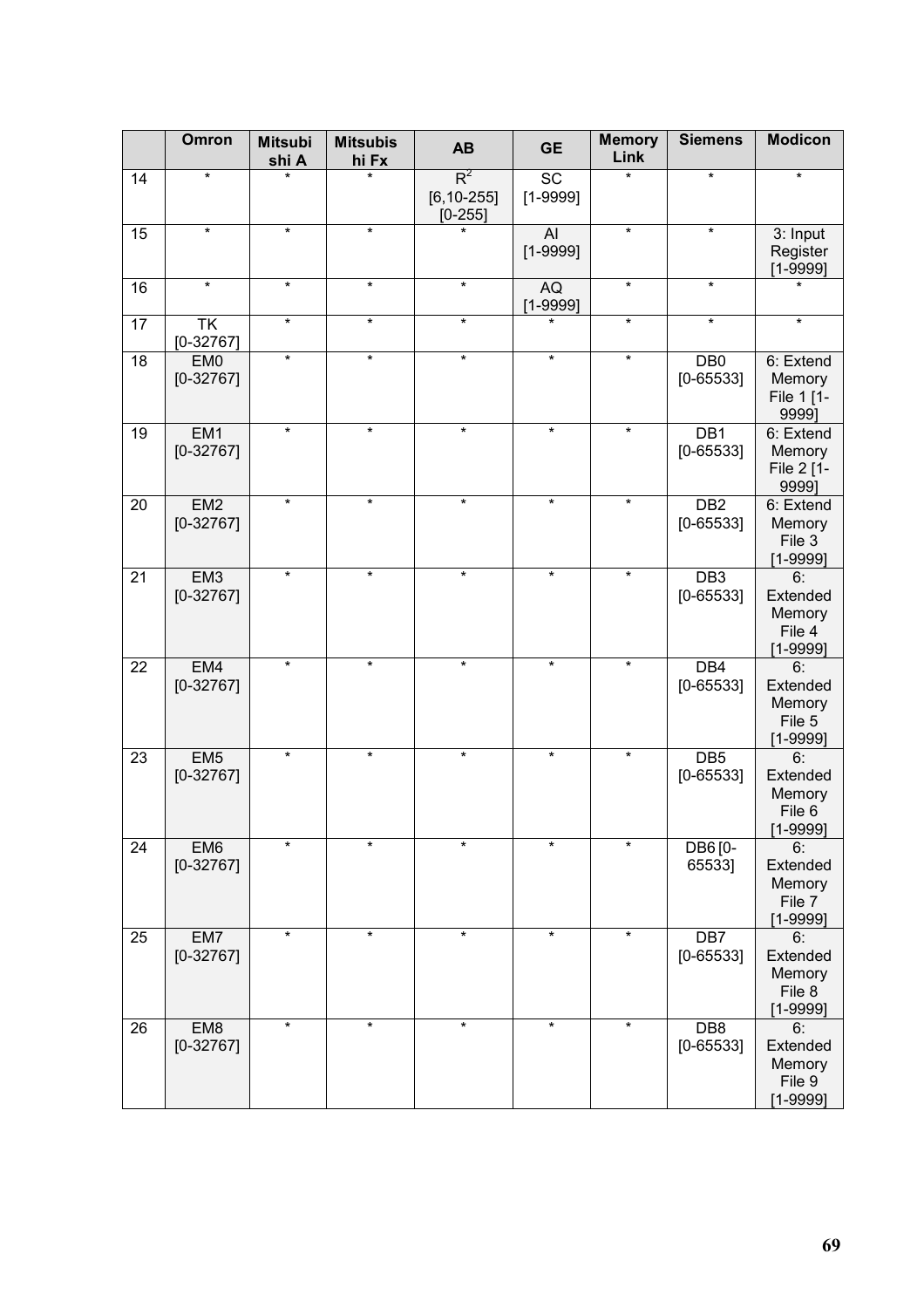| | Omron | Mitsubishi A | Mitsubishi Fx | AB | GE | Memory Link | Siemens | Modicon |
|---|---|---|---|---|---|---|---|---|
| 14 | * | * | * | $R^2$ [6,10-255] [0-255] | SC [1-9999] | * | * | * |
| 15 | * | * | * | * | AI [1-9999] | * | * | 3: Input Register [1-9999] |
| 16 | * | * | * | * | AQ [1-9999] | * | * | * |
| 17 | TK [0-32767] | * | * | * | * | * | * | * |
| 18 | EM0 [0-32767] | * | * | * | * | * | DB0 [0-65533] | 6: Extend Memory File 1 [1-9999] |
| 19 | EM1 [0-32767] | * | * | * | * | * | DB1 [0-65533] | 6: Extend Memory File 2 [1-9999] |
| 20 | EM2 [0-32767] | * | * | * | * | * | DB2 [0-65533] | 6: Extend Memory File 3 [1-9999] |
| 21 | EM3 [0-32767] | * | * | * | * | * | DB3 [0-65533] | 6: Extended Memory File 4 [1-9999] |
| 22 | EM4 [0-32767] | * | * | * | * | * | DB4 [0-65533] | 6: Extended Memory File 5 [1-9999] |
| 23 | EM5 [0-32767] | * | * | * | * | * | DB5 [0-65533] | 6: Extended Memory File 6 [1-9999] |
| 24 | EM6 [0-32767] | * | * | * | * | * | DB6 [0-65533] | 6: Extended Memory File 7 [1-9999] |
| 25 | EM7 [0-32767] | * | * | * | * | * | DB7 [0-65533] | 6: Extended Memory File 8 [1-9999] |
| 26 | EM8 [0-32767] | * | * | * | * | * | DB8 [0-65533] | 6: Extended Memory File 9 [1-9999] |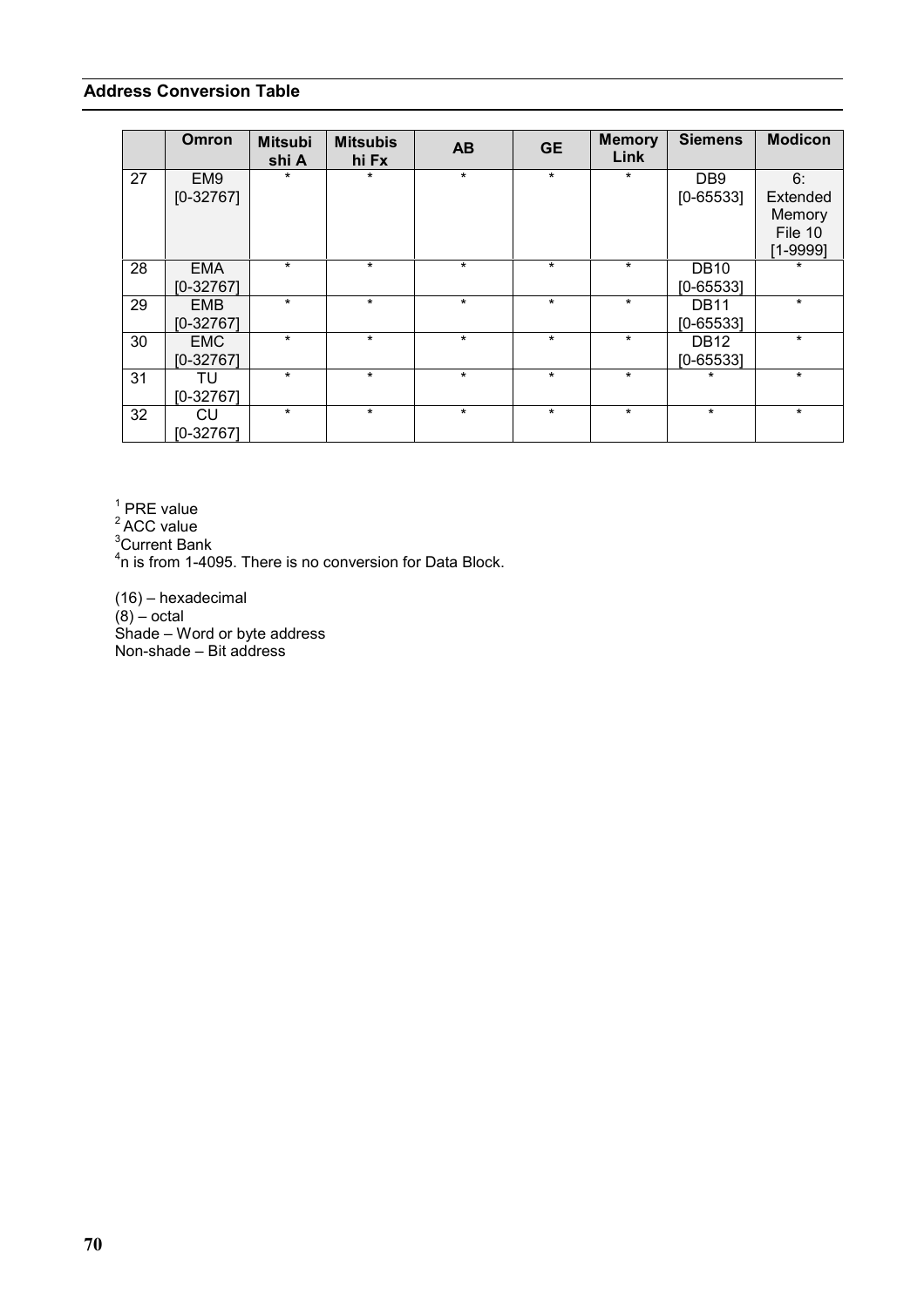**Address Conversion Table**

| | Omron | Mitsubishi A | Mitsubishi Fx | AB | GE | Memory Link | Siemens | Modicon |
|---|---|---|---|---|---|---|---|---|
| 27 | EM9 [0-32767] | * | * | * | * | * | DB9 [0-65533] | 6: Extended Memory File 10 [1-9999] |
| 28 | EMA [0-32767] | * | * | * | * | * | DB10 [0-65533] | * |
| 29 | EMB [0-32767] | * | * | * | * | * | DB11 [0-65533] | * |
| 30 | EMC [0-32767] | * | * | * | * | * | DB12 [0-65533] | * |
| 31 | TU [0-32767] | * | * | * | * | * | * | * |
| 32 | CU [0-32767] | * | * | * | * | * | * | * |

[1] PRE value
[2] ACC value
[3] Current Bank
[4] n is from 1-4095. There is no conversion for Data Block.

(16) – hexadecimal
(8) – octal
Shade – Word or byte address
Non-shade – Bit address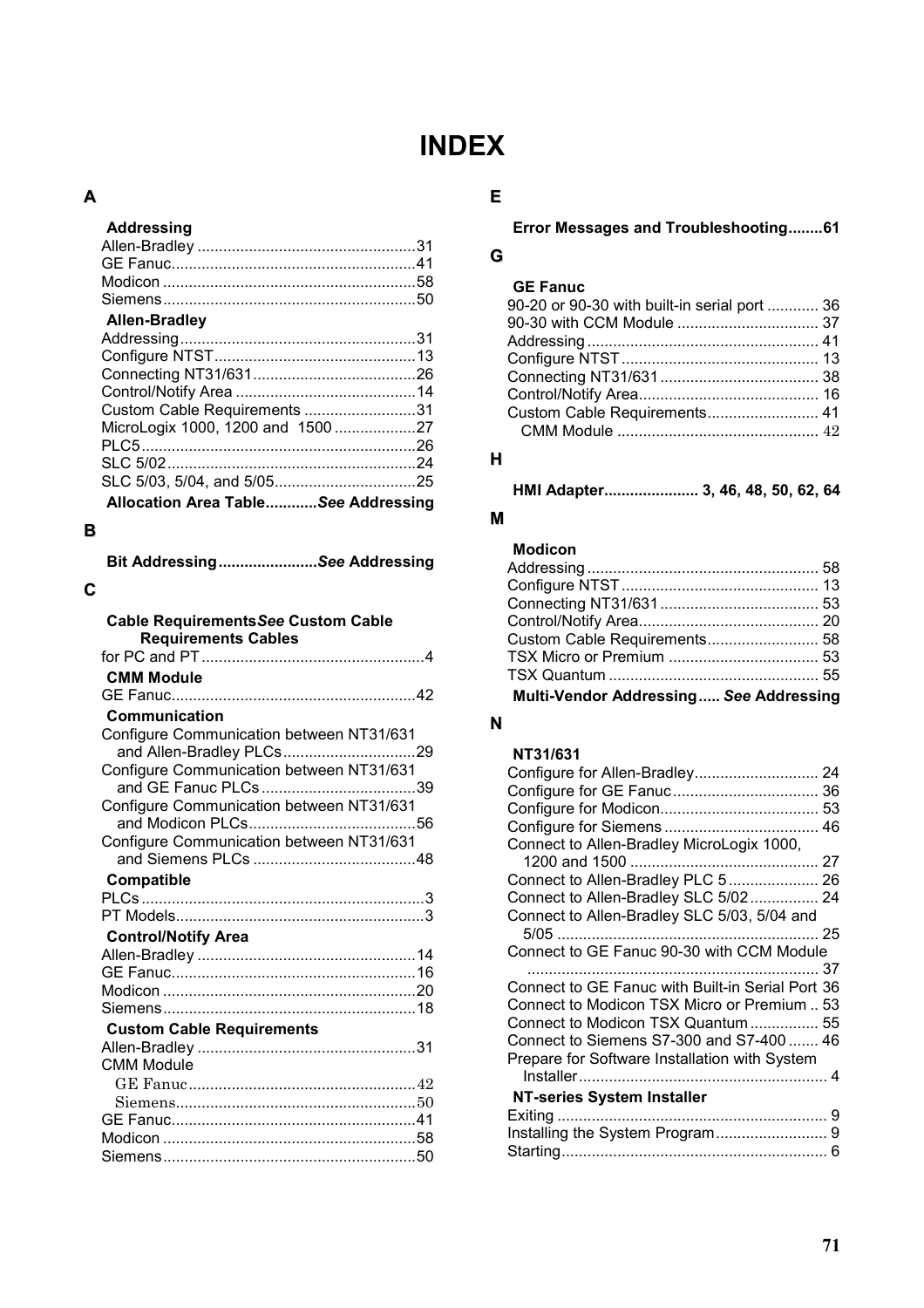# INDEX

## A

**Addressing**
Allen-Bradley .....31
GE Fanuc.....41
Modicon .....58
Siemens.....50

**Allen-Bradley**
Addressing.....31
Configure NTST.....13
Connecting NT31/631.....26
Control/Notify Area .....14
Custom Cable Requirements .....31
MicroLogix 1000, 1200 and 1500 .....27
PLC5.....26
SLC 5/02.....24
SLC 5/03, 5/04, and 5/05.....25

**Allocation Area Table............*See* Addressing**

## B

**Bit Addressing.......................*See* Addressing**

## C

**Cable Requirements*See* Custom Cable Requirements Cables**
for PC and PT.....4

**CMM Module**
GE Fanuc.....42

**Communication**
Configure Communication between NT31/631 and Allen-Bradley PLCs.....29
Configure Communication between NT31/631 and GE Fanuc PLCs.....39
Configure Communication between NT31/631 and Modicon PLCs.....56
Configure Communication between NT31/631 and Siemens PLCs .....48

**Compatible**
PLCs.....3
PT Models.....3

**Control/Notify Area**
Allen-Bradley .....14
GE Fanuc.....16
Modicon .....20
Siemens.....18

**Custom Cable Requirements**
Allen-Bradley .....31
CMM Module
GE Fanuc.....42
Siemens.....50
GE Fanuc.....41
Modicon .....58
Siemens.....50

## E

**Error Messages and Troubleshooting........61**

## G

**GE Fanuc**
90-20 or 90-30 with built-in serial port ..... 36
90-30 with CCM Module ..... 37
Addressing ..... 41
Configure NTST ..... 13
Connecting NT31/631..... 38
Control/Notify Area..... 16
Custom Cable Requirements..... 41
CMM Module ..... 42

## H

**HMI Adapter...................... 3, 46, 48, 50, 62, 64**

## M

**Modicon**
Addressing ..... 58
Configure NTST ..... 13
Connecting NT31/631..... 53
Control/Notify Area..... 20
Custom Cable Requirements..... 58
TSX Micro or Premium ..... 53
TSX Quantum ..... 55

**Multi-Vendor Addressing..... *See* Addressing**

## N

**NT31/631**
Configure for Allen-Bradley..... 24
Configure for GE Fanuc..... 36
Configure for Modicon..... 53
Configure for Siemens ..... 46
Connect to Allen-Bradley MicroLogix 1000, 1200 and 1500 ..... 27
Connect to Allen-Bradley PLC 5 ..... 26
Connect to Allen-Bradley SLC 5/02 ..... 24
Connect to Allen-Bradley SLC 5/03, 5/04 and 5/05 ..... 25
Connect to GE Fanuc 90-30 with CCM Module ..... 37
Connect to GE Fanuc with Built-in Serial Port 36
Connect to Modicon TSX Micro or Premium .. 53
Connect to Modicon TSX Quantum ..... 55
Connect to Siemens S7-300 and S7-400 ..... 46
Prepare for Software Installation with System Installer..... 4

**NT-series System Installer**
Exiting ..... 9
Installing the System Program..... 9
Starting..... 6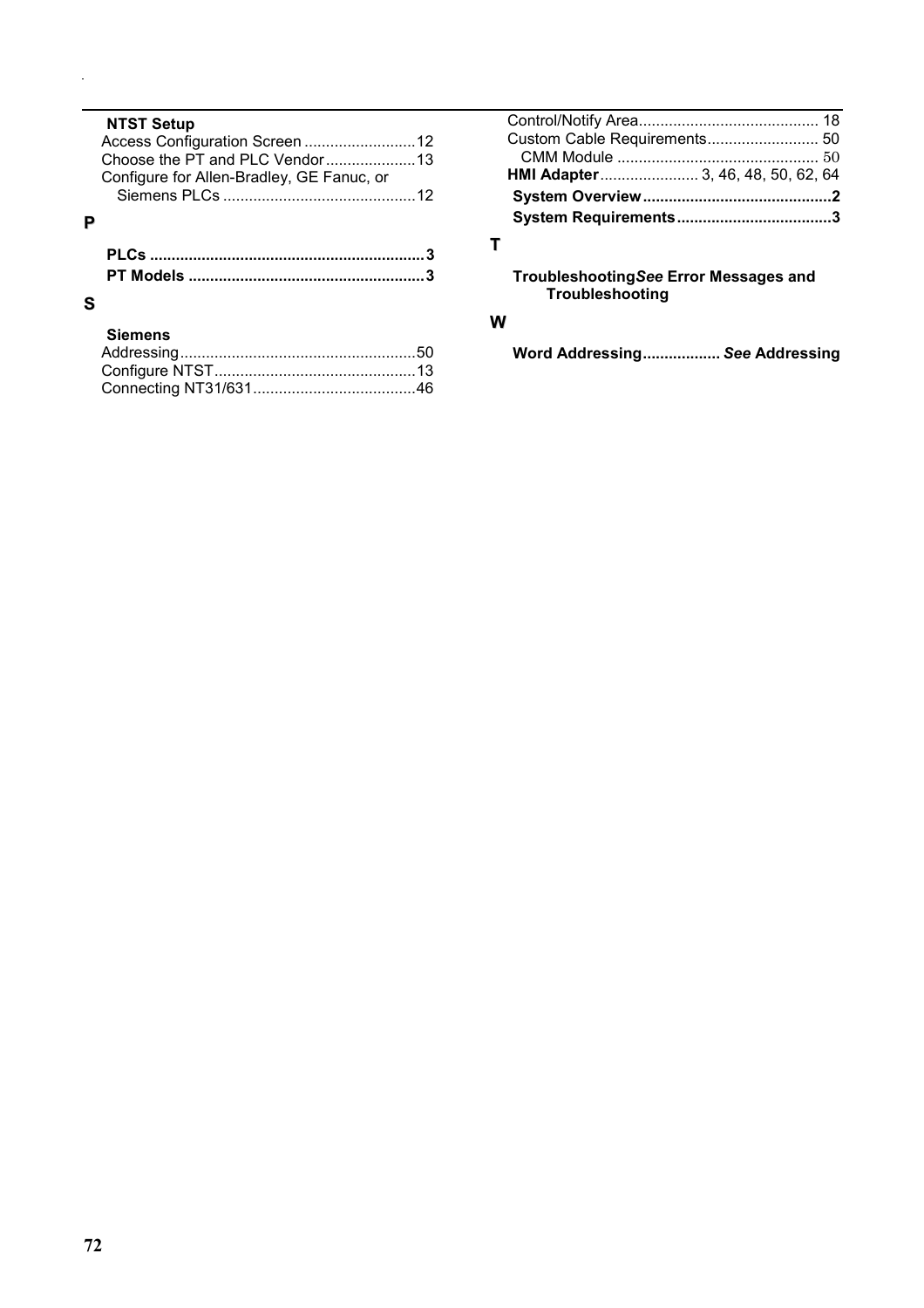**NTST Setup**

Access Configuration Screen ..........................12
Choose the PT and PLC Vendor.....................13
Configure for Allen-Bradley, GE Fanuc, or
Siemens PLCs ............................................12

## P

**PLCs ..............................................................3**
**PT Models ......................................................3**

## S

**Siemens**

Addressing......................................................50
Configure NTST...............................................13
Connecting NT31/631.....................................46
Control/Notify Area.......................................... 18
Custom Cable Requirements.......................... 50
CMM Module .............................................. 50
**HMI Adapter**....................... 3, 46, 48, 50, 62, 64
**System Overview ...........................................2**
**System Requirements...................................3**

## T

**Troubleshooting*See* Error Messages and Troubleshooting**

## W

**Word Addressing................. *See* Addressing**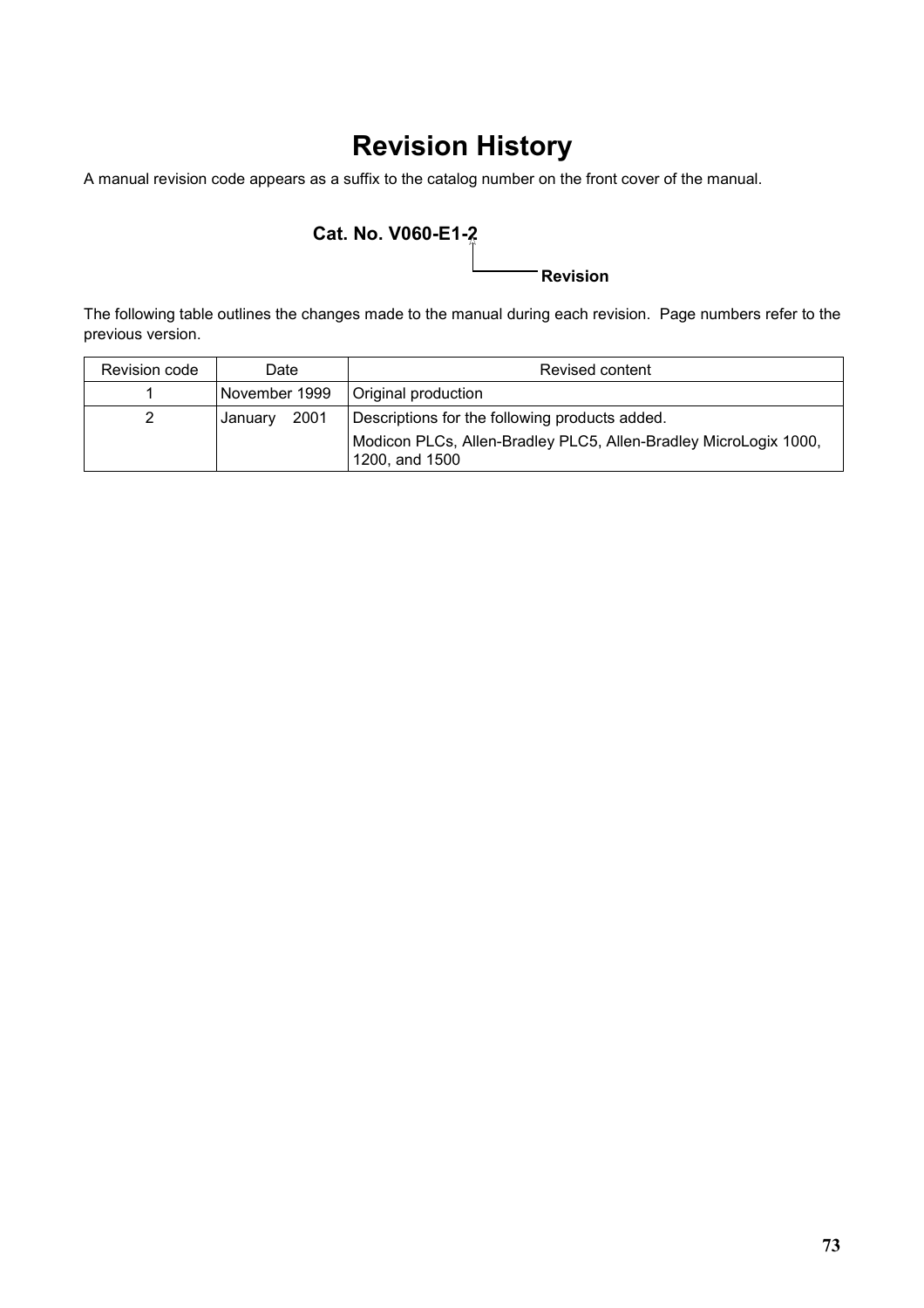# Revision History

A manual revision code appears as a suffix to the catalog number on the front cover of the manual.

**Cat. No. V060-E1-2**

**Revision**

The following table outlines the changes made to the manual during each revision. Page numbers refer to the previous version.

| Revision code | Date | Revised content |
|---|---|---|
| 1 | November 1999 | Original production |
| 2 | January 2001 | Descriptions for the following products added.<br>Modicon PLCs, Allen-Bradley PLC5, Allen-Bradley MicroLogix 1000, 1200, and 1500 |